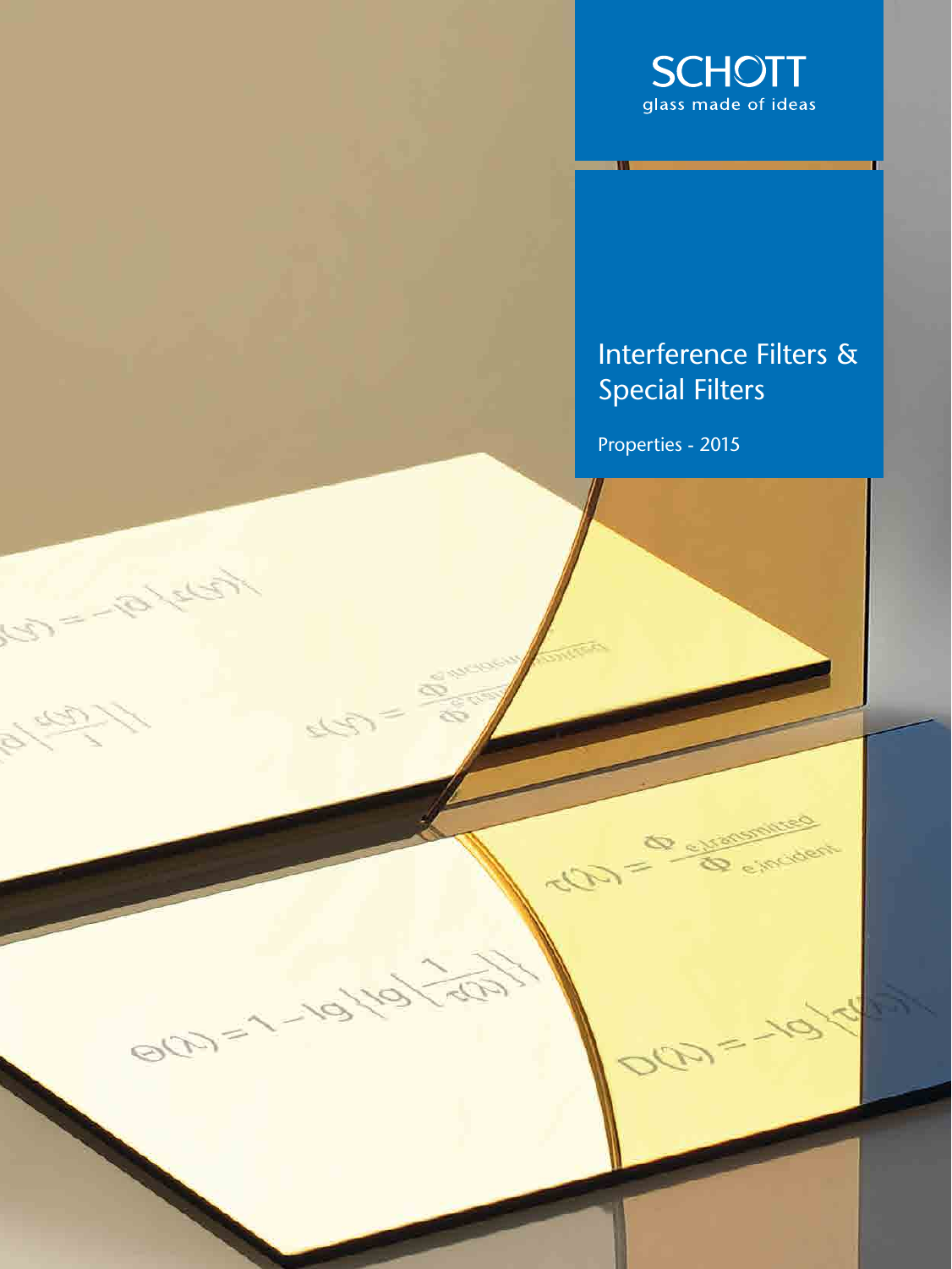SCHOTT

glass made of ideas

# Interference Filters & Special Filters

Properties - 2015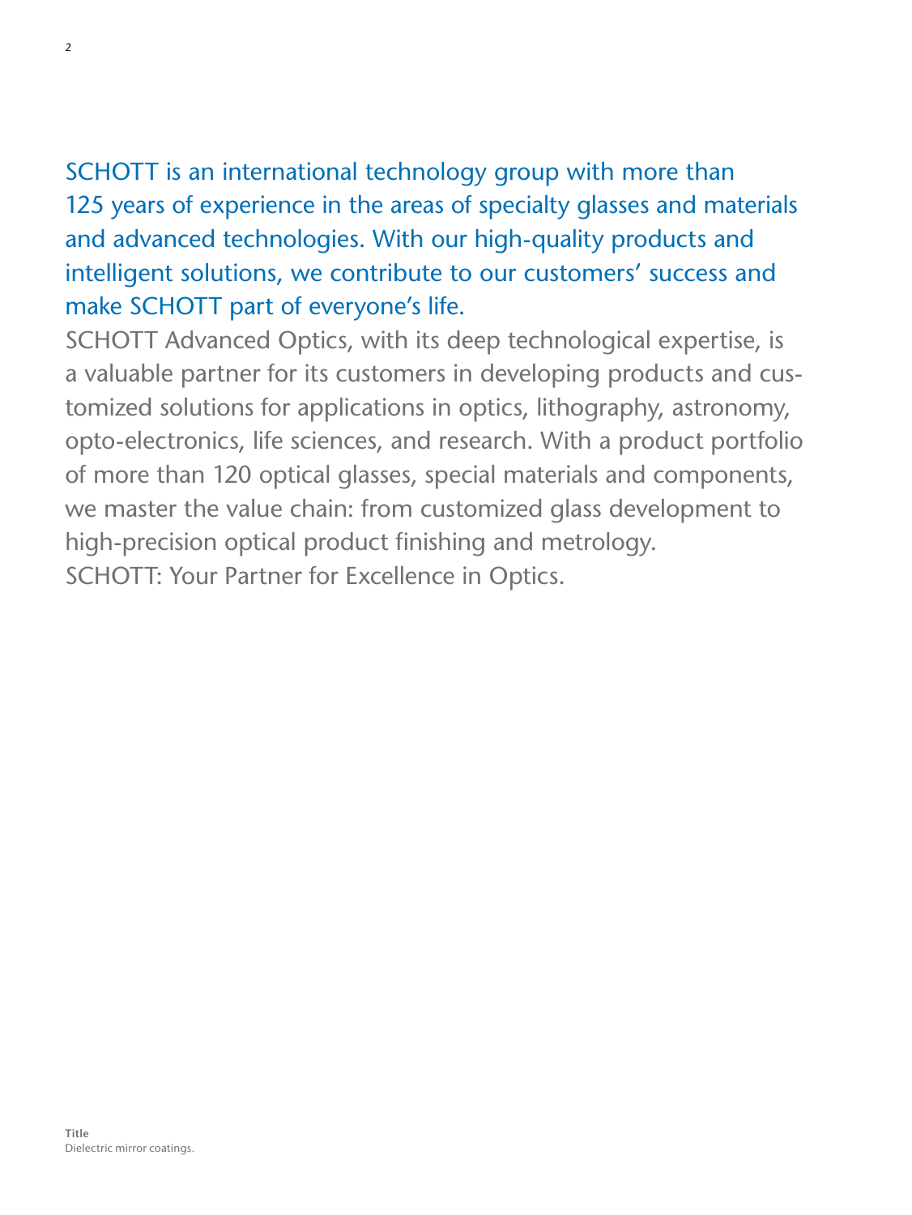SCHOTT is an international technology group with more than 125 years of experience in the areas of specialty glasses and materials and advanced technologies. With our high-quality products and intelligent solutions, we contribute to our customers' success and make SCHOTT part of everyone's life.

SCHOTT Advanced Optics, with its deep technological expertise, is a valuable partner for its customers in developing products and customized solutions for applications in optics, lithography, astronomy, opto-electronics, life sciences, and research. With a product portfolio of more than 120 optical glasses, special materials and components, we master the value chain: from customized glass development to high-precision optical product finishing and metrology.

SCHOTT: Your Partner for Excellence in Optics.

**Title**
Dielectric mirror coatings.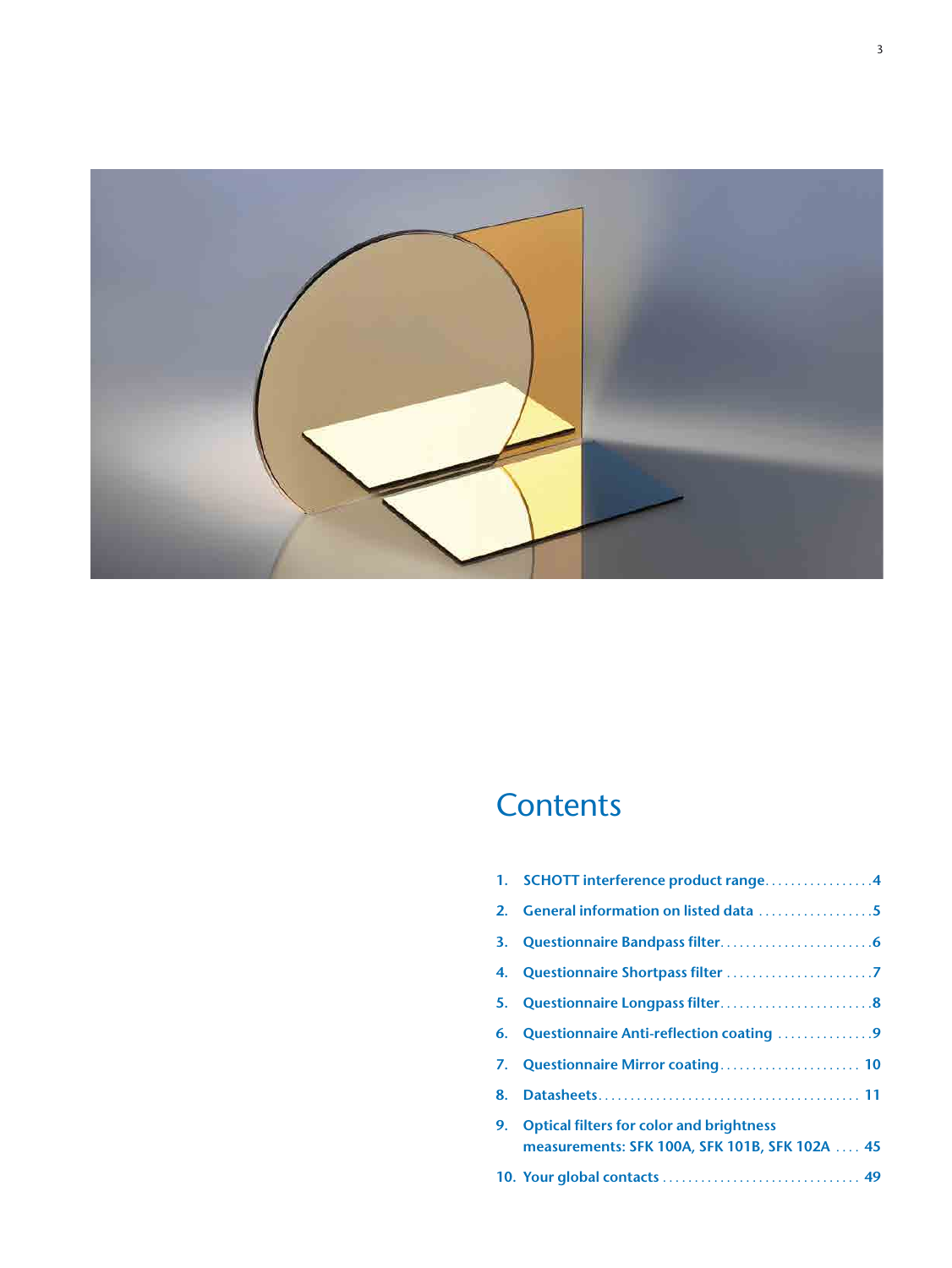# Contents

1. SCHOTT interference product range . . . . . . . . . . . . . . . . . 4
2. General information on listed data . . . . . . . . . . . . . . . . . . 5
3. Questionnaire Bandpass filter . . . . . . . . . . . . . . . . . . . . . . . . 6
4. Questionnaire Shortpass filter . . . . . . . . . . . . . . . . . . . . . . . 7
5. Questionnaire Longpass filter . . . . . . . . . . . . . . . . . . . . . . . . 8
6. Questionnaire Anti-reflection coating . . . . . . . . . . . . . . . 9
7. Questionnaire Mirror coating . . . . . . . . . . . . . . . . . . . . . . 10
8. Datasheets . . . . . . . . . . . . . . . . . . . . . . . . . . . . . . . . . . . . . . . . 11
9. Optical filters for color and brightness measurements: SFK 100A, SFK 101B, SFK 102A . . . . 45
10. Your global contacts . . . . . . . . . . . . . . . . . . . . . . . . . . . . . . . 49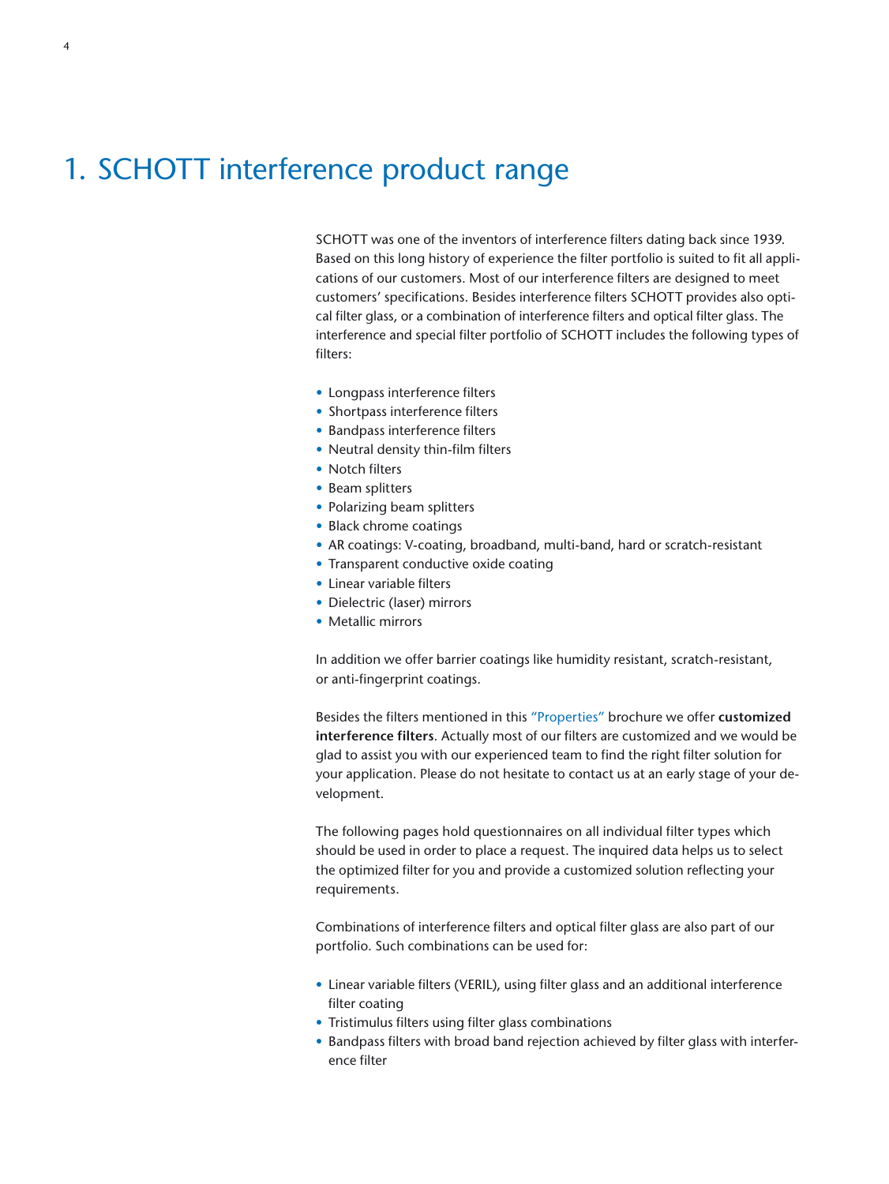# 1. SCHOTT interference product range

SCHOTT was one of the inventors of interference filters dating back since 1939. Based on this long history of experience the filter portfolio is suited to fit all applications of our customers. Most of our interference filters are designed to meet customers' specifications. Besides interference filters SCHOTT provides also optical filter glass, or a combination of interference filters and optical filter glass. The interference and special filter portfolio of SCHOTT includes the following types of filters:

- Longpass interference filters
- Shortpass interference filters
- Bandpass interference filters
- Neutral density thin-film filters
- Notch filters
- Beam splitters
- Polarizing beam splitters
- Black chrome coatings
- AR coatings: V-coating, broadband, multi-band, hard or scratch-resistant
- Transparent conductive oxide coating
- Linear variable filters
- Dielectric (laser) mirrors
- Metallic mirrors

In addition we offer barrier coatings like humidity resistant, scratch-resistant, or anti-fingerprint coatings.

Besides the filters mentioned in this "Properties" brochure we offer **customized interference filters**. Actually most of our filters are customized and we would be glad to assist you with our experienced team to find the right filter solution for your application. Please do not hesitate to contact us at an early stage of your development.

The following pages hold questionnaires on all individual filter types which should be used in order to place a request. The inquired data helps us to select the optimized filter for you and provide a customized solution reflecting your requirements.

Combinations of interference filters and optical filter glass are also part of our portfolio. Such combinations can be used for:

- Linear variable filters (VERIL), using filter glass and an additional interference filter coating
- Tristimulus filters using filter glass combinations
- Bandpass filters with broad band rejection achieved by filter glass with interference filter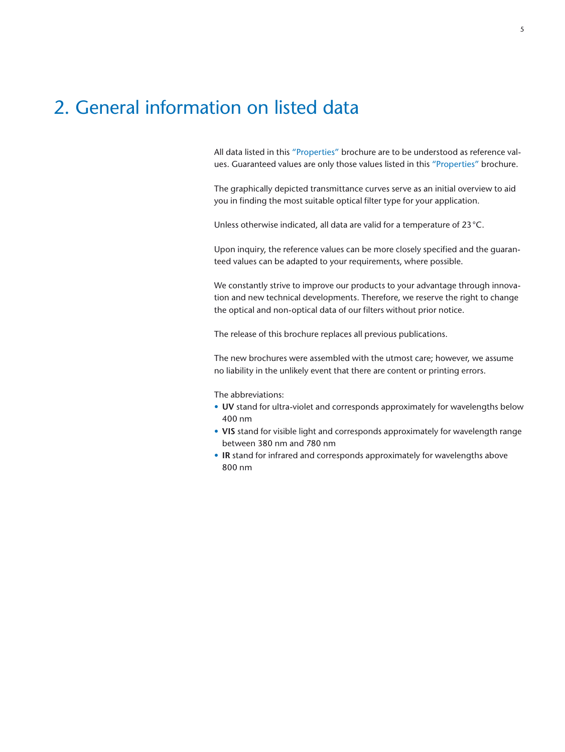# 2. General information on listed data

All data listed in this "Properties" brochure are to be understood as reference values. Guaranteed values are only those values listed in this "Properties" brochure.

The graphically depicted transmittance curves serve as an initial overview to aid you in finding the most suitable optical filter type for your application.

Unless otherwise indicated, all data are valid for a temperature of 23 °C.

Upon inquiry, the reference values can be more closely specified and the guaranteed values can be adapted to your requirements, where possible.

We constantly strive to improve our products to your advantage through innovation and new technical developments. Therefore, we reserve the right to change the optical and non-optical data of our filters without prior notice.

The release of this brochure replaces all previous publications.

The new brochures were assembled with the utmost care; however, we assume no liability in the unlikely event that there are content or printing errors.

The abbreviations:

- **UV** stand for ultra-violet and corresponds approximately for wavelengths below 400 nm
- **VIS** stand for visible light and corresponds approximately for wavelength range between 380 nm and 780 nm
- **IR** stand for infrared and corresponds approximately for wavelengths above 800 nm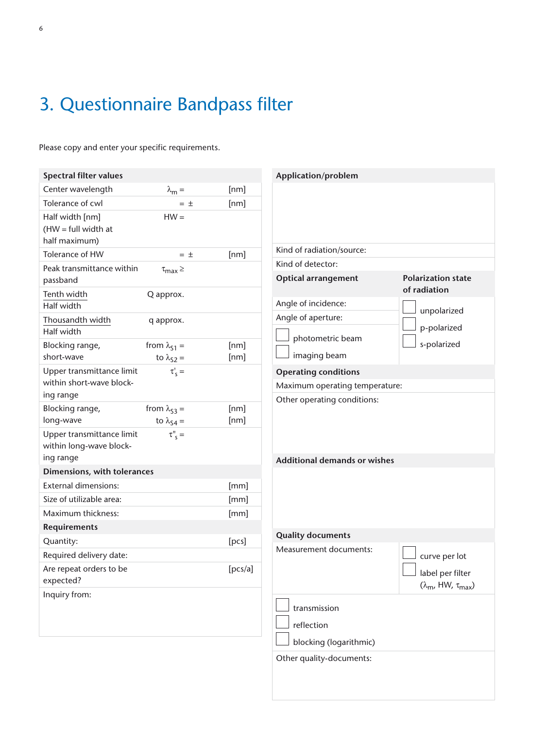# 3. Questionnaire Bandpass filter

Please copy and enter your specific requirements.

| Spectral filter values | | |
|---|---|---|
| Center wavelength | $\lambda_m$ = | [nm] |
| Tolerance of cwl | = ± | [nm] |
| Half width [nm] (HW = full width at half maximum) | HW = | |
| Tolerance of HW | = ± | [nm] |
| Peak transmittance within passband | $\tau_{max} \geq$ | |
| Tenth width / Half width | Q approx. | |
| Thousandth width / Half width | q approx. | |
| Blocking range, short-wave | from $\lambda_{S1}$ = <br> to $\lambda_{S2}$ = | [nm] <br> [nm] |
| Upper transmittance limit within short-wave blocking range | $\tau'_s$ = | |
| Blocking range, long-wave | from $\lambda_{S3}$ = <br> to $\lambda_{S4}$ = | [nm] <br> [nm] |
| Upper transmittance limit within long-wave blocking range | $\tau''_s$ = | |
| **Dimensions, with tolerances** | | |
| External dimensions: | | [mm] |
| Size of utilizable area: | | [mm] |
| Maximum thickness: | | [mm] |
| **Requirements** | | |
| Quantity: | | [pcs] |
| Required delivery date: | | |
| Are repeat orders to be expected? | | [pcs/a] |
| Inquiry from: | | |

| Application/problem | |
|---|---|
| | |
| Kind of radiation/source: | |
| Kind of detector: | |
| **Optical arrangement** | **Polarization state of radiation** |
| Angle of incidence: | ☐ unpolarized |
| Angle of aperture: | ☐ p-polarized |
| ☐ photometric beam | ☐ s-polarized |
| ☐ imaging beam | |
| **Operating conditions** | |
| Maximum operating temperature: | |
| Other operating conditions: | |
| **Additional demands or wishes** | |
| | |
| **Quality documents** | |
| Measurement documents: | ☐ curve per lot |
| | ☐ label per filter ($\lambda_m$, HW, $\tau_{max}$) |
| ☐ transmission | |
| ☐ reflection | |
| ☐ blocking (logarithmic) | |
| Other quality-documents: | |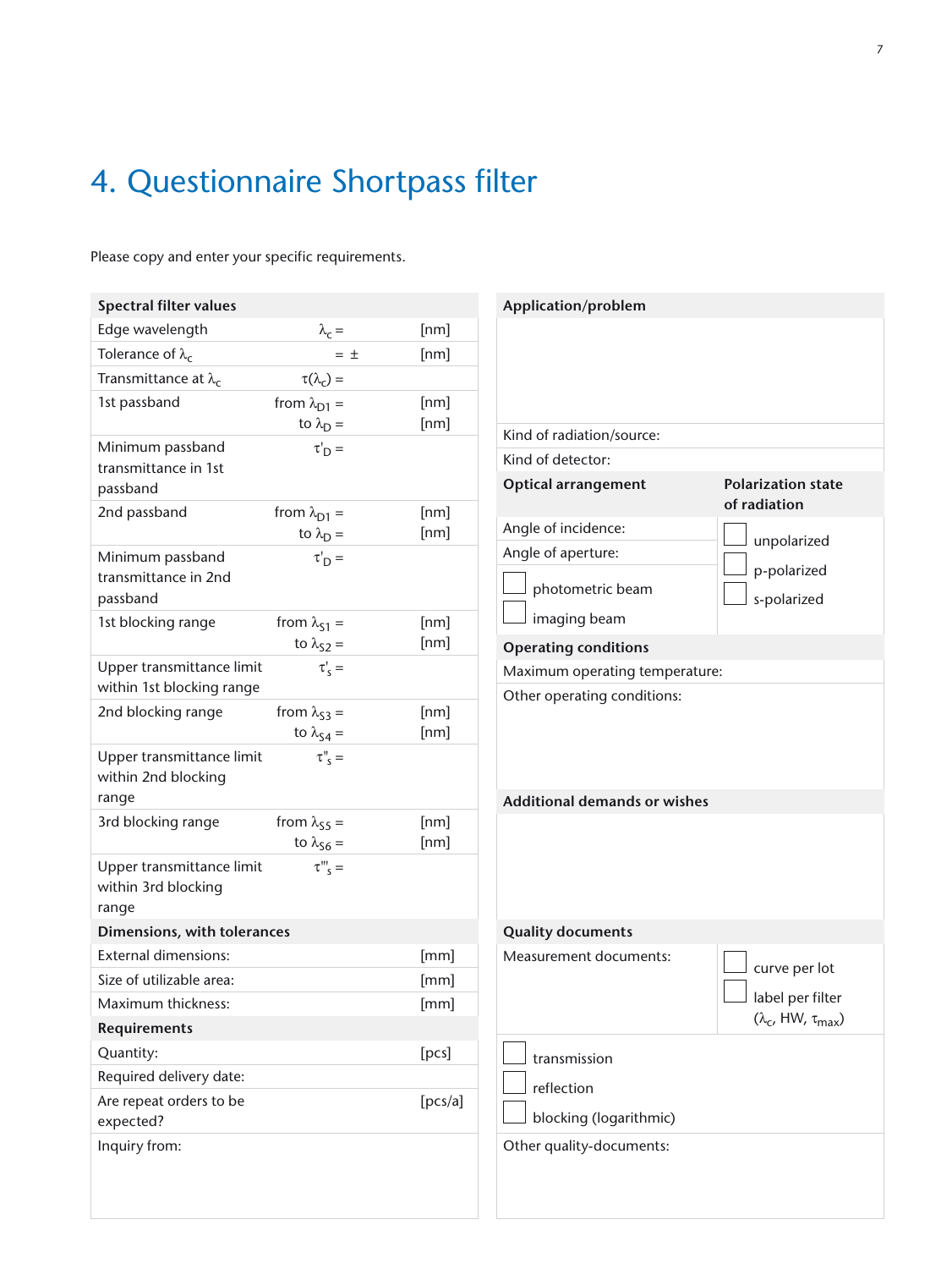# 4. Questionnaire Shortpass filter

Please copy and enter your specific requirements.

| Spectral filter values | | |
|---|---|---|
| Edge wavelength | $\lambda_c$ = | [nm] |
| Tolerance of $\lambda_c$ | = ± | [nm] |
| Transmittance at $\lambda_c$ | $\tau(\lambda_c)$ = | |
| 1st passband | from $\lambda_{D1}$ = | [nm] |
| | to $\lambda_D$ = | [nm] |
| Minimum passband transmittance in 1st passband | $\tau'_D$ = | |
| 2nd passband | from $\lambda_{D1}$ = | [nm] |
| | to $\lambda_D$ = | [nm] |
| Minimum passband transmittance in 2nd passband | $\tau'_D$ = | |
| 1st blocking range | from $\lambda_{S1}$ = | [nm] |
| | to $\lambda_{S2}$ = | [nm] |
| Upper transmittance limit within 1st blocking range | $\tau'_s$ = | |
| 2nd blocking range | from $\lambda_{S3}$ = | [nm] |
| | to $\lambda_{S4}$ = | [nm] |
| Upper transmittance limit within 2nd blocking range | $\tau''_s$ = | |
| 3rd blocking range | from $\lambda_{S5}$ = | [nm] |
| | to $\lambda_{S6}$ = | [nm] |
| Upper transmittance limit within 3rd blocking range | $\tau'''_s$ = | |
| **Dimensions, with tolerances** | | |
| External dimensions: | | [mm] |
| Size of utilizable area: | | [mm] |
| Maximum thickness: | | [mm] |
| **Requirements** | | |
| Quantity: | | [pcs] |
| Required delivery date: | | |
| Are repeat orders to be expected? | | [pcs/a] |
| Inquiry from: | | |

| Application/problem | |
|---|---|
| | |
| Kind of radiation/source: | |
| Kind of detector: | |
| **Optical arrangement** | **Polarization state of radiation** |
| Angle of incidence: | ☐ unpolarized |
| Angle of aperture: | ☐ p-polarized |
| ☐ photometric beam | ☐ s-polarized |
| ☐ imaging beam | |
| **Operating conditions** | |
| Maximum operating temperature: | |
| Other operating conditions: | |
| **Additional demands or wishes** | |
| | |
| **Quality documents** | |
| Measurement documents: | ☐ curve per lot |
| | ☐ label per filter ($\lambda_c$, HW, $\tau_{max}$) |
| ☐ transmission | |
| ☐ reflection | |
| ☐ blocking (logarithmic) | |
| Other quality-documents: | |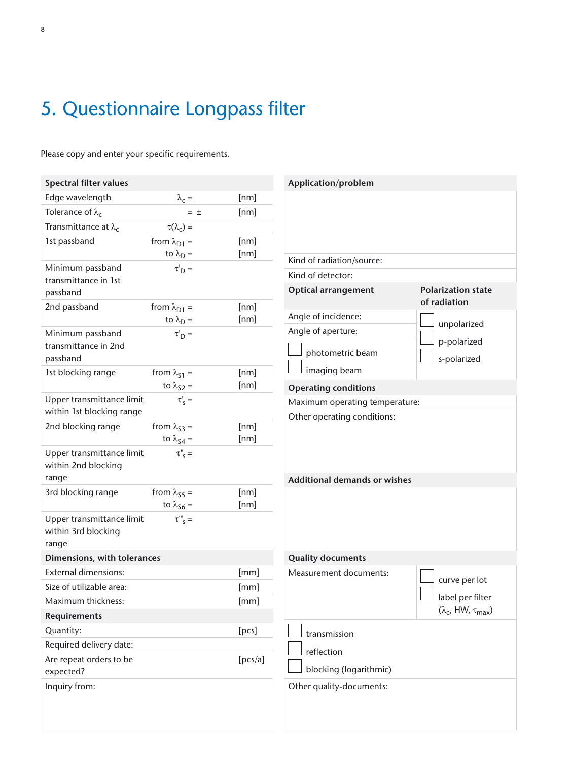# 5. Questionnaire Longpass filter

Please copy and enter your specific requirements.

| Spectral filter values | | |
|---|---|---|
| Edge wavelength | $\lambda_c$ = | [nm] |
| Tolerance of $\lambda_c$ | = ± | [nm] |
| Transmittance at $\lambda_c$ | $\tau(\lambda_c)$ = | |
| 1st passband | from $\lambda_{D1}$ = <br> to $\lambda_D$ = | [nm] <br> [nm] |
| Minimum passband transmittance in 1st passband | $\tau'_D$ = | |
| 2nd passband | from $\lambda_{D1}$ = <br> to $\lambda_D$ = | [nm] <br> [nm] |
| Minimum passband transmittance in 2nd passband | $\tau'_D$ = | |
| 1st blocking range | from $\lambda_{S1}$ = <br> to $\lambda_{S2}$ = | [nm] <br> [nm] |
| Upper transmittance limit within 1st blocking range | $\tau'_s$ = | |
| 2nd blocking range | from $\lambda_{S3}$ = <br> to $\lambda_{S4}$ = | [nm] <br> [nm] |
| Upper transmittance limit within 2nd blocking range | $\tau''_s$ = | |
| 3rd blocking range | from $\lambda_{S5}$ = <br> to $\lambda_{S6}$ = | [nm] <br> [nm] |
| Upper transmittance limit within 3rd blocking range | $\tau'''_s$ = | |

| Dimensions, with tolerances | |
|---|---|
| External dimensions: | [mm] |
| Size of utilizable area: | [mm] |
| Maximum thickness: | [mm] |

| Requirements | |
|---|---|
| Quantity: | [pcs] |
| Required delivery date: | |
| Are repeat orders to be expected? | [pcs/a] |
| Inquiry from: | |

**Application/problem**

Kind of radiation/source:

Kind of detector:

| Optical arrangement | Polarization state of radiation |
|---|---|
| Angle of incidence: | ☐ unpolarized |
| Angle of aperture: | ☐ p-polarized |
| ☐ photometric beam | ☐ s-polarized |
| ☐ imaging beam | |

**Operating conditions**

Maximum operating temperature:

Other operating conditions:

**Additional demands or wishes**

**Quality documents**

| Measurement documents: | ☐ curve per lot <br> ☐ label per filter ($\lambda_c$, HW, $\tau_{max}$) |
|---|---|

☐ transmission

☐ reflection

☐ blocking (logarithmic)

Other quality-documents: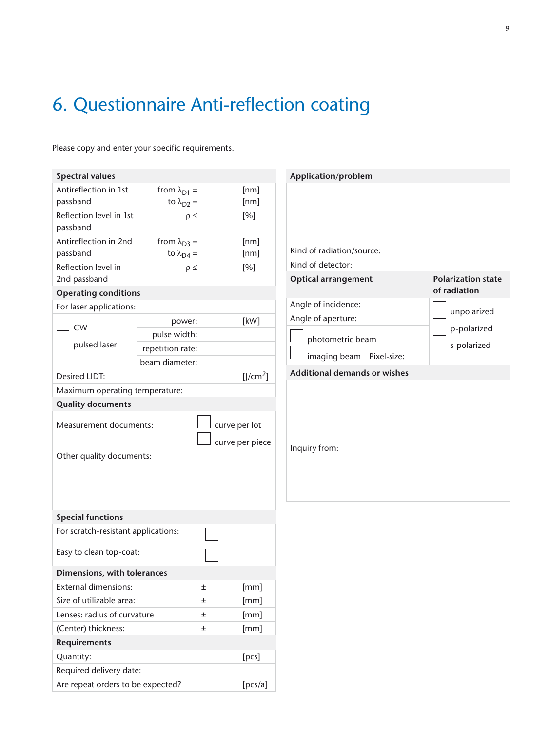# 6. Questionnaire Anti-reflection coating

Please copy and enter your specific requirements.

| **Spectral values** | | |
|---|---|---|
| Antireflection in 1st passband | from $\lambda_{D1}$ = <br> to $\lambda_{D2}$ = | [nm] <br> [nm] |
| Reflection level in 1st passband | $\rho \leq$ | [%] |
| Antireflection in 2nd passband | from $\lambda_{D3}$ = <br> to $\lambda_{D4}$ = | [nm] <br> [nm] |
| Reflection level in 2nd passband | $\rho \leq$ | [%] |

| **Operating conditions** | | |
|---|---|---|
| For laser applications: | | |
| ☐ CW | power: | [kW] |
| ☐ pulsed laser | pulse width: | |
| | repetition rate: | |
| | beam diameter: | |
| Desired LIDT: | | [J/cm$^2$] |
| Maximum operating temperature: | | |

| **Quality documents** | |
|---|---|
| Measurement documents: | ☐ curve per lot <br> ☐ curve per piece |
| Other quality documents: | |

| **Special functions** | |
|---|---|
| For scratch-resistant applications: | ☐ |
| Easy to clean top-coat: | ☐ |

| **Dimensions, with tolerances** | | |
|---|---|---|
| External dimensions: | ± | [mm] |
| Size of utilizable area: | ± | [mm] |
| Lenses: radius of curvature | ± | [mm] |
| (Center) thickness: | ± | [mm] |

| **Requirements** | |
|---|---|
| Quantity: | [pcs] |
| Required delivery date: | |
| Are repeat orders to be expected? | [pcs/a] |

| **Application/problem** |
|---|
| |
| Kind of radiation/source: |
| Kind of detector: |

| **Optical arrangement** | **Polarization state of radiation** |
|---|---|
| Angle of incidence: | ☐ unpolarized |
| Angle of aperture: | ☐ p-polarized |
| ☐ photometric beam <br> ☐ imaging beam Pixel-size: | ☐ s-polarized |

| **Additional demands or wishes** |
|---|
| |
| Inquiry from: |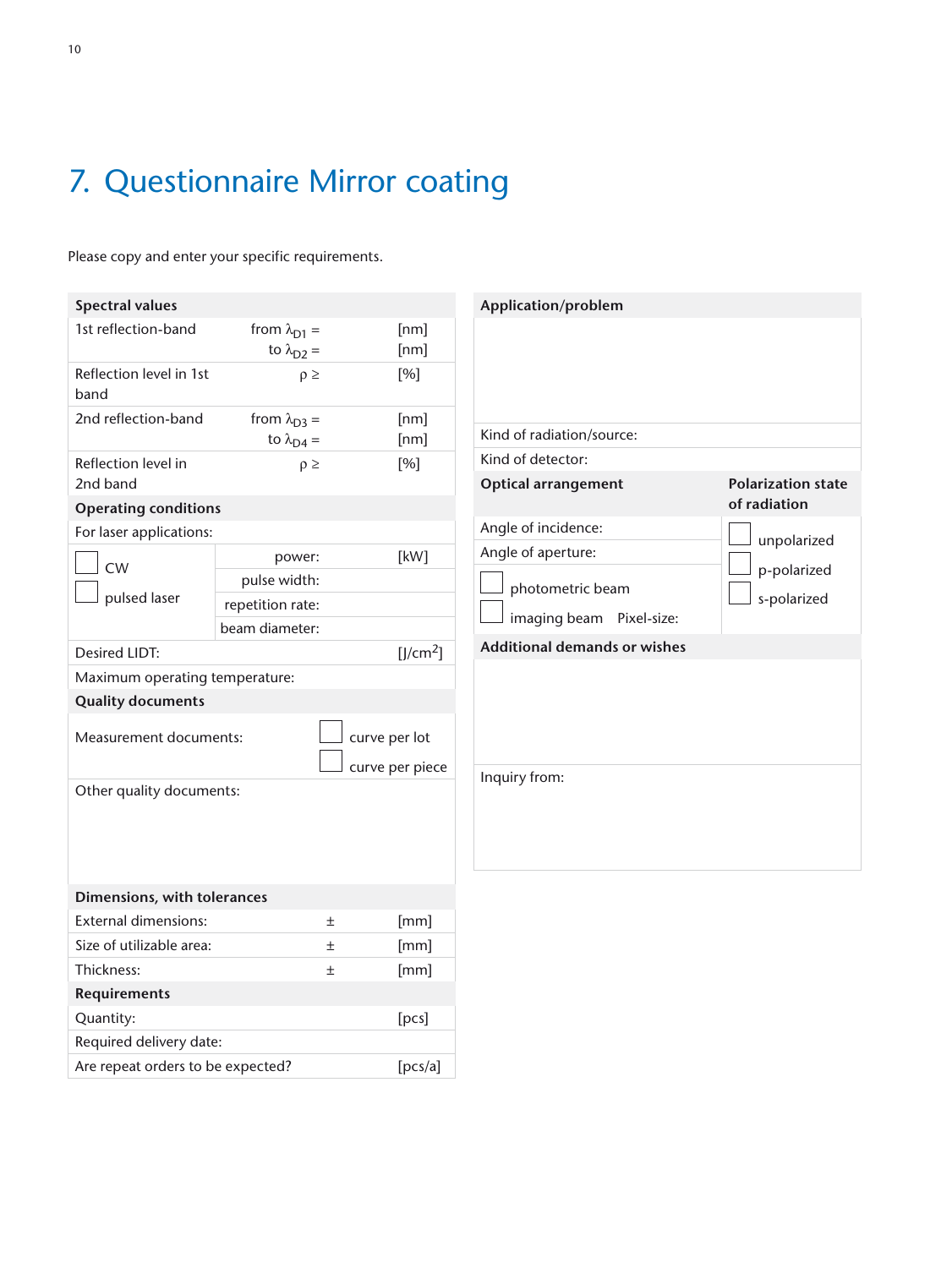# 7. Questionnaire Mirror coating

Please copy and enter your specific requirements.

| Spectral values | | |
|---|---|---|
| 1st reflection-band | from $\lambda_{D1}$ = <br> to $\lambda_{D2}$ = | [nm] <br> [nm] |
| Reflection level in 1st band | $\rho \geq$ | [%] |
| 2nd reflection-band | from $\lambda_{D3}$ = <br> to $\lambda_{D4}$ = | [nm] <br> [nm] |
| Reflection level in 2nd band | $\rho \geq$ | [%] |
| **Operating conditions** | | |
| For laser applications: | | |
| ☐ CW | power: | [kW] |
| ☐ pulsed laser | pulse width: | |
| | repetition rate: | |
| | beam diameter: | |
| Desired LIDT: | | [J/cm$^2$] |
| Maximum operating temperature: | | |
| **Quality documents** | | |
| Measurement documents: | ☐ curve per lot <br> ☐ curve per piece | |
| Other quality documents: | | |
| **Dimensions, with tolerances** | | |
| External dimensions: | ± | [mm] |
| Size of utilizable area: | ± | [mm] |
| Thickness: | ± | [mm] |
| **Requirements** | | |
| Quantity: | | [pcs] |
| Required delivery date: | | |
| Are repeat orders to be expected? | | [pcs/a] |

| Application/problem | |
|---|---|
| | |
| Kind of radiation/source: | |
| Kind of detector: | |
| **Optical arrangement** | **Polarization state of radiation** |
| Angle of incidence: | ☐ unpolarized |
| Angle of aperture: | ☐ p-polarized |
| ☐ photometric beam <br> ☐ imaging beam Pixel-size: | ☐ s-polarized |
| **Additional demands or wishes** | |
| | |
| Inquiry from: | |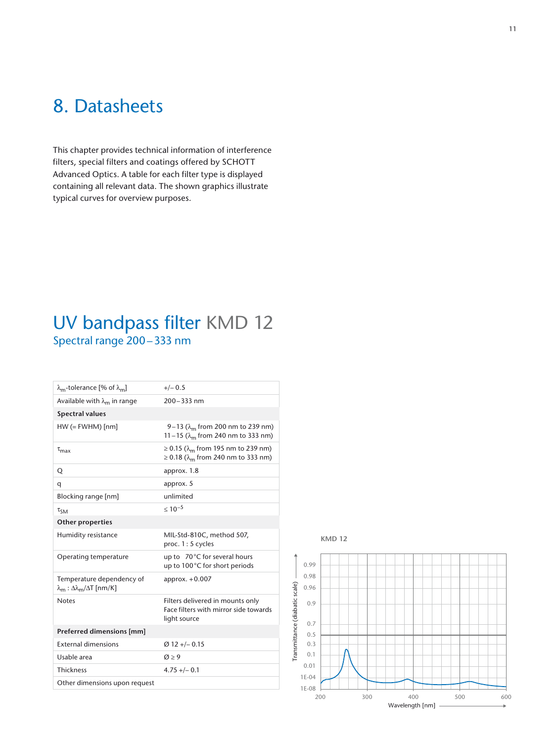# 8. Datasheets

This chapter provides technical information of interference filters, special filters and coatings offered by SCHOTT Advanced Optics. A table for each filter type is displayed containing all relevant data. The shown graphics illustrate typical curves for overview purposes.

## UV bandpass filter KMD 12

### Spectral range 200 – 333 nm

| | |
|---|---|
| $\lambda_m$-tolerance [% of $\lambda_m$] | +/– 0.5 |
| Available with $\lambda_m$ in range | 200 – 333 nm |
| **Spectral values** | |
| HW (= FWHM) [nm] | 9 – 13 ($\lambda_m$ from 200 nm to 239 nm)<br>11 – 15 ($\lambda_m$ from 240 nm to 333 nm) |
| $\tau_{max}$ | ≥ 0.15 ($\lambda_m$ from 195 nm to 239 nm)<br>≥ 0.18 ($\lambda_m$ from 240 nm to 333 nm) |
| Q | approx. 1.8 |
| q | approx. 5 |
| Blocking range [nm] | unlimited |
| $\tau_{SM}$ | ≤ $10^{-5}$ |
| **Other properties** | |
| Humidity resistance | MIL-Std-810C, method 507,<br>proc. 1 : 5 cycles |
| Operating temperature | up to 70 °C for several hours<br>up to 100 °C for short periods |
| Temperature dependency of $\lambda_m$ : $\Delta\lambda_m/\Delta T$ [nm/K] | approx. +0.007 |
| Notes | Filters delivered in mounts only<br>Face filters with mirror side towards light source |
| **Preferred dimensions [mm]** | |
| External dimensions | Ø 12 +/– 0.15 |
| Usable area | Ø ≥ 9 |
| Thickness | 4.75 +/– 0.1 |
| Other dimensions upon request | |

KMD 12

Transmittance (diabatic scale): 0.99, 0.98, 0.96, 0.9, 0.7, 0.5, 0.3, 0.1, 0.01, 1E-04, 1E-08

Wavelength [nm]: 200, 300, 400, 500, 600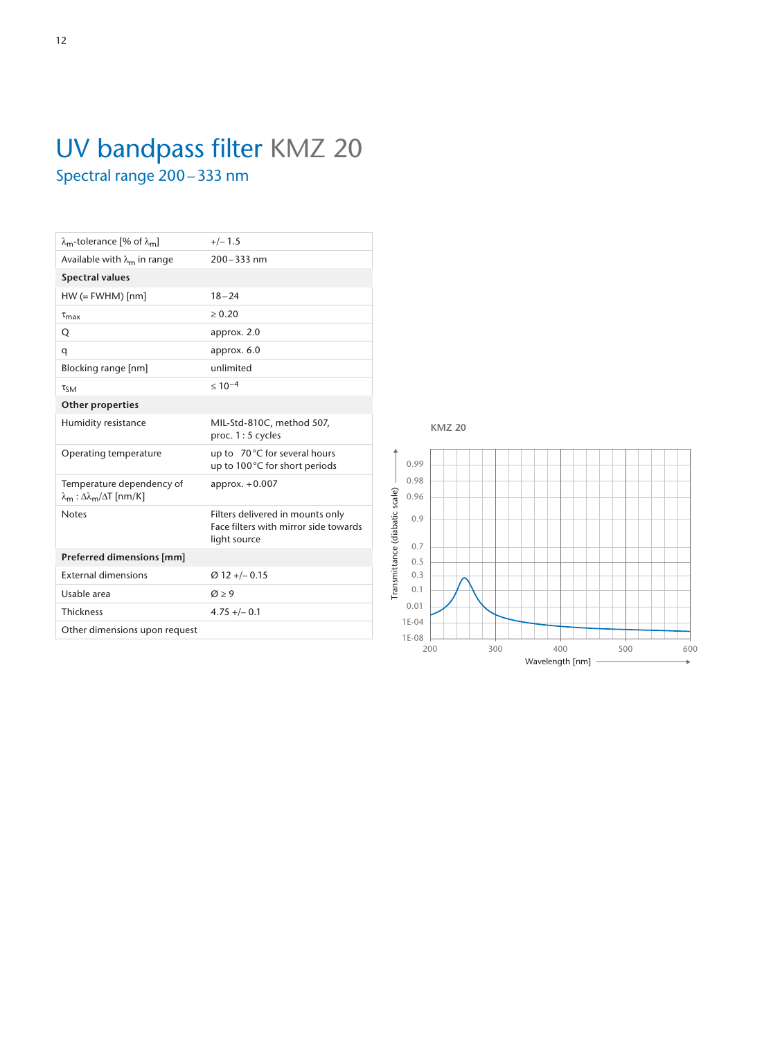# UV bandpass filter KMZ 20

## Spectral range 200 – 333 nm

| | |
|---|---|
| $\lambda_m$-tolerance [% of $\lambda_m$] | +/– 1.5 |
| Available with $\lambda_m$ in range | 200 – 333 nm |
| **Spectral values** | |
| HW (= FWHM) [nm] | 18 – 24 |
| $\tau_{max}$ | ≥ 0.20 |
| Q | approx. 2.0 |
| q | approx. 6.0 |
| Blocking range [nm] | unlimited |
| $\tau_{SM}$ | ≤ $10^{-4}$ |
| **Other properties** | |
| Humidity resistance | MIL-Std-810C, method 507, proc. 1 : 5 cycles |
| Operating temperature | up to 70 °C for several hours<br>up to 100 °C for short periods |
| Temperature dependency of $\lambda_m$ : $\Delta\lambda_m/\Delta T$ [nm/K] | approx. +0.007 |
| Notes | Filters delivered in mounts only<br>Face filters with mirror side towards light source |
| **Preferred dimensions [mm]** | |
| External dimensions | Ø 12 +/– 0.15 |
| Usable area | Ø ≥ 9 |
| Thickness | 4.75 +/– 0.1 |
| Other dimensions upon request | |

KMZ 20

Transmittance (diabatic scale): 0.99, 0.98, 0.96, 0.9, 0.7, 0.5, 0.3, 0.1, 0.01, 1E-04, 1E-08

Wavelength [nm]: 200, 300, 400, 500, 600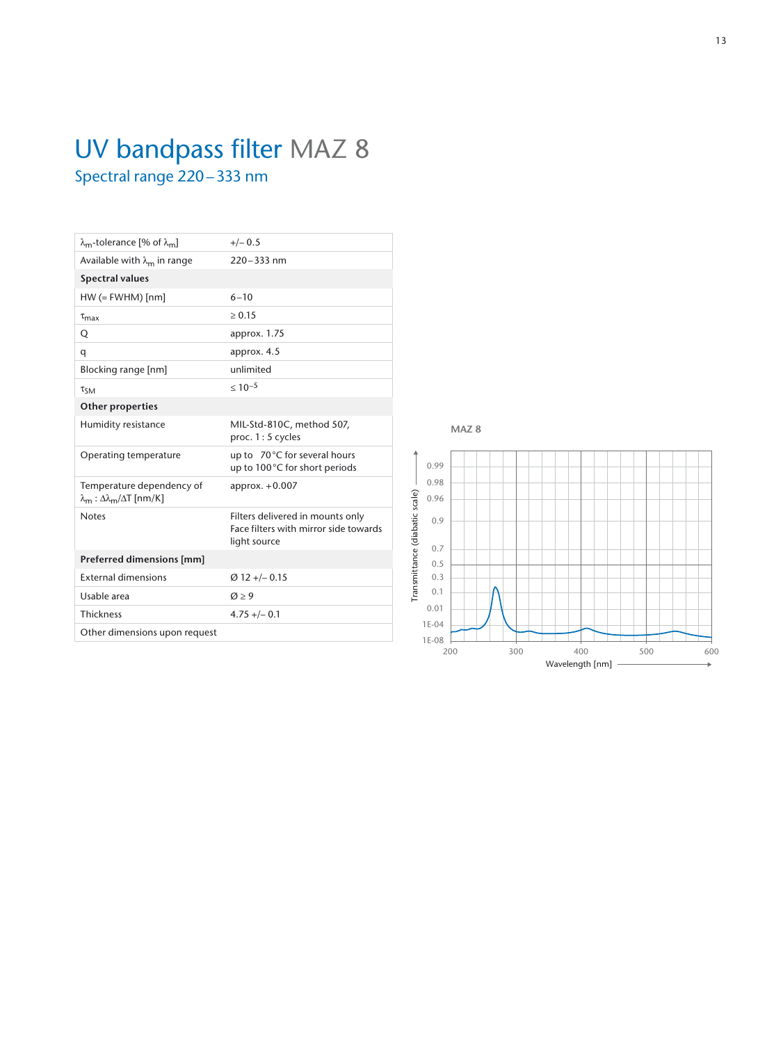# UV bandpass filter MAZ 8

## Spectral range 220 – 333 nm

| | |
|---|---|
| $\lambda_m$-tolerance [% of $\lambda_m$] | +/– 0.5 |
| Available with $\lambda_m$ in range | 220 – 333 nm |
| **Spectral values** | |
| HW (= FWHM) [nm] | 6 – 10 |
| $\tau_{max}$ | ≥ 0.15 |
| Q | approx. 1.75 |
| q | approx. 4.5 |
| Blocking range [nm] | unlimited |
| $\tau_{SM}$ | ≤ $10^{-5}$ |
| **Other properties** | |
| Humidity resistance | MIL-Std-810C, method 507, proc. 1 : 5 cycles |
| Operating temperature | up to 70 °C for several hours<br>up to 100 °C for short periods |
| Temperature dependency of $\lambda_m$ : $\Delta\lambda_m/\Delta T$ [nm/K] | approx. +0.007 |
| Notes | Filters delivered in mounts only<br>Face filters with mirror side towards light source |
| **Preferred dimensions [mm]** | |
| External dimensions | Ø 12 +/– 0.15 |
| Usable area | Ø ≥ 9 |
| Thickness | 4.75 +/– 0.1 |
| Other dimensions upon request | |

MAZ 8

Transmittance (diabatic scale) — Wavelength [nm]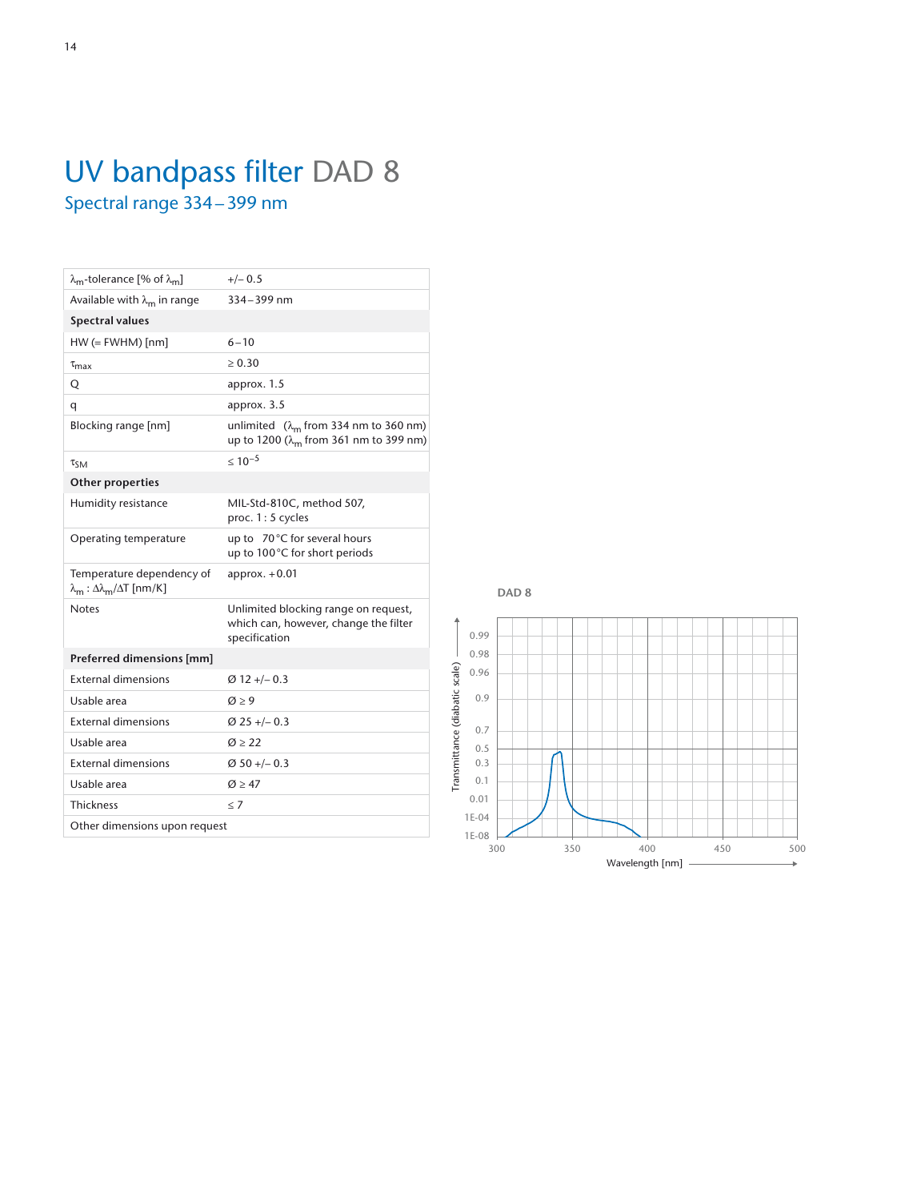# UV bandpass filter DAD 8

## Spectral range 334 – 399 nm

| $\lambda_m$-tolerance [% of $\lambda_m$] | +/– 0.5 |
|---|---|
| Available with $\lambda_m$ in range | 334 – 399 nm |
| **Spectral values** | |
| HW (= FWHM) [nm] | 6 – 10 |
| $\tau_{max}$ | ≥ 0.30 |
| Q | approx. 1.5 |
| q | approx. 3.5 |
| Blocking range [nm] | unlimited ($\lambda_m$ from 334 nm to 360 nm)<br>up to 1200 ($\lambda_m$ from 361 nm to 399 nm) |
| $\tau_{SM}$ | $\leq 10^{-5}$ |
| **Other properties** | |
| Humidity resistance | MIL-Std-810C, method 507,<br>proc. 1 : 5 cycles |
| Operating temperature | up to 70 °C for several hours<br>up to 100 °C for short periods |
| Temperature dependency of $\lambda_m$ : $\Delta\lambda_m/\Delta T$ [nm/K] | approx. +0.01 |
| Notes | Unlimited blocking range on request, which can, however, change the filter specification |
| **Preferred dimensions [mm]** | |
| External dimensions | Ø 12 +/– 0.3 |
| Usable area | Ø ≥ 9 |
| External dimensions | Ø 25 +/– 0.3 |
| Usable area | Ø ≥ 22 |
| External dimensions | Ø 50 +/– 0.3 |
| Usable area | Ø ≥ 47 |
| Thickness | ≤ 7 |
| Other dimensions upon request | |

DAD 8

Transmittance (diabatic scale): 0.99, 0.98, 0.96, 0.9, 0.7, 0.5, 0.3, 0.1, 0.01, 1E-04, 1E-08

Wavelength [nm]: 300, 350, 400, 450, 500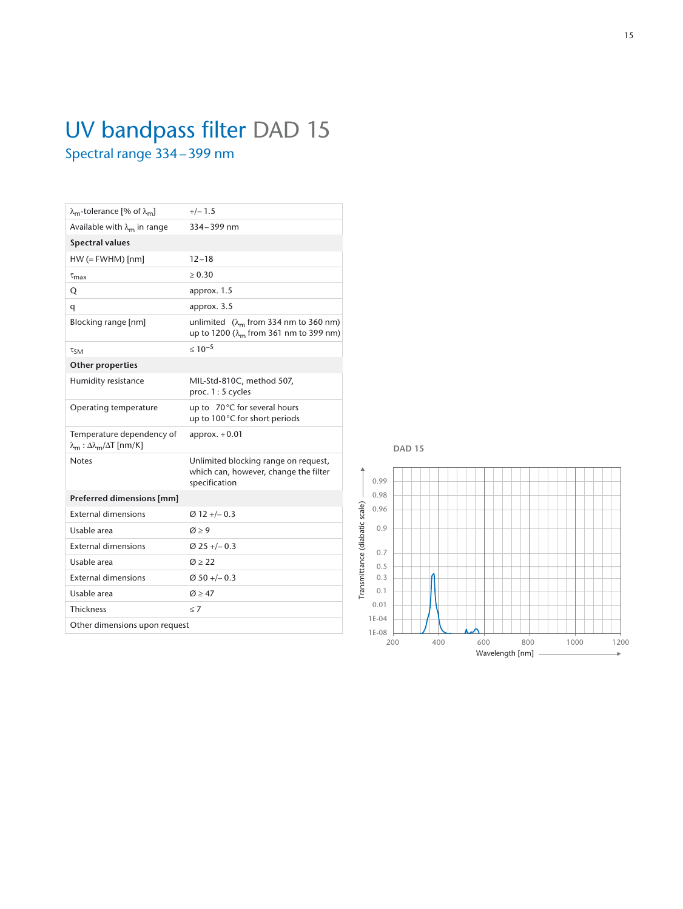# UV bandpass filter DAD 15

## Spectral range 334 – 399 nm

| | |
|---|---|
| $\lambda_m$-tolerance [% of $\lambda_m$] | +/– 1.5 |
| Available with $\lambda_m$ in range | 334 – 399 nm |
| **Spectral values** | |
| HW (= FWHM) [nm] | 12 – 18 |
| $\tau_{max}$ | ≥ 0.30 |
| Q | approx. 1.5 |
| q | approx. 3.5 |
| Blocking range [nm] | unlimited ($\lambda_m$ from 334 nm to 360 nm)<br>up to 1200 ($\lambda_m$ from 361 nm to 399 nm) |
| $\tau_{SM}$ | ≤ $10^{-5}$ |
| **Other properties** | |
| Humidity resistance | MIL-Std-810C, method 507,<br>proc. 1 : 5 cycles |
| Operating temperature | up to 70 °C for several hours<br>up to 100 °C for short periods |
| Temperature dependency of $\lambda_m$ : $\Delta\lambda_m/\Delta T$ [nm/K] | approx. + 0.01 |
| Notes | Unlimited blocking range on request, which can, however, change the filter specification |
| **Preferred dimensions [mm]** | |
| External dimensions | Ø 12 +/– 0.3 |
| Usable area | Ø ≥ 9 |
| External dimensions | Ø 25 +/– 0.3 |
| Usable area | Ø ≥ 22 |
| External dimensions | Ø 50 +/– 0.3 |
| Usable area | Ø ≥ 47 |
| Thickness | ≤ 7 |
| Other dimensions upon request | |

DAD 15

Transmittance (diabatic scale) — Wavelength [nm]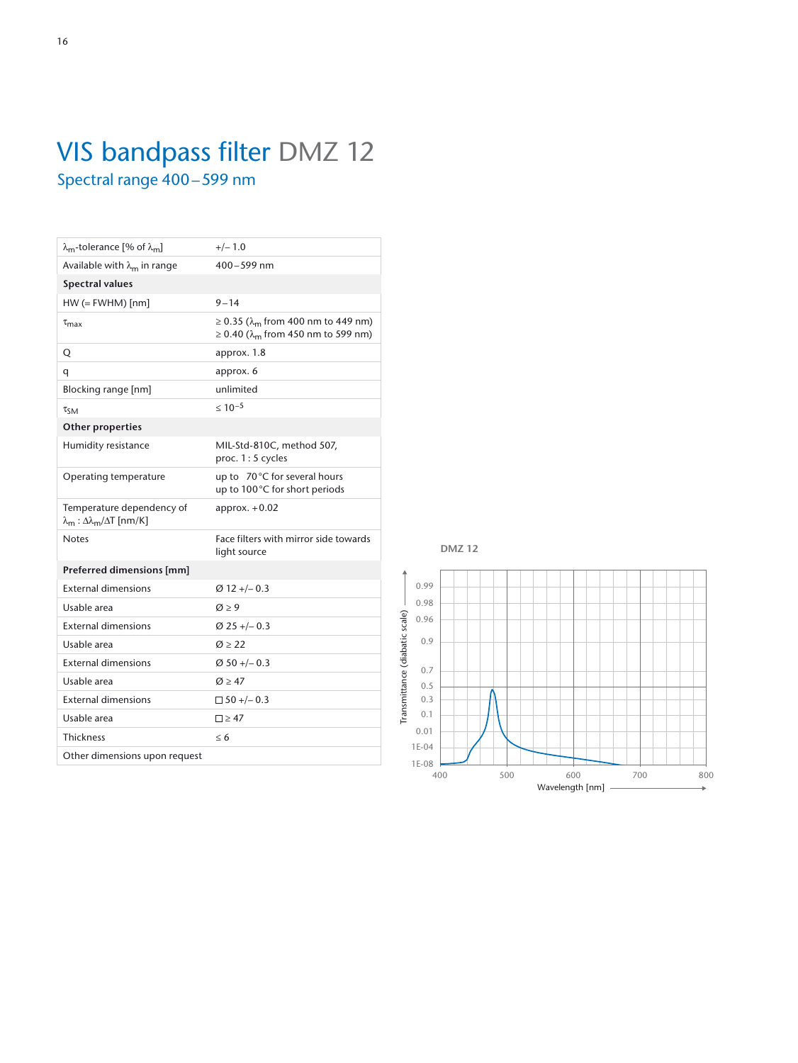# VIS bandpass filter DMZ 12

## Spectral range 400 – 599 nm

| | |
|---|---|
| $\lambda_m$-tolerance [% of $\lambda_m$] | +/– 1.0 |
| Available with $\lambda_m$ in range | 400 – 599 nm |
| **Spectral values** | |
| HW (= FWHM) [nm] | 9 – 14 |
| $\tau_{max}$ | ≥ 0.35 ($\lambda_m$ from 400 nm to 449 nm)<br>≥ 0.40 ($\lambda_m$ from 450 nm to 599 nm) |
| Q | approx. 1.8 |
| q | approx. 6 |
| Blocking range [nm] | unlimited |
| $\tau_{SM}$ | ≤ $10^{-5}$ |
| **Other properties** | |
| Humidity resistance | MIL-Std-810C, method 507, proc. 1 : 5 cycles |
| Operating temperature | up to 70 °C for several hours<br>up to 100 °C for short periods |
| Temperature dependency of $\lambda_m$ : $\Delta\lambda_m/\Delta T$ [nm/K] | approx. +0.02 |
| Notes | Face filters with mirror side towards light source |
| **Preferred dimensions [mm]** | |
| External dimensions | Ø 12 +/– 0.3 |
| Usable area | Ø ≥ 9 |
| External dimensions | Ø 25 +/– 0.3 |
| Usable area | Ø ≥ 22 |
| External dimensions | Ø 50 +/– 0.3 |
| Usable area | Ø ≥ 47 |
| External dimensions | □ 50 +/– 0.3 |
| Usable area | □ ≥ 47 |
| Thickness | ≤ 6 |
| Other dimensions upon request | |

DMZ 12

Transmittance (diabatic scale) vs. Wavelength [nm]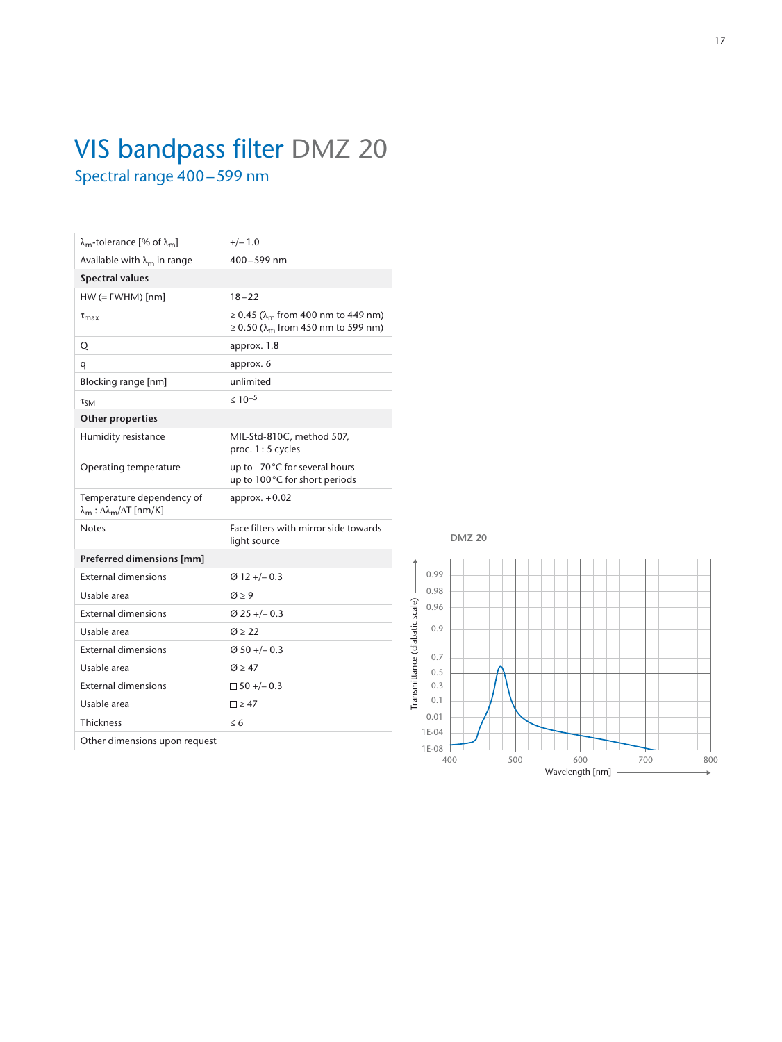# VIS bandpass filter DMZ 20

## Spectral range 400 – 599 nm

| | |
|---|---|
| $\lambda_m$-tolerance [% of $\lambda_m$] | +/– 1.0 |
| Available with $\lambda_m$ in range | 400 – 599 nm |
| **Spectral values** | |
| HW (= FWHM) [nm] | 18 – 22 |
| $\tau_{max}$ | ≥ 0.45 ($\lambda_m$ from 400 nm to 449 nm)<br>≥ 0.50 ($\lambda_m$ from 450 nm to 599 nm) |
| Q | approx. 1.8 |
| q | approx. 6 |
| Blocking range [nm] | unlimited |
| $\tau_{SM}$ | ≤ $10^{-5}$ |
| **Other properties** | |
| Humidity resistance | MIL-Std-810C, method 507, proc. 1 : 5 cycles |
| Operating temperature | up to 70 °C for several hours<br>up to 100 °C for short periods |
| Temperature dependency of $\lambda_m$ : $\Delta\lambda_m/\Delta T$ [nm/K] | approx. +0.02 |
| Notes | Face filters with mirror side towards light source |
| **Preferred dimensions [mm]** | |
| External dimensions | Ø 12 +/– 0.3 |
| Usable area | Ø ≥ 9 |
| External dimensions | Ø 25 +/– 0.3 |
| Usable area | Ø ≥ 22 |
| External dimensions | Ø 50 +/– 0.3 |
| Usable area | Ø ≥ 47 |
| External dimensions | ☐ 50 +/– 0.3 |
| Usable area | ☐ ≥ 47 |
| Thickness | ≤ 6 |
| Other dimensions upon request | |

DMZ 20

Transmittance (diabatic scale) vs. Wavelength [nm] (400–800); y-axis: 1E-08, 1E-04, 0.01, 0.1, 0.3, 0.5, 0.7, 0.9, 0.96, 0.98, 0.99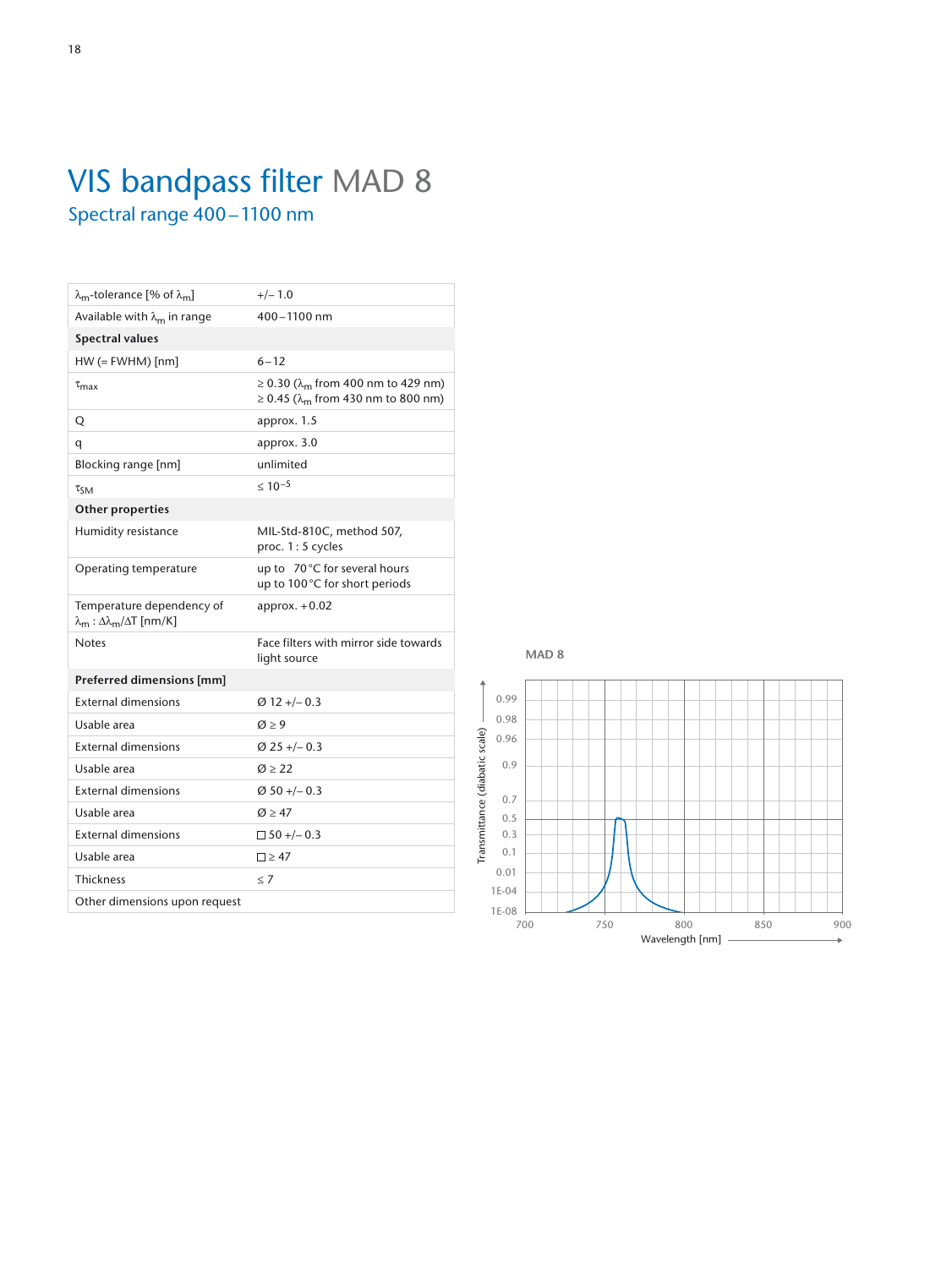# VIS bandpass filter MAD 8

## Spectral range 400 – 1100 nm

| | |
|---|---|
| $\lambda_m$-tolerance [% of $\lambda_m$] | +/– 1.0 |
| Available with $\lambda_m$ in range | 400 – 1100 nm |
| **Spectral values** | |
| HW (= FWHM) [nm] | 6 – 12 |
| $\tau_{max}$ | ≥ 0.30 ($\lambda_m$ from 400 nm to 429 nm)<br>≥ 0.45 ($\lambda_m$ from 430 nm to 800 nm) |
| Q | approx. 1.5 |
| q | approx. 3.0 |
| Blocking range [nm] | unlimited |
| $\tau_{SM}$ | ≤ $10^{-5}$ |
| **Other properties** | |
| Humidity resistance | MIL-Std-810C, method 507, proc. 1 : 5 cycles |
| Operating temperature | up to 70 °C for several hours<br>up to 100 °C for short periods |
| Temperature dependency of $\lambda_m$ : $\Delta\lambda_m/\Delta T$ [nm/K] | approx. +0.02 |
| Notes | Face filters with mirror side towards light source |
| **Preferred dimensions [mm]** | |
| External dimensions | Ø 12 +/– 0.3 |
| Usable area | Ø ≥ 9 |
| External dimensions | Ø 25 +/– 0.3 |
| Usable area | Ø ≥ 22 |
| External dimensions | Ø 50 +/– 0.3 |
| Usable area | Ø ≥ 47 |
| External dimensions | □ 50 +/– 0.3 |
| Usable area | □ ≥ 47 |
| Thickness | ≤ 7 |
| Other dimensions upon request | |

MAD 8

Transmittance (diabatic scale): 0.99, 0.98, 0.96, 0.9, 0.7, 0.5, 0.3, 0.1, 0.01, 1E-04, 1E-08

Wavelength [nm]: 700, 750, 800, 850, 900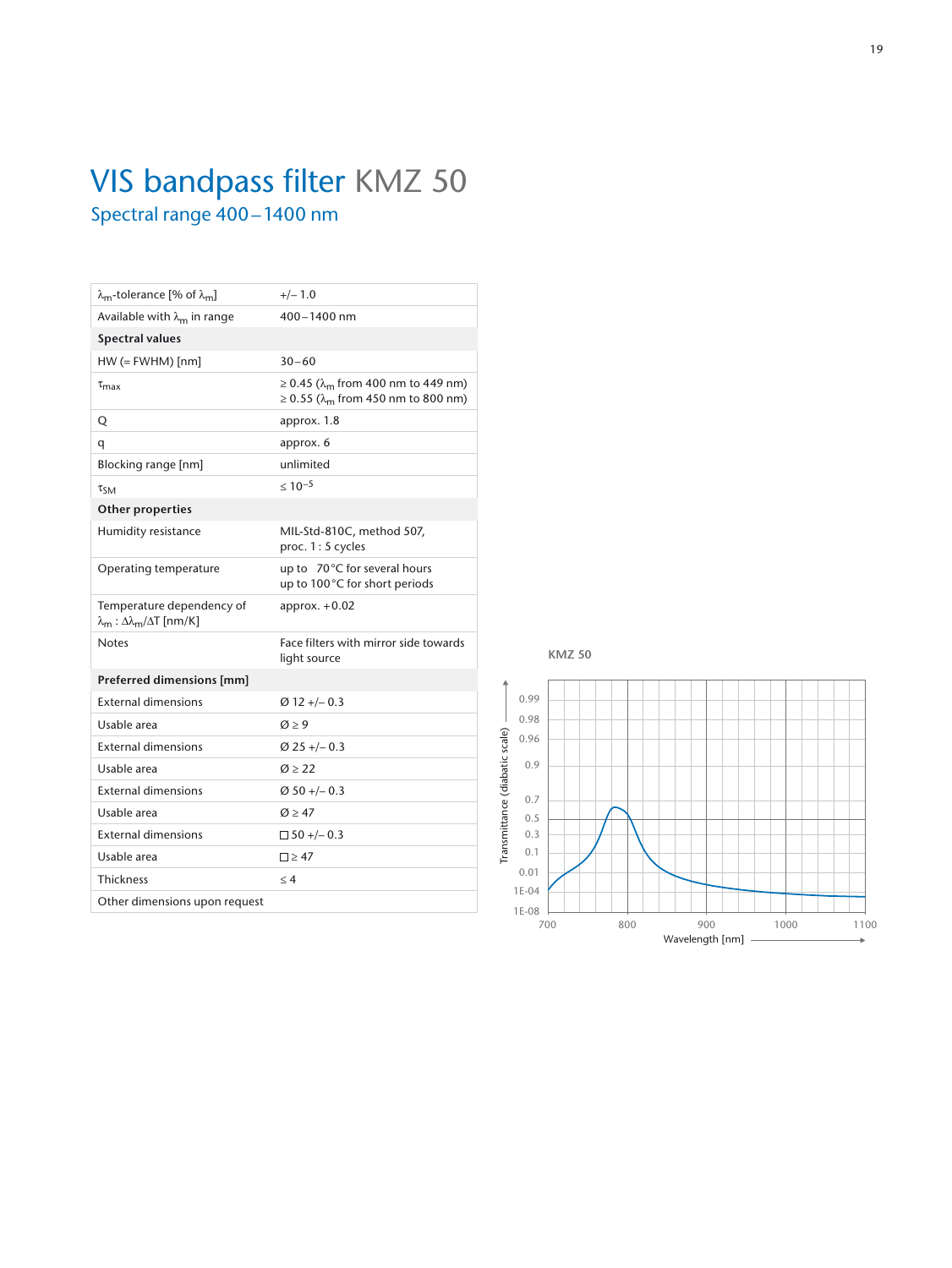# VIS bandpass filter KMZ 50

## Spectral range 400 – 1400 nm

| | |
|---|---|
| $\lambda_m$-tolerance [% of $\lambda_m$] | +/– 1.0 |
| Available with $\lambda_m$ in range | 400 – 1400 nm |
| **Spectral values** | |
| HW (= FWHM) [nm] | 30 – 60 |
| $\tau_{max}$ | ≥ 0.45 ($\lambda_m$ from 400 nm to 449 nm)<br>≥ 0.55 ($\lambda_m$ from 450 nm to 800 nm) |
| Q | approx. 1.8 |
| q | approx. 6 |
| Blocking range [nm] | unlimited |
| $\tau_{SM}$ | ≤ $10^{-5}$ |
| **Other properties** | |
| Humidity resistance | MIL-Std-810C, method 507, proc. 1 : 5 cycles |
| Operating temperature | up to 70 °C for several hours<br>up to 100 °C for short periods |
| Temperature dependency of $\lambda_m$ : $\Delta\lambda_m/\Delta T$ [nm/K] | approx. +0.02 |
| Notes | Face filters with mirror side towards light source |
| **Preferred dimensions [mm]** | |
| External dimensions | Ø 12 +/– 0.3 |
| Usable area | Ø ≥ 9 |
| External dimensions | Ø 25 +/– 0.3 |
| Usable area | Ø ≥ 22 |
| External dimensions | Ø 50 +/– 0.3 |
| Usable area | Ø ≥ 47 |
| External dimensions | □ 50 +/– 0.3 |
| Usable area | □ ≥ 47 |
| Thickness | ≤ 4 |
| Other dimensions upon request | |

**KMZ 50**

Transmittance (diabatic scale) vs. Wavelength [nm] (700 – 1100)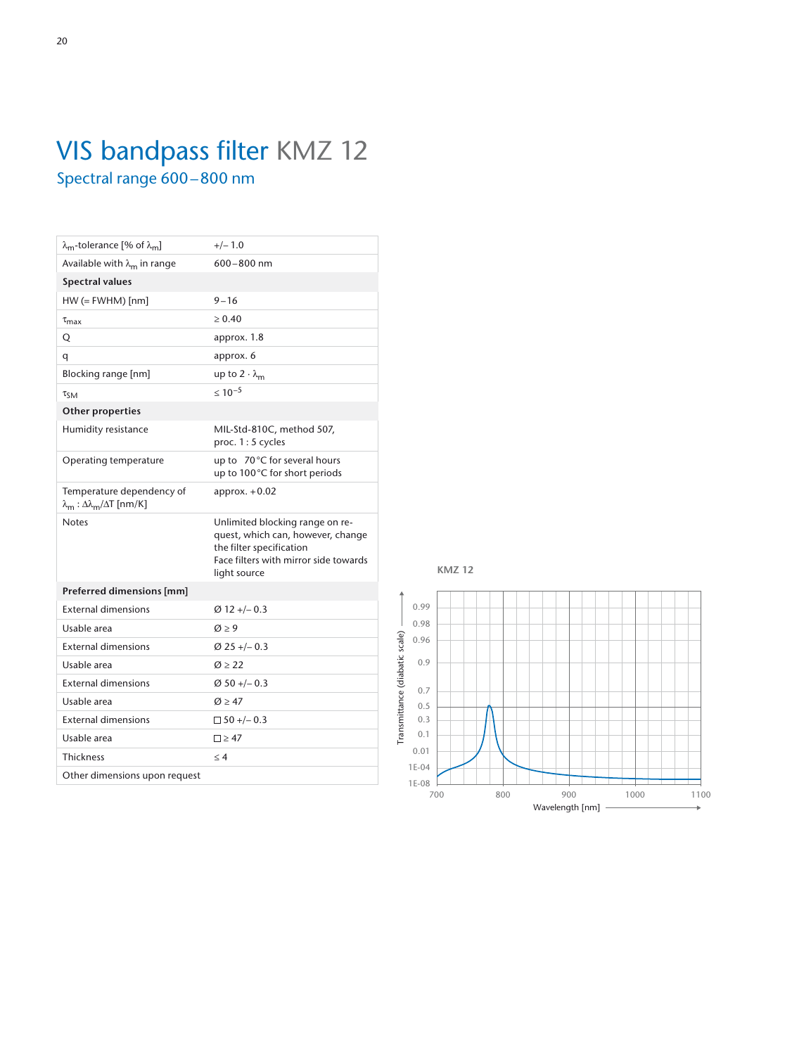# VIS bandpass filter KMZ 12

## Spectral range 600 – 800 nm

| | |
|---|---|
| $\lambda_m$-tolerance [% of $\lambda_m$] | +/– 1.0 |
| Available with $\lambda_m$ in range | 600 – 800 nm |
| **Spectral values** | |
| HW (= FWHM) [nm] | 9 – 16 |
| $\tau_{max}$ | ≥ 0.40 |
| Q | approx. 1.8 |
| q | approx. 6 |
| Blocking range [nm] | up to $2 \cdot \lambda_m$ |
| $\tau_{SM}$ | $\leq 10^{-5}$ |
| **Other properties** | |
| Humidity resistance | MIL-Std-810C, method 507, proc. 1 : 5 cycles |
| Operating temperature | up to 70 °C for several hours<br>up to 100 °C for short periods |
| Temperature dependency of $\lambda_m$ : $\Delta\lambda_m/\Delta T$ [nm/K] | approx. +0.02 |
| Notes | Unlimited blocking range on request, which can, however, change the filter specification<br>Face filters with mirror side towards light source |
| **Preferred dimensions [mm]** | |
| External dimensions | Ø 12 +/– 0.3 |
| Usable area | Ø ≥ 9 |
| External dimensions | Ø 25 +/– 0.3 |
| Usable area | Ø ≥ 22 |
| External dimensions | Ø 50 +/– 0.3 |
| Usable area | Ø ≥ 47 |
| External dimensions | □ 50 +/– 0.3 |
| Usable area | □ ≥ 47 |
| Thickness | ≤ 4 |
| Other dimensions upon request | |

KMZ 12

Transmittance (diabatic scale): 0.99, 0.98, 0.96, 0.9, 0.7, 0.5, 0.3, 0.1, 0.01, 1E-04, 1E-08

Wavelength [nm]: 700, 800, 900, 1000, 1100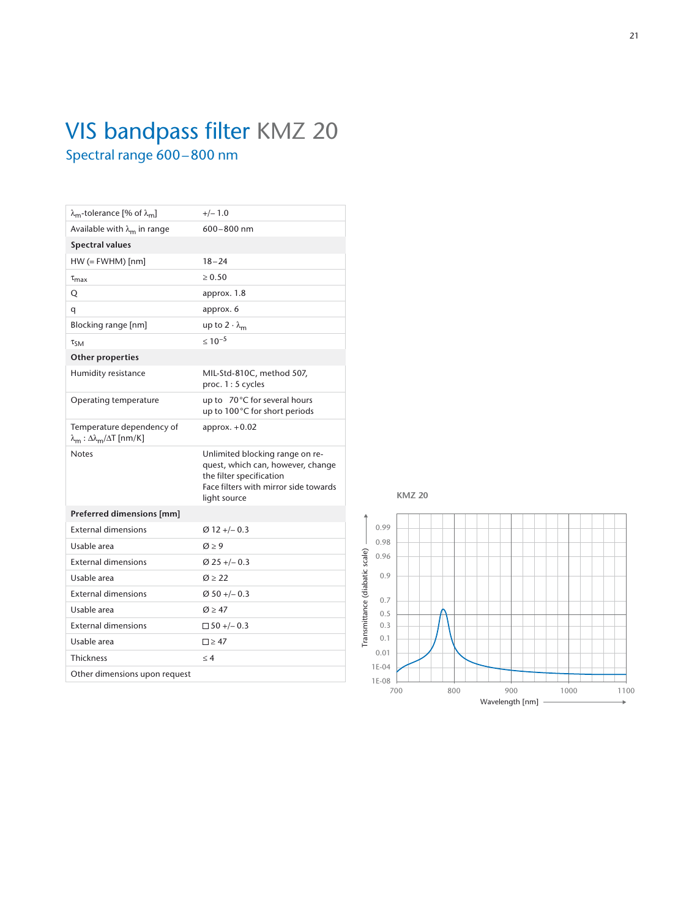# VIS bandpass filter KMZ 20

## Spectral range 600 – 800 nm

| | |
|---|---|
| $\lambda_m$-tolerance [% of $\lambda_m$] | +/– 1.0 |
| Available with $\lambda_m$ in range | 600 – 800 nm |
| **Spectral values** | |
| HW (= FWHM) [nm] | 18 – 24 |
| $\tau_{max}$ | ≥ 0.50 |
| Q | approx. 1.8 |
| q | approx. 6 |
| Blocking range [nm] | up to $2 \cdot \lambda_m$ |
| $\tau_{SM}$ | ≤ $10^{-5}$ |
| **Other properties** | |
| Humidity resistance | MIL-Std-810C, method 507, proc. 1 : 5 cycles |
| Operating temperature | up to 70 °C for several hours<br>up to 100 °C for short periods |
| Temperature dependency of $\lambda_m$ : $\Delta\lambda_m/\Delta T$ [nm/K] | approx. + 0.02 |
| Notes | Unlimited blocking range on request, which can, however, change the filter specification<br>Face filters with mirror side towards light source |
| **Preferred dimensions [mm]** | |
| External dimensions | Ø 12 +/– 0.3 |
| Usable area | Ø ≥ 9 |
| External dimensions | Ø 25 +/– 0.3 |
| Usable area | Ø ≥ 22 |
| External dimensions | Ø 50 +/– 0.3 |
| Usable area | Ø ≥ 47 |
| External dimensions | □ 50 +/– 0.3 |
| Usable area | □ ≥ 47 |
| Thickness | ≤ 4 |
| Other dimensions upon request | |

KMZ 20

Transmittance (diabatic scale) — 0.99, 0.98, 0.96, 0.9, 0.7, 0.5, 0.3, 0.1, 0.01, 1E-04, 1E-08

Wavelength [nm] — 700, 800, 900, 1000, 1100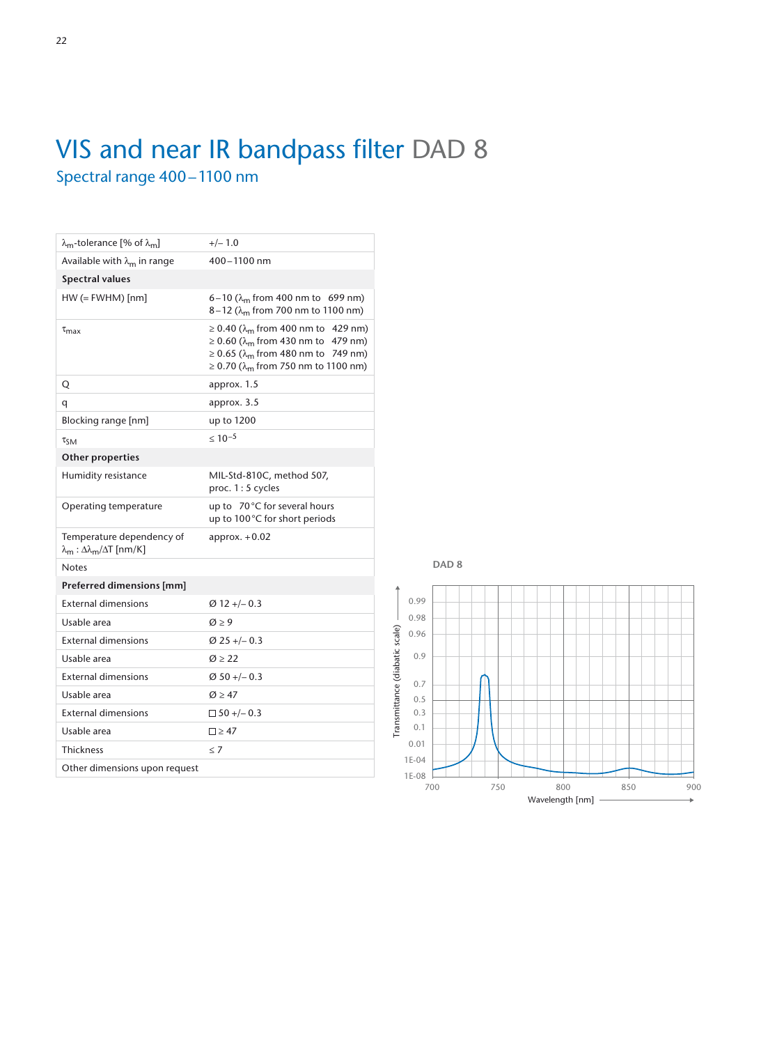# VIS and near IR bandpass filter DAD 8

## Spectral range 400 – 1100 nm

| | |
|---|---|
| $\lambda_m$-tolerance [% of $\lambda_m$] | +/– 1.0 |
| Available with $\lambda_m$ in range | 400 – 1100 nm |
| **Spectral values** | |
| HW (= FWHM) [nm] | 6 – 10 ($\lambda_m$ from 400 nm to 699 nm)<br>8 – 12 ($\lambda_m$ from 700 nm to 1100 nm) |
| $\tau_{max}$ | ≥ 0.40 ($\lambda_m$ from 400 nm to 429 nm)<br>≥ 0.60 ($\lambda_m$ from 430 nm to 479 nm)<br>≥ 0.65 ($\lambda_m$ from 480 nm to 749 nm)<br>≥ 0.70 ($\lambda_m$ from 750 nm to 1100 nm) |
| Q | approx. 1.5 |
| q | approx. 3.5 |
| Blocking range [nm] | up to 1200 |
| $\tau_{SM}$ | ≤ $10^{-5}$ |
| **Other properties** | |
| Humidity resistance | MIL-Std-810C, method 507,<br>proc. 1 : 5 cycles |
| Operating temperature | up to 70 °C for several hours<br>up to 100 °C for short periods |
| Temperature dependency of $\lambda_m$ : $\Delta\lambda_m/\Delta T$ [nm/K] | approx. + 0.02 |
| Notes | |
| **Preferred dimensions [mm]** | |
| External dimensions | Ø 12 +/– 0.3 |
| Usable area | Ø ≥ 9 |
| External dimensions | Ø 25 +/– 0.3 |
| Usable area | Ø ≥ 22 |
| External dimensions | Ø 50 +/– 0.3 |
| Usable area | Ø ≥ 47 |
| External dimensions | □ 50 +/– 0.3 |
| Usable area | □ ≥ 47 |
| Thickness | ≤ 7 |
| Other dimensions upon request | |

DAD 8

Transmittance (diabatic scale) — Wavelength [nm]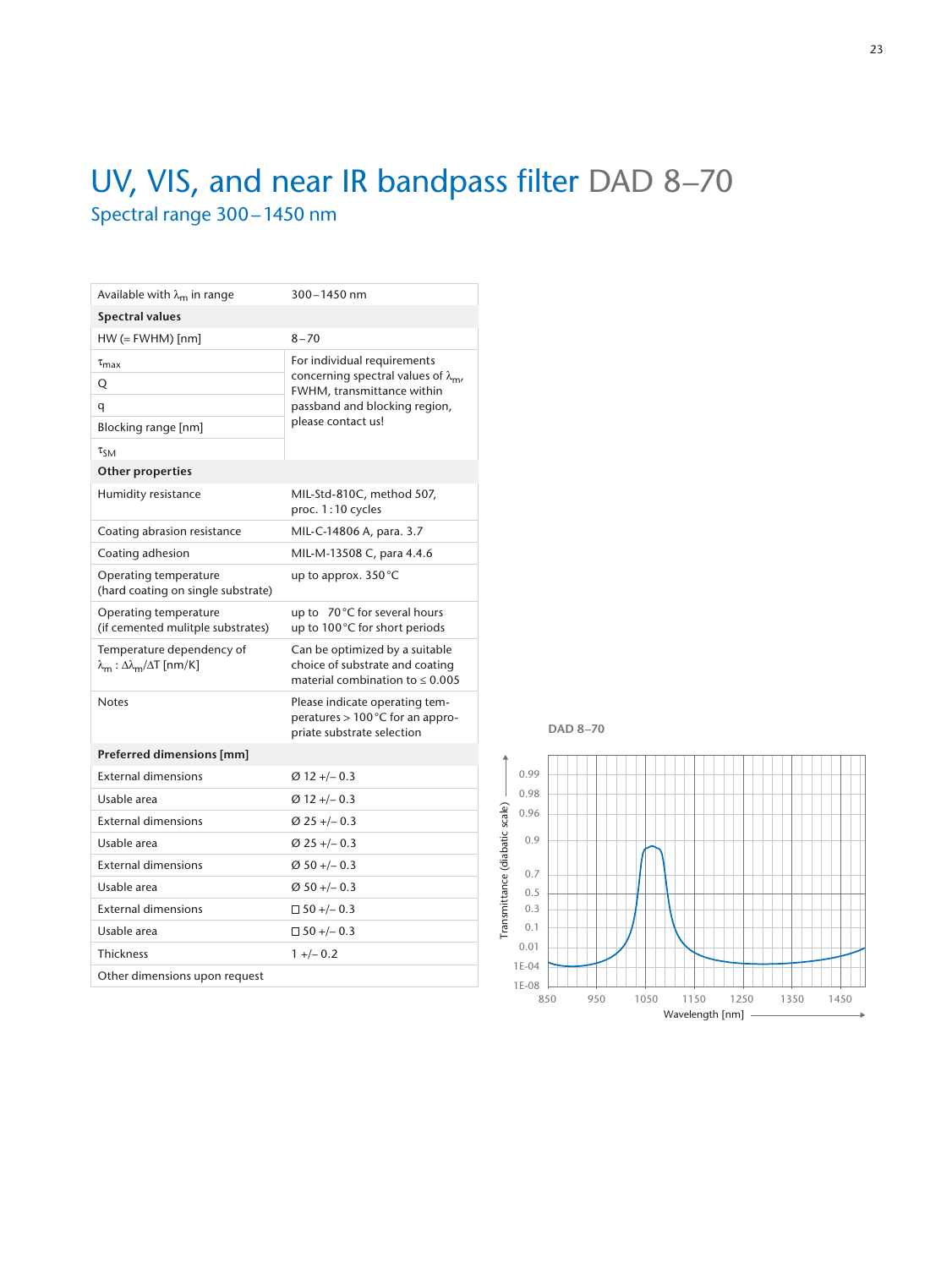# UV, VIS, and near IR bandpass filter DAD 8–70

## Spectral range 300 – 1450 nm

| Available with $\lambda_m$ in range | 300 – 1450 nm |
|---|---|
| **Spectral values** | |
| HW (= FWHM) [nm] | 8 – 70 |
| $\tau_{max}$ | For individual requirements concerning spectral values of $\lambda_m$, FWHM, transmittance within passband and blocking region, please contact us! |
| Q | |
| q | |
| Blocking range [nm] | |
| $\tau_{SM}$ | |
| **Other properties** | |
| Humidity resistance | MIL-Std-810C, method 507, proc. 1 : 10 cycles |
| Coating abrasion resistance | MIL-C-14806 A, para. 3.7 |
| Coating adhesion | MIL-M-13508 C, para 4.4.6 |
| Operating temperature (hard coating on single substrate) | up to approx. 350 °C |
| Operating temperature (if cemented mulitple substrates) | up to 70 °C for several hours<br>up to 100 °C for short periods |
| Temperature dependency of $\lambda_m$ : $\Delta\lambda_m/\Delta T$ [nm/K] | Can be optimized by a suitable choice of substrate and coating material combination to ≤ 0.005 |
| Notes | Please indicate operating temperatures > 100 °C for an appropriate substrate selection |
| **Preferred dimensions [mm]** | |
| External dimensions | Ø 12 +/– 0.3 |
| Usable area | Ø 12 +/– 0.3 |
| External dimensions | Ø 25 +/– 0.3 |
| Usable area | Ø 25 +/– 0.3 |
| External dimensions | Ø 50 +/– 0.3 |
| Usable area | Ø 50 +/– 0.3 |
| External dimensions | □ 50 +/– 0.3 |
| Usable area | □ 50 +/– 0.3 |
| Thickness | 1 +/– 0.2 |
| Other dimensions upon request | |

DAD 8–70

Transmittance (diabatic scale) vs. Wavelength [nm]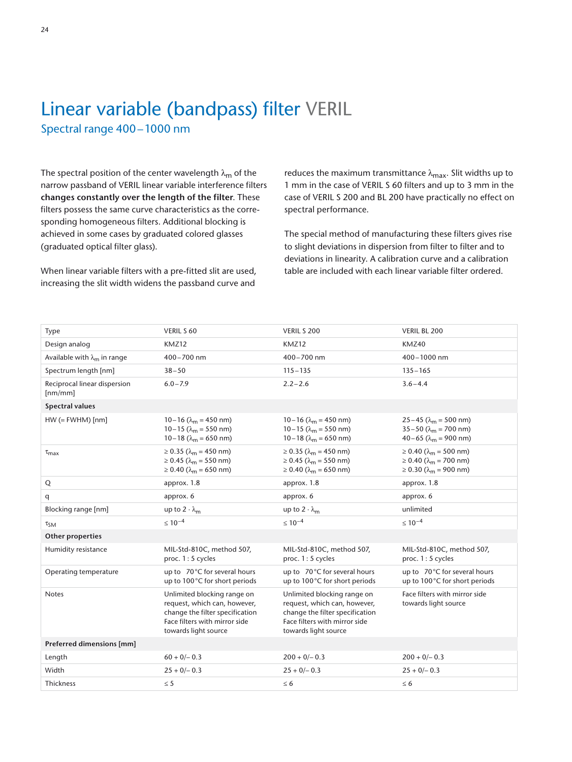# Linear variable (bandpass) filter VERIL

## Spectral range 400 – 1000 nm

The spectral position of the center wavelength $\lambda_m$ of the narrow passband of VERIL linear variable interference filters **changes constantly over the length of the filter**. These filters possess the same curve characteristics as the corresponding homogeneous filters. Additional blocking is achieved in some cases by graduated colored glasses (graduated optical filter glass).

When linear variable filters with a pre-fitted slit are used, increasing the slit width widens the passband curve and reduces the maximum transmittance $\lambda_{max}$. Slit widths up to 1 mm in the case of VERIL S 60 filters and up to 3 mm in the case of VERIL S 200 and BL 200 have practically no effect on spectral performance.

The special method of manufacturing these filters gives rise to slight deviations in dispersion from filter to filter and to deviations in linearity. A calibration curve and a calibration table are included with each linear variable filter ordered.

| Type | VERIL S 60 | VERIL S 200 | VERIL BL 200 |
|---|---|---|---|
| Design analog | KMZ12 | KMZ12 | KMZ40 |
| Available with $\lambda_m$ in range | 400 – 700 nm | 400 – 700 nm | 400 – 1000 nm |
| Spectrum length [nm] | 38 – 50 | 115 – 135 | 135 – 165 |
| Reciprocal linear dispersion [nm/mm] | 6.0 – 7.9 | 2.2 – 2.6 | 3.6 – 4.4 |
| **Spectral values** | | | |
| HW (= FWHM) [nm] | 10 – 16 ($\lambda_m$ = 450 nm)<br>10 – 15 ($\lambda_m$ = 550 nm)<br>10 – 18 ($\lambda_m$ = 650 nm) | 10 – 16 ($\lambda_m$ = 450 nm)<br>10 – 15 ($\lambda_m$ = 550 nm)<br>10 – 18 ($\lambda_m$ = 650 nm) | 25 – 45 ($\lambda_m$ = 500 nm)<br>35 – 50 ($\lambda_m$ = 700 nm)<br>40 – 65 ($\lambda_m$ = 900 nm) |
| $\tau_{max}$ | ≥ 0.35 ($\lambda_m$ = 450 nm)<br>≥ 0.45 ($\lambda_m$ = 550 nm)<br>≥ 0.40 ($\lambda_m$ = 650 nm) | ≥ 0.35 ($\lambda_m$ = 450 nm)<br>≥ 0.45 ($\lambda_m$ = 550 nm)<br>≥ 0.40 ($\lambda_m$ = 650 nm) | ≥ 0.40 ($\lambda_m$ = 500 nm)<br>≥ 0.40 ($\lambda_m$ = 700 nm)<br>≥ 0.30 ($\lambda_m$ = 900 nm) |
| Q | approx. 1.8 | approx. 1.8 | approx. 1.8 |
| q | approx. 6 | approx. 6 | approx. 6 |
| Blocking range [nm] | up to $2 \cdot \lambda_m$ | up to $2 \cdot \lambda_m$ | unlimited |
| $\tau_{SM}$ | $\leq 10^{-4}$ | $\leq 10^{-4}$ | $\leq 10^{-4}$ |
| **Other properties** | | | |
| Humidity resistance | MIL-Std-810C, method 507, proc. 1 : 5 cycles | MIL-Std-810C, method 507, proc. 1 : 5 cycles | MIL-Std-810C, method 507, proc. 1 : 5 cycles |
| Operating temperature | up to 70 °C for several hours<br>up to 100 °C for short periods | up to 70 °C for several hours<br>up to 100 °C for short periods | up to 70 °C for several hours<br>up to 100 °C for short periods |
| Notes | Unlimited blocking range on request, which can, however, change the filter specification<br>Face filters with mirror side towards light source | Unlimited blocking range on request, which can, however, change the filter specification<br>Face filters with mirror side towards light source | Face filters with mirror side towards light source |
| **Preferred dimensions [mm]** | | | |
| Length | 60 + 0/– 0.3 | 200 + 0/– 0.3 | 200 + 0/– 0.3 |
| Width | 25 + 0/– 0.3 | 25 + 0/– 0.3 | 25 + 0/– 0.3 |
| Thickness | ≤ 5 | ≤ 6 | ≤ 6 |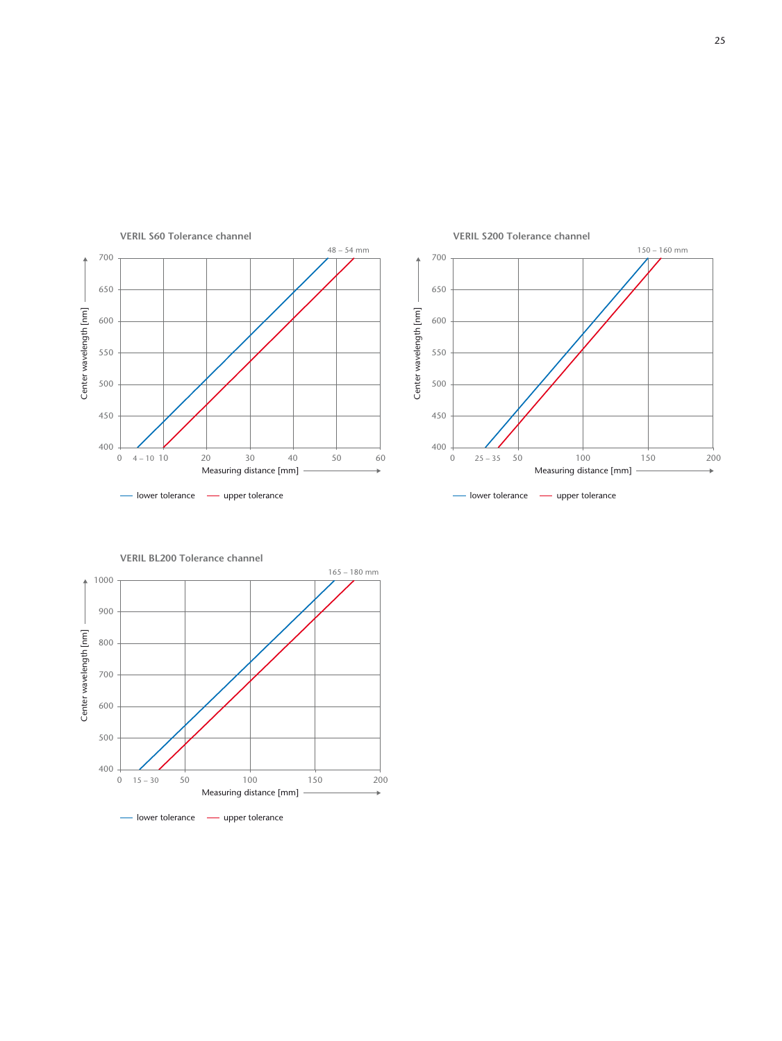### VERIL S60 Tolerance channel

48 – 54 mm

Center wavelength [nm]: 400, 450, 500, 550, 600, 650, 700

Measuring distance [mm]: 0, 4 – 10, 10, 20, 30, 40, 50, 60

— lower tolerance — upper tolerance

### VERIL S200 Tolerance channel

150 – 160 mm

Center wavelength [nm]: 400, 450, 500, 550, 600, 650, 700

Measuring distance [mm]: 0, 25 – 35, 50, 100, 150, 200

— lower tolerance — upper tolerance

### VERIL BL200 Tolerance channel

165 – 180 mm

Center wavelength [nm]: 400, 500, 600, 700, 800, 900, 1000

Measuring distance [mm]: 0, 15 – 30, 50, 100, 150, 200

— lower tolerance — upper tolerance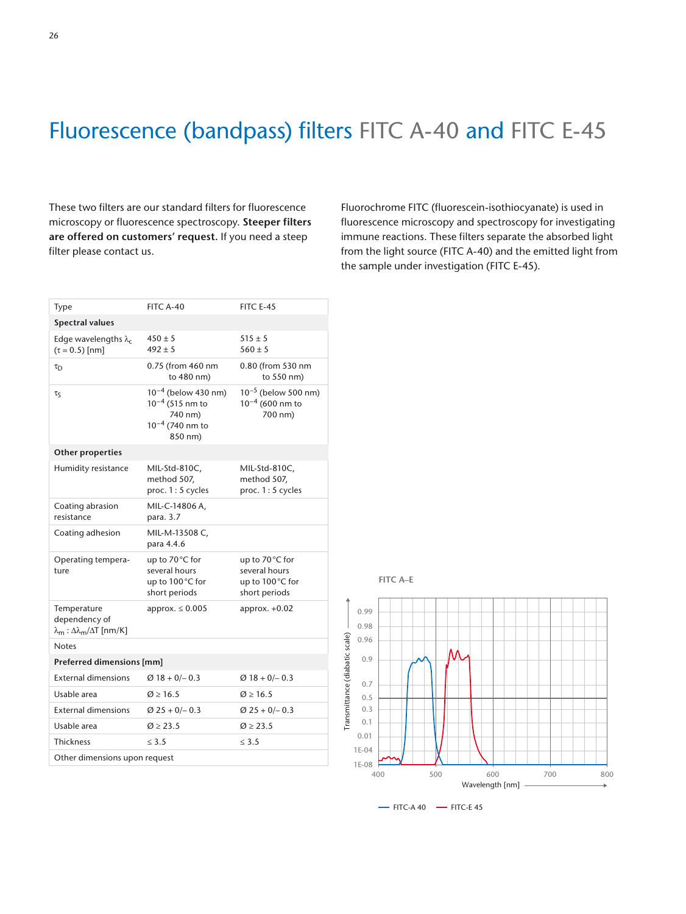# Fluorescence (bandpass) filters FITC A-40 and FITC E-45

These two filters are our standard filters for fluorescence microscopy or fluorescence spectroscopy. **Steeper filters are offered on customers' request.** If you need a steep filter please contact us.

Fluorochrome FITC (fluorescein-isothiocyanate) is used in fluorescence microscopy and spectroscopy for investigating immune reactions. These filters separate the absorbed light from the light source (FITC A-40) and the emitted light from the sample under investigation (FITC E-45).

| Type | FITC A-40 | FITC E-45 |
|---|---|---|
| **Spectral values** | | |
| Edge wavelengths $\lambda_c$ ($\tau = 0.5$) [nm] | 450 ± 5<br>492 ± 5 | 515 ± 5<br>560 ± 5 |
| $\tau_D$ | 0.75 (from 460 nm to 480 nm) | 0.80 (from 530 nm to 550 nm) |
| $\tau_S$ | $10^{-4}$ (below 430 nm)<br>$10^{-4}$ (515 nm to 740 nm)<br>$10^{-4}$ (740 nm to 850 nm) | $10^{-5}$ (below 500 nm)<br>$10^{-4}$ (600 nm to 700 nm) |
| **Other properties** | | |
| Humidity resistance | MIL-Std-810C, method 507, proc. 1 : 5 cycles | MIL-Std-810C, method 507, proc. 1 : 5 cycles |
| Coating abrasion resistance | MIL-C-14806 A, para. 3.7 | |
| Coating adhesion | MIL-M-13508 C, para 4.4.6 | |
| Operating temperature | up to 70 °C for several hours<br>up to 100 °C for short periods | up to 70 °C for several hours<br>up to 100 °C for short periods |
| Temperature dependency of $\lambda_m : \Delta\lambda_m/\Delta T$ [nm/K] | approx. ≤ 0.005 | approx. +0.02 |
| Notes | | |
| **Preferred dimensions [mm]** | | |
| External dimensions | Ø 18 + 0/– 0.3 | Ø 18 + 0/– 0.3 |
| Usable area | Ø ≥ 16.5 | Ø ≥ 16.5 |
| External dimensions | Ø 25 + 0/– 0.3 | Ø 25 + 0/– 0.3 |
| Usable area | Ø ≥ 23.5 | Ø ≥ 23.5 |
| Thickness | ≤ 3.5 | ≤ 3.5 |
| Other dimensions upon request | | |

FITC A–E

Transmittance (diabatic scale) — Wavelength [nm]

— FITC-A 40 — FITC-E 45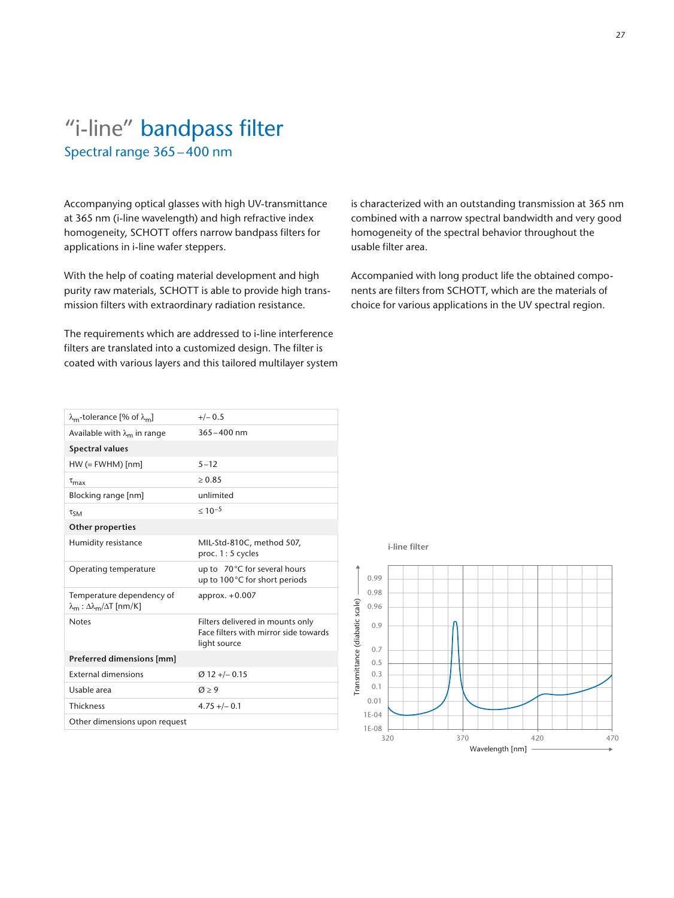# "i-line" bandpass filter

## Spectral range 365 – 400 nm

Accompanying optical glasses with high UV-transmittance at 365 nm (i-line wavelength) and high refractive index homogeneity, SCHOTT offers narrow bandpass filters for applications in i-line wafer steppers.

With the help of coating material development and high purity raw materials, SCHOTT is able to provide high transmission filters with extraordinary radiation resistance.

The requirements which are addressed to i-line interference filters are translated into a customized design. The filter is coated with various layers and this tailored multilayer system is characterized with an outstanding transmission at 365 nm combined with a narrow spectral bandwidth and very good homogeneity of the spectral behavior throughout the usable filter area.

Accompanied with long product life the obtained components are filters from SCHOTT, which are the materials of choice for various applications in the UV spectral region.

| | |
|---|---|
| $\lambda_m$-tolerance [% of $\lambda_m$] | +/– 0.5 |
| Available with $\lambda_m$ in range | 365 – 400 nm |
| **Spectral values** | |
| HW (= FWHM) [nm] | 5 – 12 |
| $\tau_{max}$ | ≥ 0.85 |
| Blocking range [nm] | unlimited |
| $\tau_{SM}$ | ≤ $10^{-5}$ |
| **Other properties** | |
| Humidity resistance | MIL-Std-810C, method 507, proc. 1 : 5 cycles |
| Operating temperature | up to 70 °C for several hours<br>up to 100 °C for short periods |
| Temperature dependency of $\lambda_m$ : $\Delta\lambda_m/\Delta T$ [nm/K] | approx. +0.007 |
| Notes | Filters delivered in mounts only<br>Face filters with mirror side towards light source |
| **Preferred dimensions [mm]** | |
| External dimensions | Ø 12 +/– 0.15 |
| Usable area | Ø ≥ 9 |
| Thickness | 4.75 +/– 0.1 |
| Other dimensions upon request | |

i-line filter

Transmittance (diabatic scale) vs. Wavelength [nm]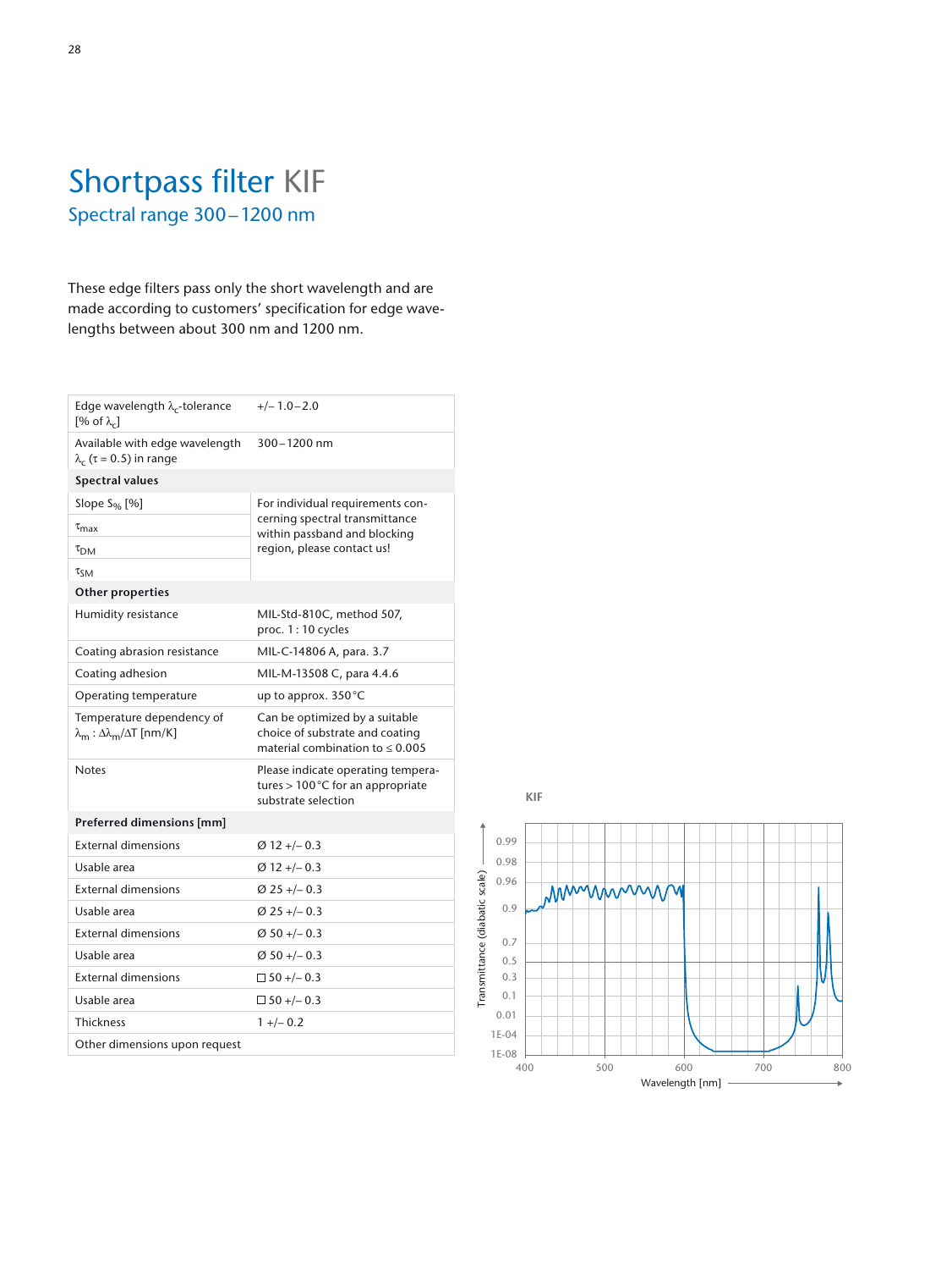# Shortpass filter KIF

## Spectral range 300 – 1200 nm

These edge filters pass only the short wavelength and are made according to customers' specification for edge wavelengths between about 300 nm and 1200 nm.

| | |
|---|---|
| Edge wavelength $\lambda_c$-tolerance [% of $\lambda_c$] | +/– 1.0 – 2.0 |
| Available with edge wavelength $\lambda_c$ ($\tau$ = 0.5) in range | 300 – 1200 nm |
| **Spectral values** | |
| Slope $S_{\%}$ [%] | For individual requirements concerning spectral transmittance within passband and blocking region, please contact us! |
| $\tau_{max}$ | |
| $\tau_{DM}$ | |
| $\tau_{SM}$ | |
| **Other properties** | |
| Humidity resistance | MIL-Std-810C, method 507, proc. 1 : 10 cycles |
| Coating abrasion resistance | MIL-C-14806 A, para. 3.7 |
| Coating adhesion | MIL-M-13508 C, para 4.4.6 |
| Operating temperature | up to approx. 350 °C |
| Temperature dependency of $\lambda_m$ : $\Delta\lambda_m/\Delta T$ [nm/K] | Can be optimized by a suitable choice of substrate and coating material combination to ≤ 0.005 |
| Notes | Please indicate operating temperatures > 100 °C for an appropriate substrate selection |
| **Preferred dimensions [mm]** | |
| External dimensions | Ø 12 +/– 0.3 |
| Usable area | Ø 12 +/– 0.3 |
| External dimensions | Ø 25 +/– 0.3 |
| Usable area | Ø 25 +/– 0.3 |
| External dimensions | Ø 50 +/– 0.3 |
| Usable area | Ø 50 +/– 0.3 |
| External dimensions | □ 50 +/– 0.3 |
| Usable area | □ 50 +/– 0.3 |
| Thickness | 1 +/– 0.2 |
| Other dimensions upon request | |

KIF

Transmittance (diabatic scale): 0.99, 0.98, 0.96, 0.9, 0.7, 0.5, 0.3, 0.1, 0.01, 1E-04, 1E-08

Wavelength [nm]: 400, 500, 600, 700, 800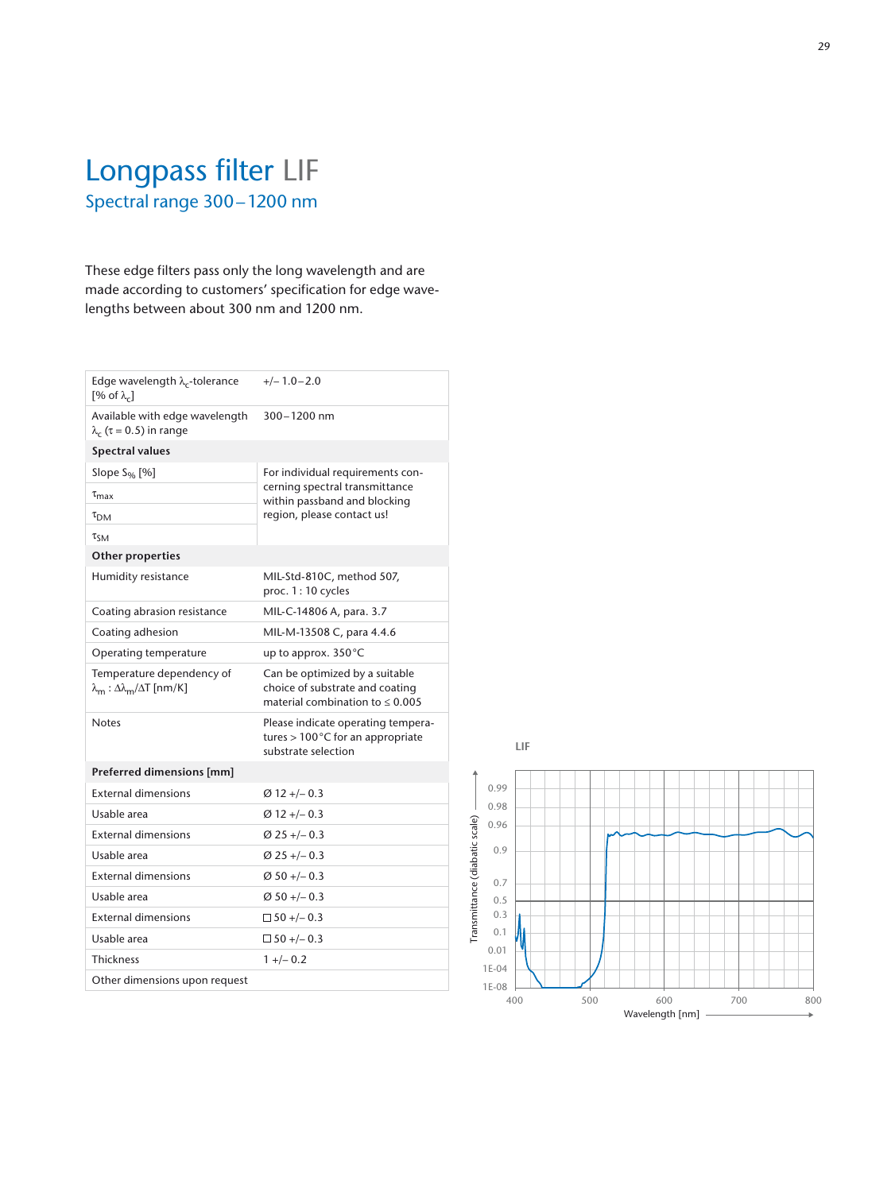# Longpass filter LIF

## Spectral range 300 – 1200 nm

These edge filters pass only the long wavelength and are made according to customers' specification for edge wavelengths between about 300 nm and 1200 nm.

| | |
|---|---|
| Edge wavelength $\lambda_c$-tolerance [% of $\lambda_c$] | +/– 1.0 – 2.0 |
| Available with edge wavelength $\lambda_c$ ($\tau$ = 0.5) in range | 300 – 1200 nm |
| **Spectral values** | |
| Slope $S_{\%}$ [%] | For individual requirements concerning spectral transmittance within passband and blocking region, please contact us! |
| $\tau_{max}$ | |
| $\tau_{DM}$ | |
| $\tau_{SM}$ | |
| **Other properties** | |
| Humidity resistance | MIL-Std-810C, method 507, proc. 1 : 10 cycles |
| Coating abrasion resistance | MIL-C-14806 A, para. 3.7 |
| Coating adhesion | MIL-M-13508 C, para 4.4.6 |
| Operating temperature | up to approx. 350 °C |
| Temperature dependency of $\lambda_m$ : $\Delta\lambda_m/\Delta T$ [nm/K] | Can be optimized by a suitable choice of substrate and coating material combination to ≤ 0.005 |
| Notes | Please indicate operating temperatures > 100 °C for an appropriate substrate selection |
| **Preferred dimensions [mm]** | |
| External dimensions | Ø 12 +/– 0.3 |
| Usable area | Ø 12 +/– 0.3 |
| External dimensions | Ø 25 +/– 0.3 |
| Usable area | Ø 25 +/– 0.3 |
| External dimensions | Ø 50 +/– 0.3 |
| Usable area | Ø 50 +/– 0.3 |
| External dimensions | □ 50 +/– 0.3 |
| Usable area | □ 50 +/– 0.3 |
| Thickness | 1 +/– 0.2 |
| Other dimensions upon request | |

LIF

Transmittance (diabatic scale): 0.99, 0.98, 0.96, 0.9, 0.7, 0.5, 0.3, 0.1, 0.01, 1E-04, 1E-08

Wavelength [nm]: 400, 500, 600, 700, 800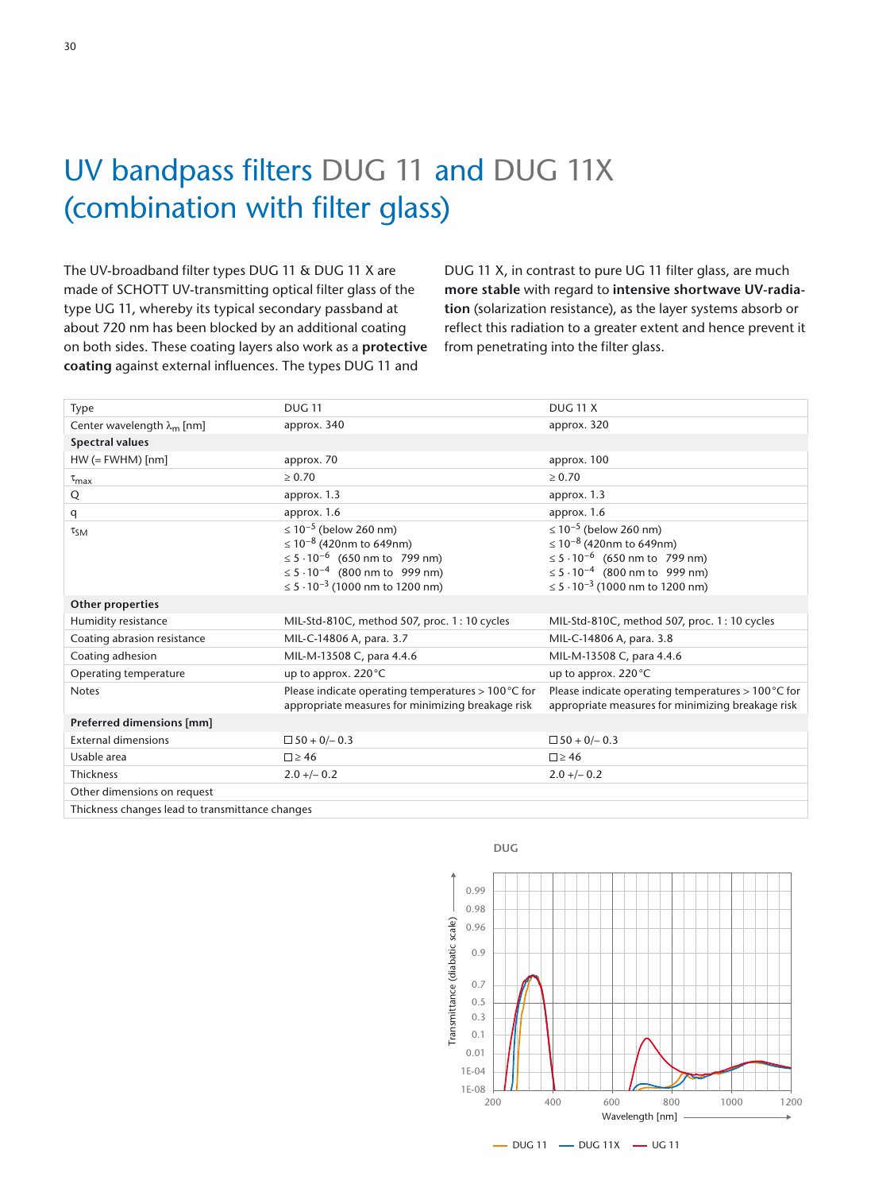# UV bandpass filters DUG 11 and DUG 11X (combination with filter glass)

The UV-broadband filter types DUG 11 & DUG 11 X are made of SCHOTT UV-transmitting optical filter glass of the type UG 11, whereby its typical secondary passband at about 720 nm has been blocked by an additional coating on both sides. These coating layers also work as a **protective coating** against external influences. The types DUG 11 and DUG 11 X, in contrast to pure UG 11 filter glass, are much **more stable** with regard to **intensive shortwave UV-radiation** (solarization resistance), as the layer systems absorb or reflect this radiation to a greater extent and hence prevent it from penetrating into the filter glass.

| Type | DUG 11 | DUG 11 X |
|---|---|---|
| Center wavelength $\lambda_m$ [nm] | approx. 340 | approx. 320 |
| **Spectral values** | | |
| HW (= FWHM) [nm] | approx. 70 | approx. 100 |
| $\tau_{max}$ | ≥ 0.70 | ≥ 0.70 |
| Q | approx. 1.3 | approx. 1.3 |
| q | approx. 1.6 | approx. 1.6 |
| $\tau_{SM}$ | $\leq 10^{-5}$ (below 260 nm)<br>$\leq 10^{-8}$ (420nm to 649nm)<br>$\leq 5 \cdot 10^{-6}$ (650 nm to 799 nm)<br>$\leq 5 \cdot 10^{-4}$ (800 nm to 999 nm)<br>$\leq 5 \cdot 10^{-3}$ (1000 nm to 1200 nm) | $\leq 10^{-5}$ (below 260 nm)<br>$\leq 10^{-8}$ (420nm to 649nm)<br>$\leq 5 \cdot 10^{-6}$ (650 nm to 799 nm)<br>$\leq 5 \cdot 10^{-4}$ (800 nm to 999 nm)<br>$\leq 5 \cdot 10^{-3}$ (1000 nm to 1200 nm) |
| **Other properties** | | |
| Humidity resistance | MIL-Std-810C, method 507, proc. 1 : 10 cycles | MIL-Std-810C, method 507, proc. 1 : 10 cycles |
| Coating abrasion resistance | MIL-C-14806 A, para. 3.7 | MIL-C-14806 A, para. 3.8 |
| Coating adhesion | MIL-M-13508 C, para 4.4.6 | MIL-M-13508 C, para 4.4.6 |
| Operating temperature | up to approx. 220 °C | up to approx. 220 °C |
| Notes | Please indicate operating temperatures > 100 °C for appropriate measures for minimizing breakage risk | Please indicate operating temperatures > 100 °C for appropriate measures for minimizing breakage risk |
| **Preferred dimensions [mm]** | | |
| External dimensions | ☐50 + 0/– 0.3 | ☐50 + 0/– 0.3 |
| Usable area | ☐≥ 46 | ☐≥ 46 |
| Thickness | 2.0 +/– 0.2 | 2.0 +/– 0.2 |
| Other dimensions on request | | |
| Thickness changes lead to transmittance changes | | |

DUG

Transmittance (diabatic scale): 0.99, 0.98, 0.96, 0.9, 0.7, 0.5, 0.3, 0.1, 0.01, 1E-04, 1E-08

Wavelength [nm]: 200, 400, 600, 800, 1000, 1200

— DUG 11 — DUG 11X — UG 11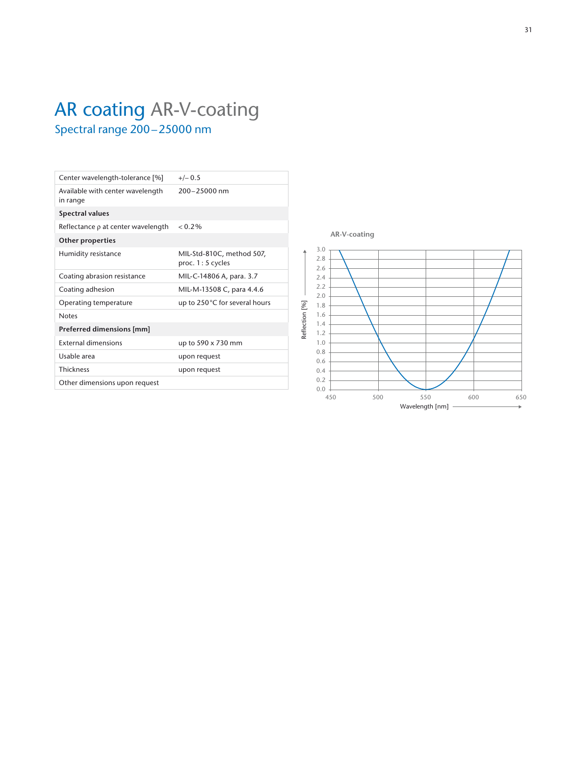# AR coating AR-V-coating

## Spectral range 200 – 25000 nm

| | |
|---|---|
| Center wavelength-tolerance [%] | +/– 0.5 |
| Available with center wavelength in range | 200 – 25000 nm |
| **Spectral values** | |
| Reflectance ρ at center wavelength | < 0.2 % |
| **Other properties** | |
| Humidity resistance | MIL-Std-810C, method 507, proc. 1 : 5 cycles |
| Coating abrasion resistance | MIL-C-14806 A, para. 3.7 |
| Coating adhesion | MIL-M-13508 C, para 4.4.6 |
| Operating temperature | up to 250 °C for several hours |
| Notes | |
| **Preferred dimensions [mm]** | |
| External dimensions | up to 590 x 730 mm |
| Usable area | upon request |
| Thickness | upon request |
| Other dimensions upon request | |

AR-V-coating

Reflection [%]

Wavelength [nm]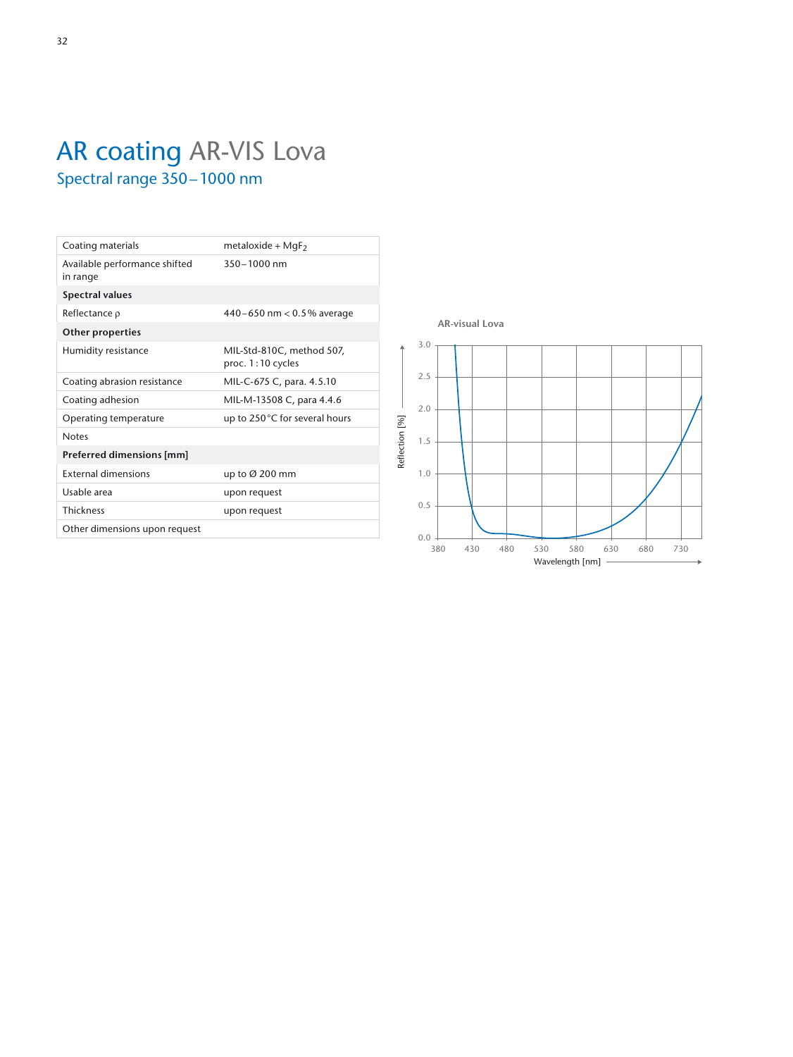# AR coating AR-VIS Lova

## Spectral range 350 – 1000 nm

| | |
|---|---|
| Coating materials | metaloxide + $MgF_2$ |
| Available performance shifted in range | 350 – 1000 nm |
| **Spectral values** | |
| Reflectance ρ | 440 – 650 nm < 0.5 % average |
| **Other properties** | |
| Humidity resistance | MIL-Std-810C, method 507, proc. 1 : 10 cycles |
| Coating abrasion resistance | MIL-C-675 C, para. 4.5.10 |
| Coating adhesion | MIL-M-13508 C, para 4.4.6 |
| Operating temperature | up to 250 °C for several hours |
| Notes | |
| **Preferred dimensions [mm]** | |
| External dimensions | up to Ø 200 mm |
| Usable area | upon request |
| Thickness | upon request |
| Other dimensions upon request | |

AR-visual Lova

Reflection [%]

Wavelength [nm]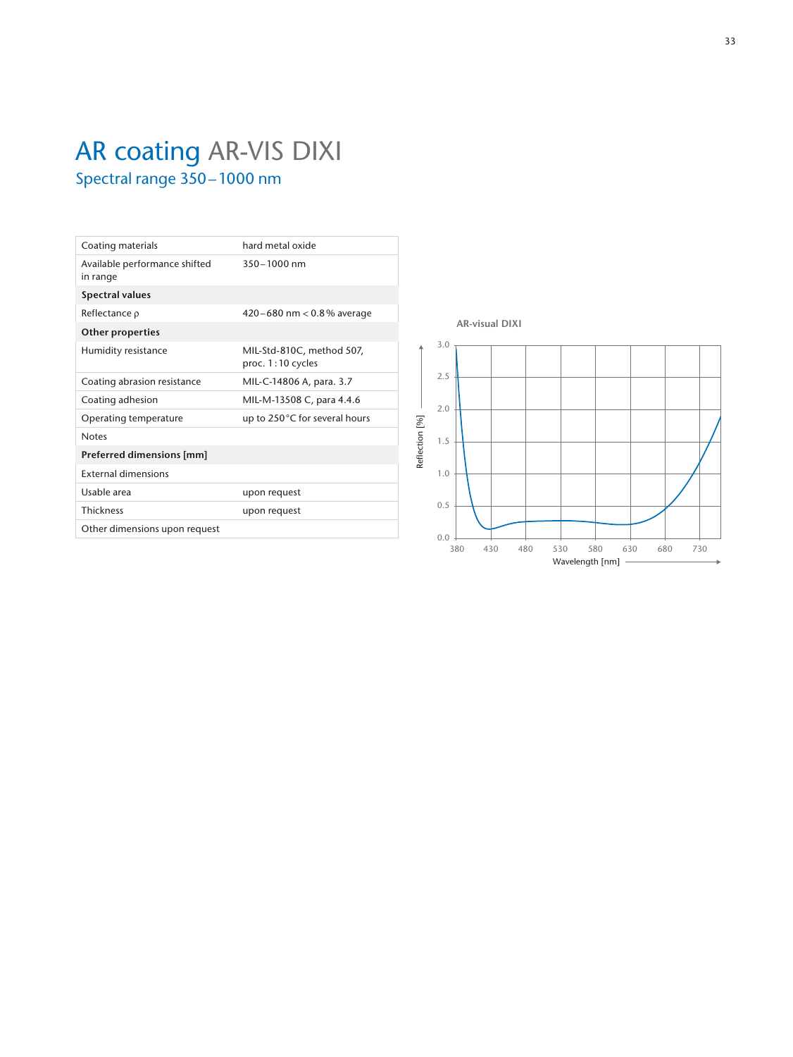# AR coating AR-VIS DIXI

## Spectral range 350 – 1000 nm

| | |
|---|---|
| Coating materials | hard metal oxide |
| Available performance shifted in range | 350 – 1000 nm |
| **Spectral values** | |
| Reflectance ρ | 420 – 680 nm < 0.8 % average |
| **Other properties** | |
| Humidity resistance | MIL-Std-810C, method 507, proc. 1 : 10 cycles |
| Coating abrasion resistance | MIL-C-14806 A, para. 3.7 |
| Coating adhesion | MIL-M-13508 C, para 4.4.6 |
| Operating temperature | up to 250 °C for several hours |
| Notes | |
| **Preferred dimensions [mm]** | |
| External dimensions | |
| Usable area | upon request |
| Thickness | upon request |
| Other dimensions upon request | |

AR-visual DIXI

Reflection [%] — Wavelength [nm]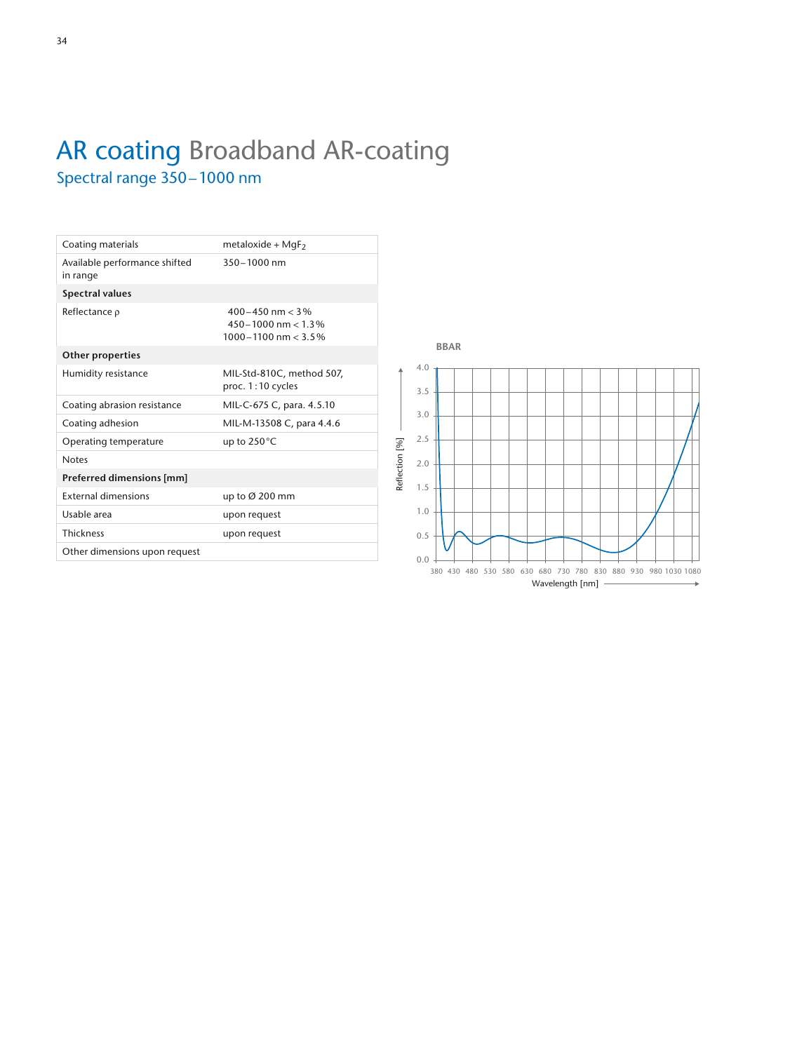# AR coating Broadband AR-coating

## Spectral range 350 – 1000 nm

| Coating materials | metaloxide + $MgF_2$ |
|---|---|
| Available performance shifted in range | 350 – 1000 nm |
| **Spectral values** | |
| Reflectance ρ | 400 – 450 nm < 3 %<br>450 – 1000 nm < 1.3 %<br>1000 – 1100 nm < 3.5 % |
| **Other properties** | |
| Humidity resistance | MIL-Std-810C, method 507, proc. 1 : 10 cycles |
| Coating abrasion resistance | MIL-C-675 C, para. 4.5.10 |
| Coating adhesion | MIL-M-13508 C, para 4.4.6 |
| Operating temperature | up to 250 °C |
| Notes | |
| **Preferred dimensions [mm]** | |
| External dimensions | up to Ø 200 mm |
| Usable area | upon request |
| Thickness | upon request |
| Other dimensions upon request | |

BBAR

Reflection [%] — Wavelength [nm]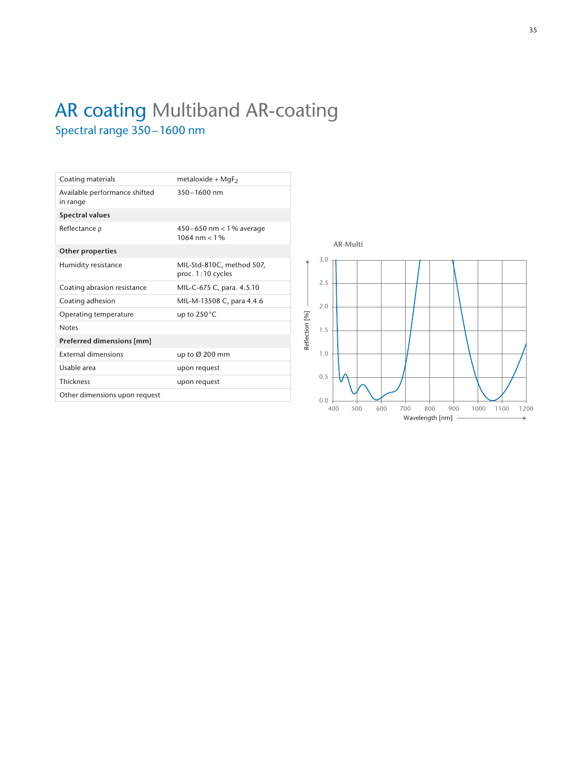# AR coating Multiband AR-coating

## Spectral range 350 – 1600 nm

| | |
|---|---|
| Coating materials | metaloxide + $MgF_2$ |
| Available performance shifted in range | 350 – 1600 nm |
| **Spectral values** | |
| Reflectance ρ | 450 – 650 nm < 1 % average<br>1064 nm < 1 % |
| **Other properties** | |
| Humidity resistance | MIL-Std-810C, method 507, proc. 1 : 10 cycles |
| Coating abrasion resistance | MIL-C-675 C, para. 4.5.10 |
| Coating adhesion | MIL-M-13508 C, para 4.4.6 |
| Operating temperature | up to 250 °C |
| Notes | |
| **Preferred dimensions [mm]** | |
| External dimensions | up to Ø 200 mm |
| Usable area | upon request |
| Thickness | upon request |
| Other dimensions upon request | |

AR-Multi

Reflection [%]

Wavelength [nm]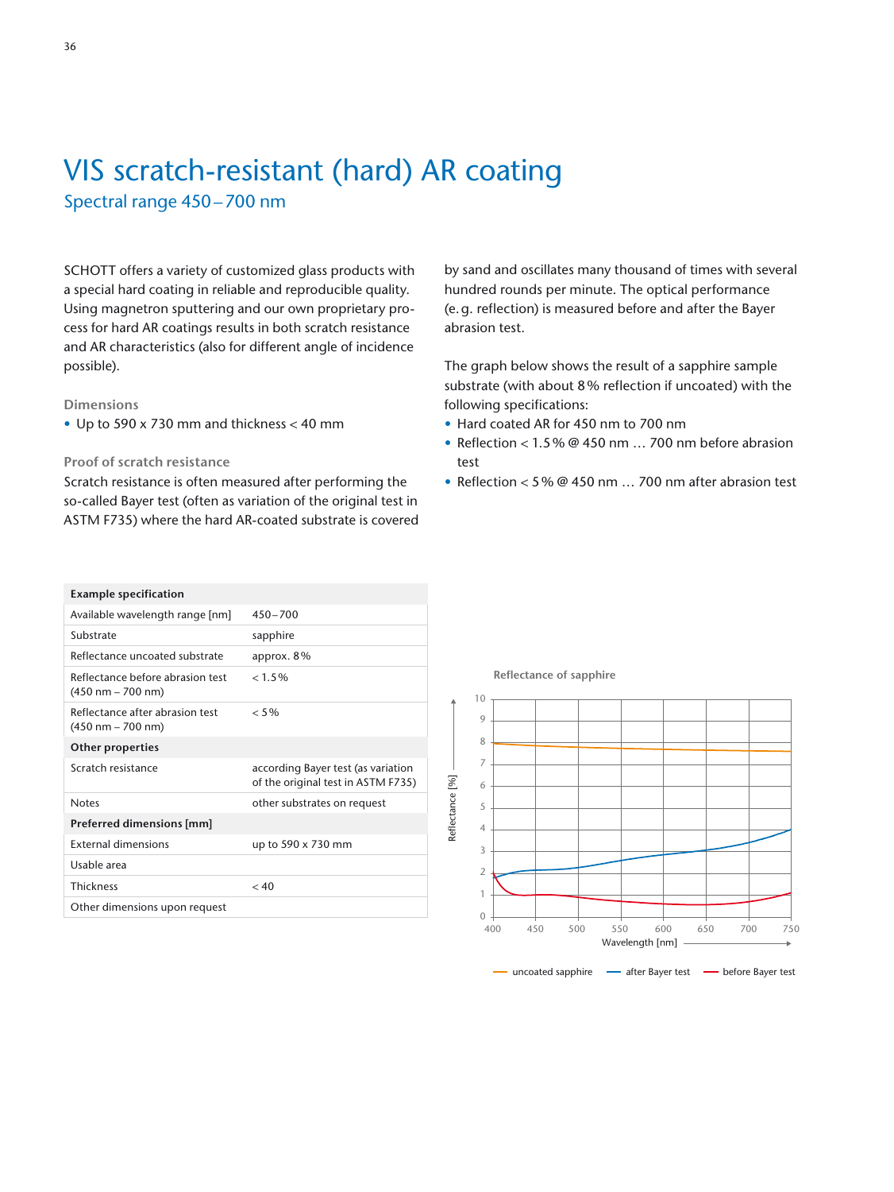# VIS scratch-resistant (hard) AR coating

## Spectral range 450 – 700 nm

SCHOTT offers a variety of customized glass products with a special hard coating in reliable and reproducible quality. Using magnetron sputtering and our own proprietary process for hard AR coatings results in both scratch resistance and AR characteristics (also for different angle of incidence possible).

### Dimensions

- Up to 590 x 730 mm and thickness < 40 mm

### Proof of scratch resistance

Scratch resistance is often measured after performing the so-called Bayer test (often as variation of the original test in ASTM F735) where the hard AR-coated substrate is covered by sand and oscillates many thousand of times with several hundred rounds per minute. The optical performance (e.g. reflection) is measured before and after the Bayer abrasion test.

The graph below shows the result of a sapphire sample substrate (with about 8 % reflection if uncoated) with the following specifications:

- Hard coated AR for 450 nm to 700 nm
- Reflection < 1.5 % @ 450 nm … 700 nm before abrasion test
- Reflection < 5 % @ 450 nm … 700 nm after abrasion test

| Example specification | |
|---|---|
| Available wavelength range [nm] | 450 – 700 |
| Substrate | sapphire |
| Reflectance uncoated substrate | approx. 8 % |
| Reflectance before abrasion test (450 nm – 700 nm) | < 1.5 % |
| Reflectance after abrasion test (450 nm – 700 nm) | < 5 % |
| **Other properties** | |
| Scratch resistance | according Bayer test (as variation of the original test in ASTM F735) |
| Notes | other substrates on request |
| **Preferred dimensions [mm]** | |
| External dimensions | up to 590 x 730 mm |
| Usable area | |
| Thickness | < 40 |
| Other dimensions upon request | |

Reflectance of sapphire

Reflectance [%] vs. Wavelength [nm] — uncoated sapphire, after Bayer test, before Bayer test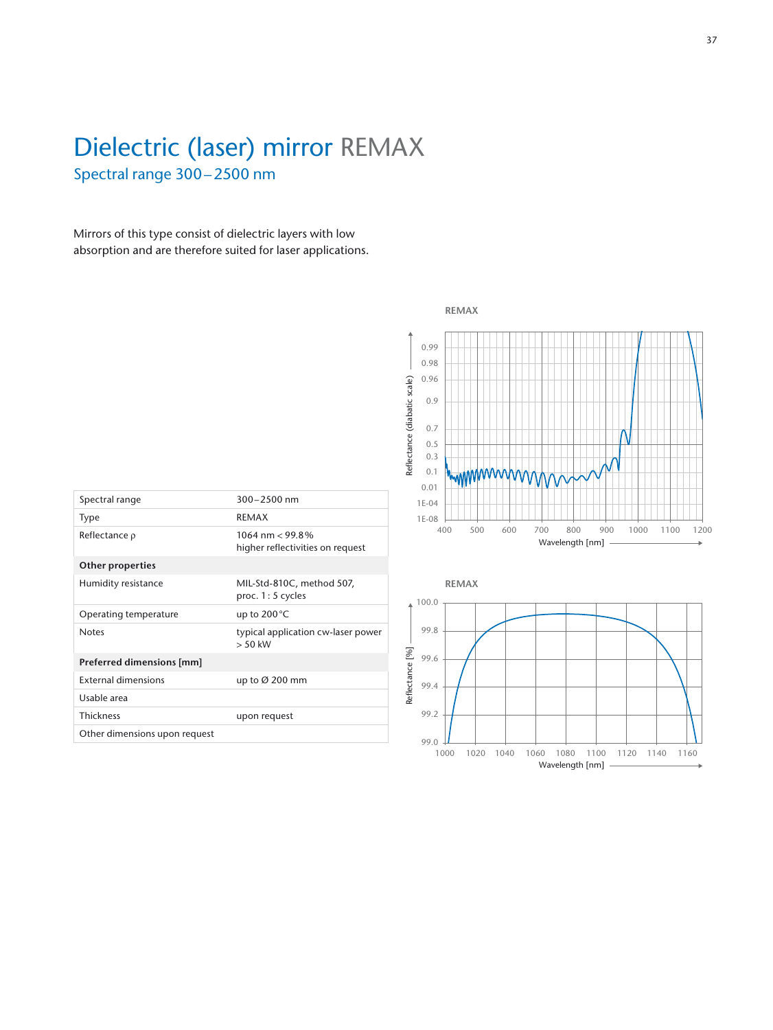# Dielectric (laser) mirror REMAX

## Spectral range 300 – 2500 nm

Mirrors of this type consist of dielectric layers with low absorption and are therefore suited for laser applications.

| Spectral range | 300 – 2500 nm |
|---|---|
| Type | REMAX |
| Reflectance ρ | 1064 nm < 99.8 %<br>higher reflectivities on request |
| **Other properties** | |
| Humidity resistance | MIL-Std-810C, method 507, proc. 1 : 5 cycles |
| Operating temperature | up to 200 °C |
| Notes | typical application cw-laser power > 50 kW |
| **Preferred dimensions [mm]** | |
| External dimensions | up to Ø 200 mm |
| Usable area | |
| Thickness | upon request |
| Other dimensions upon request | |

REMAX

Reflectance (diabatic scale) vs. Wavelength [nm]

REMAX

Reflectance [%] vs. Wavelength [nm]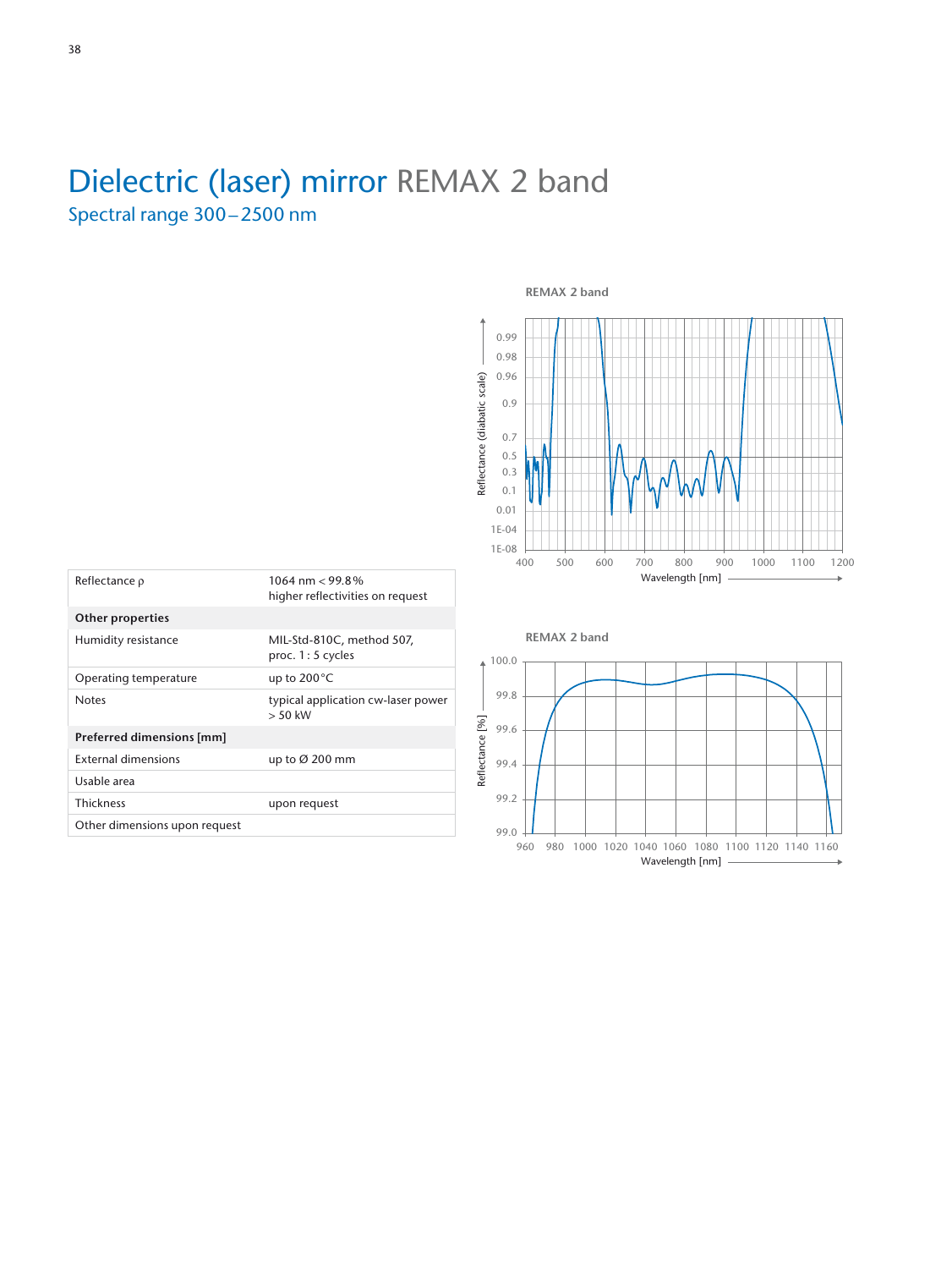# Dielectric (laser) mirror REMAX 2 band

## Spectral range 300 – 2500 nm

| Reflectance ρ | 1064 nm < 99.8 %<br>higher reflectivities on request |
|---|---|
| **Other properties** | |
| Humidity resistance | MIL-Std-810C, method 507,<br>proc. 1 : 5 cycles |
| Operating temperature | up to 200 °C |
| Notes | typical application cw-laser power<br>> 50 kW |
| **Preferred dimensions [mm]** | |
| External dimensions | up to Ø 200 mm |
| Usable area | |
| Thickness | upon request |
| Other dimensions upon request | |

REMAX 2 band

REMAX 2 band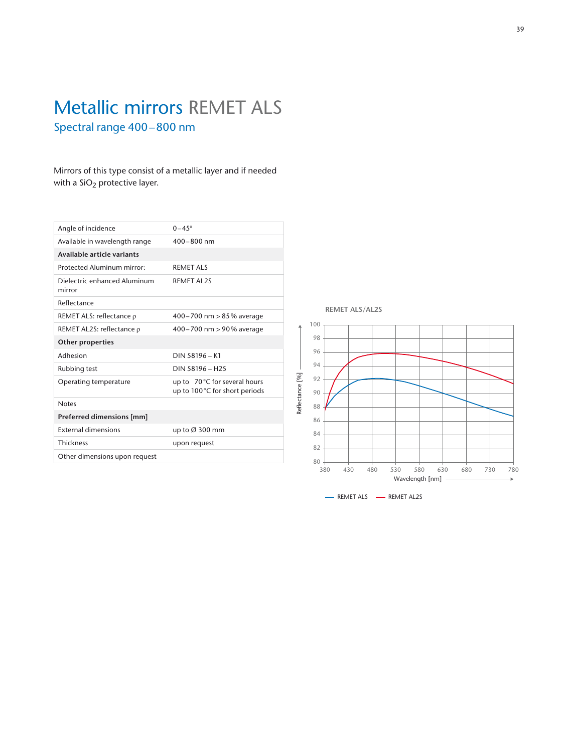# Metallic mirrors REMET ALS

## Spectral range 400 – 800 nm

Mirrors of this type consist of a metallic layer and if needed with a $SiO_2$ protective layer.

| | |
|---|---|
| Angle of incidence | 0 – 45° |
| Available in wavelength range | 400 – 800 nm |
| **Available article variants** | |
| Protected Aluminum mirror: | REMET ALS |
| Dielectric enhanced Aluminum mirror | REMET AL2S |
| Reflectance | |
| REMET ALS: reflectance ρ | 400 – 700 nm > 85 % average |
| REMET AL2S: reflectance ρ | 400 – 700 nm > 90 % average |
| **Other properties** | |
| Adhesion | DIN 58196 – K1 |
| Rubbing test | DIN 58196 – H25 |
| Operating temperature | up to 70 °C for several hours<br>up to 100 °C for short periods |
| Notes | |
| **Preferred dimensions [mm]** | |
| External dimensions | up to Ø 300 mm |
| Thickness | upon request |
| Other dimensions upon request | |

REMET ALS/AL2S

Reflectance [%] vs. Wavelength [nm]

— REMET ALS — REMET AL2S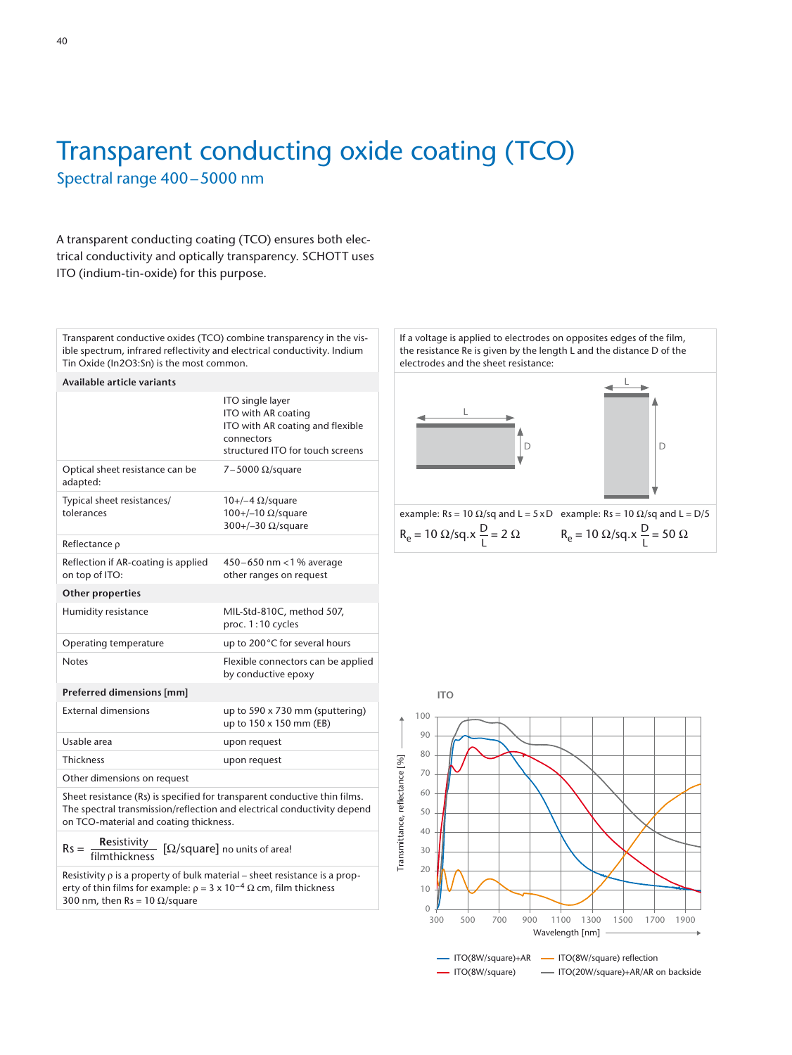# Transparent conducting oxide coating (TCO)

## Spectral range 400 – 5000 nm

A transparent conducting coating (TCO) ensures both electrical conductivity and optically transparency. SCHOTT uses ITO (indium-tin-oxide) for this purpose.

| Transparent conductive oxides (TCO) combine transparency in the visible spectrum, infrared reflectivity and electrical conductivity. Indium Tin Oxide (In2O3:Sn) is the most common. | |
|---|---|
| **Available article variants** | |
| | ITO single layer<br>ITO with AR coating<br>ITO with AR coating and flexible connectors<br>structured ITO for touch screens |
| Optical sheet resistance can be adapted: | 7 – 5000 Ω/square |
| Typical sheet resistances/ tolerances | 10+/–4 Ω/square<br>100+/–10 Ω/square<br>300+/–30 Ω/square |
| Reflectance ρ | |
| Reflection if AR-coating is applied on top of ITO: | 450 – 650 nm < 1 % average<br>other ranges on request |
| **Other properties** | |
| Humidity resistance | MIL-Std-810C, method 507, proc. 1 : 10 cycles |
| Operating temperature | up to 200 °C for several hours |
| Notes | Flexible connectors can be applied by conductive epoxy |
| **Preferred dimensions [mm]** | |
| External dimensions | up to 590 x 730 mm (sputtering)<br>up to 150 x 150 mm (EB) |
| Usable area | upon request |
| Thickness | upon request |
| Other dimensions on request | |

Sheet resistance (Rs) is specified for transparent conductive thin films. The spectral transmission/reflection and electrical conductivity depend on TCO-material and coating thickness.

$$Rs = \frac{\text{Resistivity}}{\text{filmthickness}} \; [\Omega/\text{square}]$$ no units of area!

Resistivity ρ is a property of bulk material – sheet resistance is a property of thin films for example: $\rho = 3 \times 10^{-4}$ Ω cm, film thickness 300 nm, then Rs = 10 Ω/square

If a voltage is applied to electrodes on opposites edges of the film, the resistance Re is given by the length L and the distance D of the electrodes and the sheet resistance:

example: Rs = 10 Ω/sq and L = 5 x D

$$R_e = 10\ \Omega/\text{sq.} \times \frac{D}{L} = 2\ \Omega$$

example: Rs = 10 Ω/sq and L = D/5

$$R_e = 10\ \Omega/\text{sq.} \times \frac{D}{L} = 50\ \Omega$$

**ITO**

Transmittance, reflectance [%] vs. Wavelength [nm] (300 – 1900)

— ITO(8W/square)+AR — ITO(8W/square) — ITO(8W/square) reflection — ITO(20W/square)+AR/AR on backside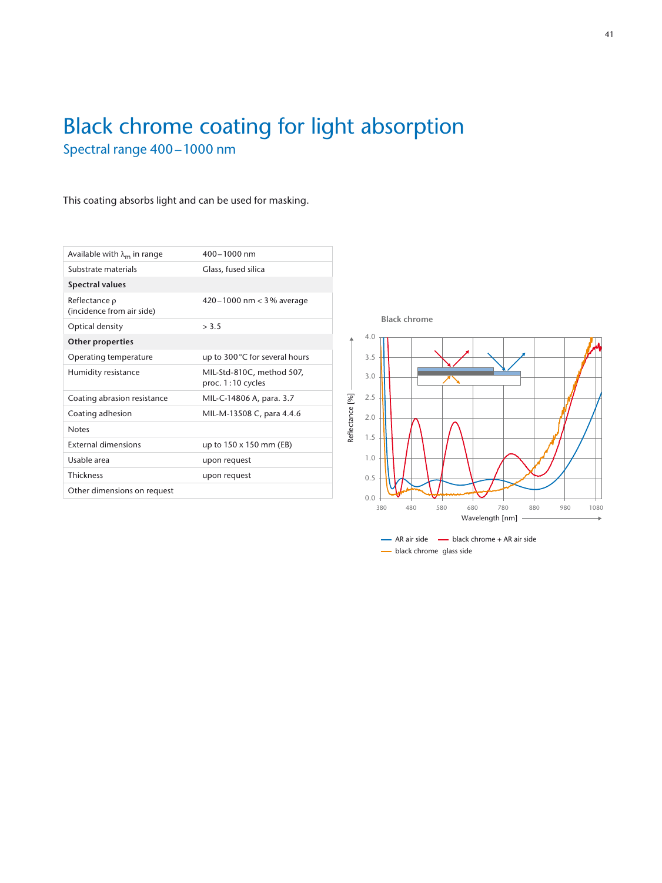# Black chrome coating for light absorption

## Spectral range 400 – 1000 nm

This coating absorbs light and can be used for masking.

| | |
|---|---|
| Available with $\lambda_m$ in range | 400 – 1000 nm |
| Substrate materials | Glass, fused silica |
| **Spectral values** | |
| Reflectance ρ (incidence from air side) | 420 – 1000 nm < 3 % average |
| Optical density | > 3.5 |
| **Other properties** | |
| Operating temperature | up to 300 °C for several hours |
| Humidity resistance | MIL-Std-810C, method 507, proc. 1 : 10 cycles |
| Coating abrasion resistance | MIL-C-14806 A, para. 3.7 |
| Coating adhesion | MIL-M-13508 C, para 4.4.6 |
| Notes | |
| External dimensions | up to 150 x 150 mm (EB) |
| Usable area | upon request |
| Thickness | upon request |
| Other dimensions on request | |

Black chrome

Reflectance [%] vs. Wavelength [nm]

— AR air side — black chrome + AR air side — black chrome glass side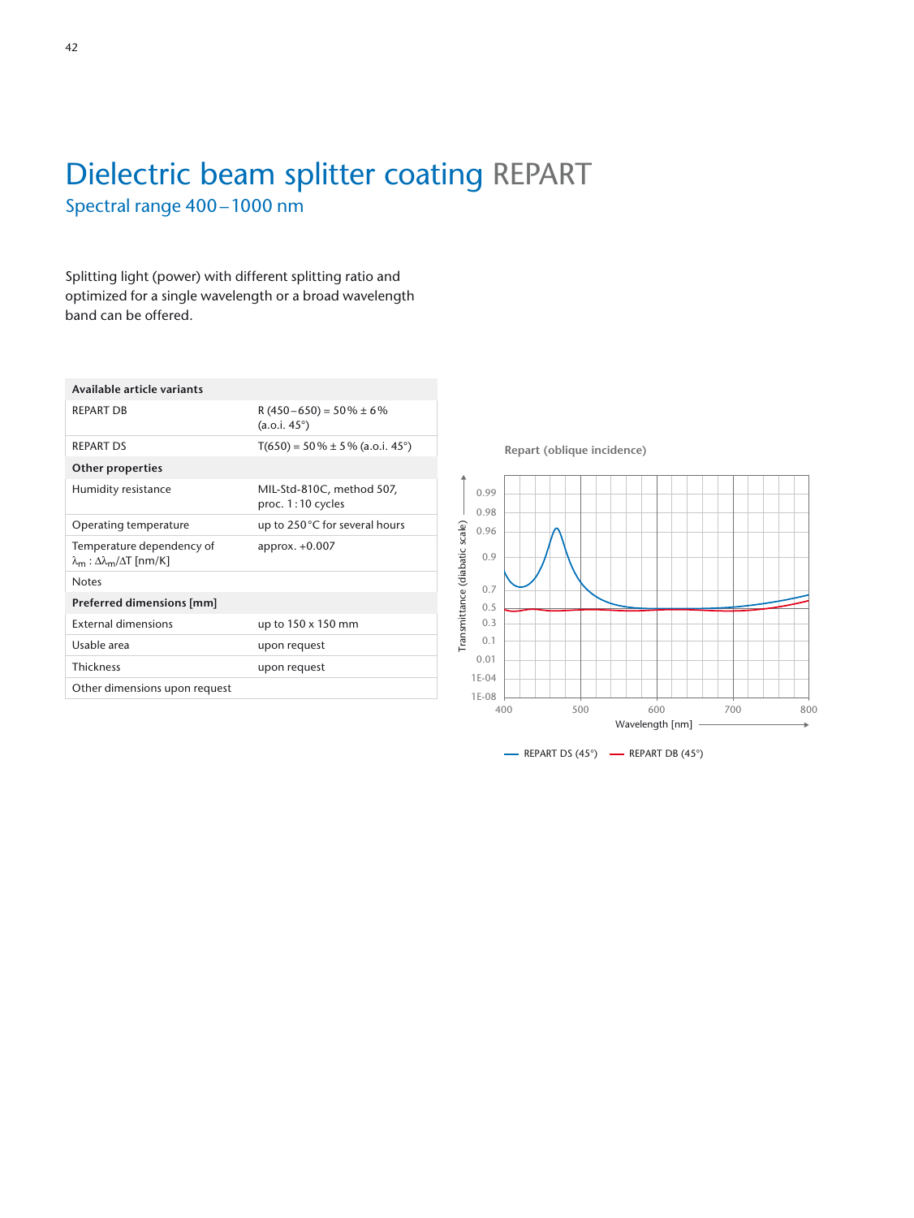# Dielectric beam splitter coating REPART

## Spectral range 400 – 1000 nm

Splitting light (power) with different splitting ratio and optimized for a single wavelength or a broad wavelength band can be offered.

| **Available article variants** | |
|---|---|
| REPART DB | R (450 – 650) = 50 % ± 6 % (a.o.i. 45°) |
| REPART DS | T(650) = 50 % ± 5 % (a.o.i. 45°) |
| **Other properties** | |
| Humidity resistance | MIL-Std-810C, method 507, proc. 1 : 10 cycles |
| Operating temperature | up to 250 °C for several hours |
| Temperature dependency of $\lambda_m$ : $\Delta\lambda_m/\Delta T$ [nm/K] | approx. +0.007 |
| Notes | |
| **Preferred dimensions [mm]** | |
| External dimensions | up to 150 x 150 mm |
| Usable area | upon request |
| Thickness | upon request |
| Other dimensions upon request | |

**Repart (oblique incidence)**

Transmittance (diabatic scale): 0.99, 0.98, 0.96, 0.9, 0.7, 0.5, 0.3, 0.1, 0.01, 1E-04, 1E-08

Wavelength [nm]: 400, 500, 600, 700, 800

— REPART DS (45°) — REPART DB (45°)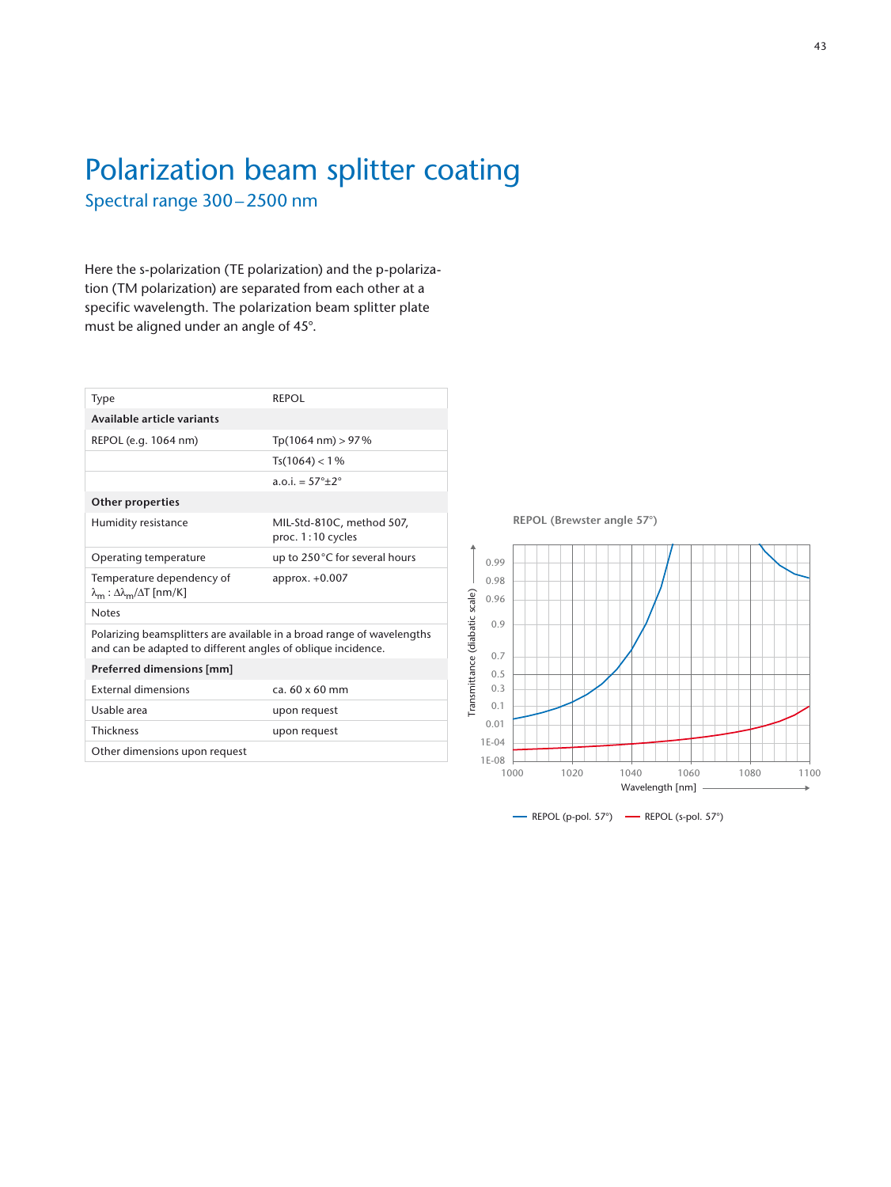# Polarization beam splitter coating

## Spectral range 300 – 2500 nm

Here the s-polarization (TE polarization) and the p-polarization (TM polarization) are separated from each other at a specific wavelength. The polarization beam splitter plate must be aligned under an angle of 45°.

| Type | REPOL |
|---|---|
| **Available article variants** | |
| REPOL (e.g. 1064 nm) | Tp(1064 nm) > 97 % |
| | Ts(1064) < 1 % |
| | a.o.i. = 57°±2° |
| **Other properties** | |
| Humidity resistance | MIL-Std-810C, method 507, proc. 1 : 10 cycles |
| Operating temperature | up to 250 °C for several hours |
| Temperature dependency of $\lambda_m$ : $\Delta\lambda_m/\Delta T$ [nm/K] | approx. +0.007 |
| Notes | |
| Polarizing beamsplitters are available in a broad range of wavelengths and can be adapted to different angles of oblique incidence. | |
| **Preferred dimensions [mm]** | |
| External dimensions | ca. 60 x 60 mm |
| Usable area | upon request |
| Thickness | upon request |
| Other dimensions upon request | |

REPOL (Brewster angle 57°)

Transmittance (diabatic scale): 0.99, 0.98, 0.96, 0.9, 0.7, 0.5, 0.3, 0.1, 0.01, 1E-04, 1E-08

Wavelength [nm]: 1000, 1020, 1040, 1060, 1080, 1100

REPOL (p-pol. 57°) — REPOL (s-pol. 57°)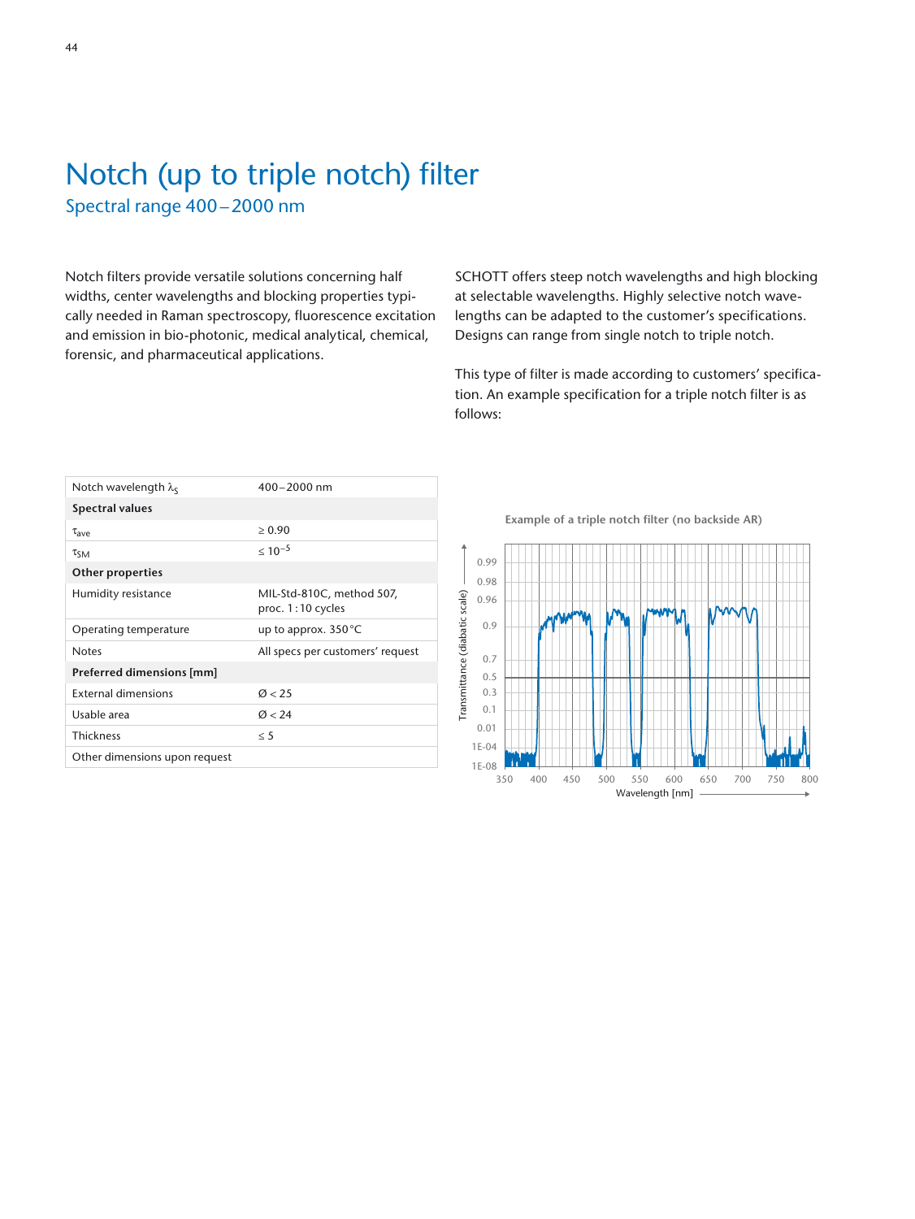# Notch (up to triple notch) filter

## Spectral range 400 – 2000 nm

Notch filters provide versatile solutions concerning half widths, center wavelengths and blocking properties typically needed in Raman spectroscopy, fluorescence excitation and emission in bio-photonic, medical analytical, chemical, forensic, and pharmaceutical applications.

SCHOTT offers steep notch wavelengths and high blocking at selectable wavelengths. Highly selective notch wavelengths can be adapted to the customer's specifications. Designs can range from single notch to triple notch.

This type of filter is made according to customers' specification. An example specification for a triple notch filter is as follows:

| Notch wavelength $\lambda_S$ | 400 – 2000 nm |
|---|---|
| **Spectral values** | |
| $\tau_{ave}$ | ≥ 0.90 |
| $\tau_{SM}$ | ≤ $10^{-5}$ |
| **Other properties** | |
| Humidity resistance | MIL-Std-810C, method 507, proc. 1 : 10 cycles |
| Operating temperature | up to approx. 350 °C |
| Notes | All specs per customers' request |
| **Preferred dimensions [mm]** | |
| External dimensions | Ø < 25 |
| Usable area | Ø < 24 |
| Thickness | ≤ 5 |
| Other dimensions upon request | |

Example of a triple notch filter (no backside AR)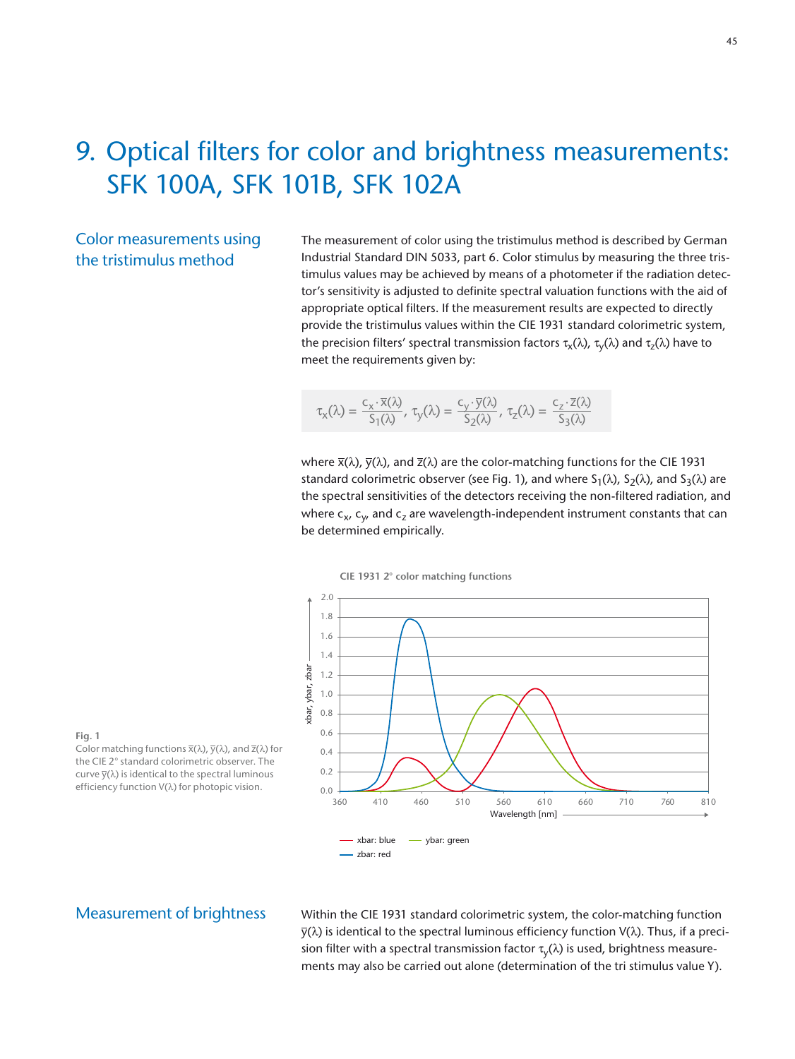// Chart omitted because no image reference was provided (CIE 1931 2° color matching functions)
# 9. Optical filters for color and brightness measurements: SFK 100A, SFK 101B, SFK 102A

## Color measurements using the tristimulus method

The measurement of color using the tristimulus method is described by German Industrial Standard DIN 5033, part 6. Color stimulus by measuring the three tristimulus values may be achieved by means of a photometer if the radiation detector's sensitivity is adjusted to definite spectral valuation functions with the aid of appropriate optical filters. If the measurement results are expected to directly provide the tristimulus values within the CIE 1931 standard colorimetric system, the precision filters' spectral transmission factors $\tau_x(\lambda)$, $\tau_y(\lambda)$ and $\tau_z(\lambda)$ have to meet the requirements given by:

$$\tau_x(\lambda) = \frac{c_x \cdot \bar{x}(\lambda)}{S_1(\lambda)},\ \tau_y(\lambda) = \frac{c_y \cdot \bar{y}(\lambda)}{S_2(\lambda)},\ \tau_z(\lambda) = \frac{c_z \cdot \bar{z}(\lambda)}{S_3(\lambda)}$$

where $\bar{x}(\lambda)$, $\bar{y}(\lambda)$, and $\bar{z}(\lambda)$ are the color-matching functions for the CIE 1931 standard colorimetric observer (see Fig. 1), and where $S_1(\lambda)$, $S_2(\lambda)$, and $S_3(\lambda)$ are the spectral sensitivities of the detectors receiving the non-filtered radiation, and where $c_x$, $c_y$, and $c_z$ are wavelength-independent instrument constants that can be determined empirically.

CIE 1931 2° color matching functions

xbar: blue — ybar: green — zbar: red

**Fig. 1**
Color matching functions $\bar{x}(\lambda)$, $\bar{y}(\lambda)$, and $\bar{z}(\lambda)$ for the CIE 2° standard colorimetric observer. The curve $\bar{y}(\lambda)$ is identical to the spectral luminous efficiency function $V(\lambda)$ for photopic vision.

## Measurement of brightness

Within the CIE 1931 standard colorimetric system, the color-matching function $\bar{y}(\lambda)$ is identical to the spectral luminous efficiency function $V(\lambda)$. Thus, if a precision filter with a spectral transmission factor $\tau_y(\lambda)$ is used, brightness measurements may also be carried out alone (determination of the tri stimulus value Y).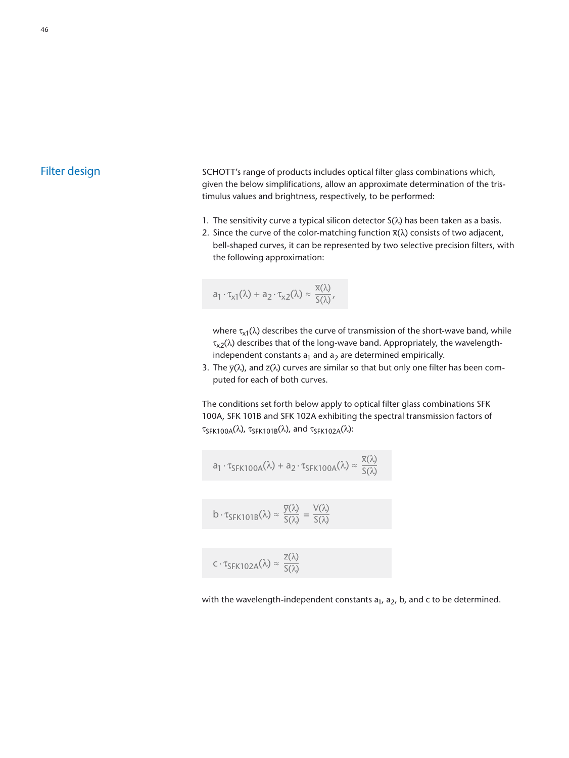## Filter design

SCHOTT's range of products includes optical filter glass combinations which, given the below simplifications, allow an approximate determination of the tristimulus values and brightness, respectively, to be performed:

1. The sensitivity curve a typical silicon detector $S(\lambda)$ has been taken as a basis.
2. Since the curve of the color-matching function $\bar{x}(\lambda)$ consists of two adjacent, bell-shaped curves, it can be represented by two selective precision filters, with the following approximation:

   $$a_1 \cdot \tau_{x1}(\lambda) + a_2 \cdot \tau_{x2}(\lambda) \approx \frac{\bar{x}(\lambda)}{S(\lambda)},$$

   where $\tau_{x1}(\lambda)$ describes the curve of transmission of the short-wave band, while $\tau_{x2}(\lambda)$ describes that of the long-wave band. Appropriately, the wavelength-independent constants $a_1$ and $a_2$ are determined empirically.
3. The $\bar{y}(\lambda)$, and $\bar{z}(\lambda)$ curves are similar so that but only one filter has been computed for each of both curves.

The conditions set forth below apply to optical filter glass combinations SFK 100A, SFK 101B and SFK 102A exhibiting the spectral transmission factors of $\tau_{SFK100A}(\lambda)$, $\tau_{SFK101B}(\lambda)$, and $\tau_{SFK102A}(\lambda)$:

$$a_1 \cdot \tau_{SFK100A}(\lambda) + a_2 \cdot \tau_{SFK100A}(\lambda) \approx \frac{\bar{x}(\lambda)}{S(\lambda)}$$

$$b \cdot \tau_{SFK101B}(\lambda) \approx \frac{\bar{y}(\lambda)}{S(\lambda)} = \frac{V(\lambda)}{S(\lambda)}$$

$$c \cdot \tau_{SFK102A}(\lambda) \approx \frac{\bar{z}(\lambda)}{S(\lambda)}$$

with the wavelength-independent constants $a_1$, $a_2$, b, and c to be determined.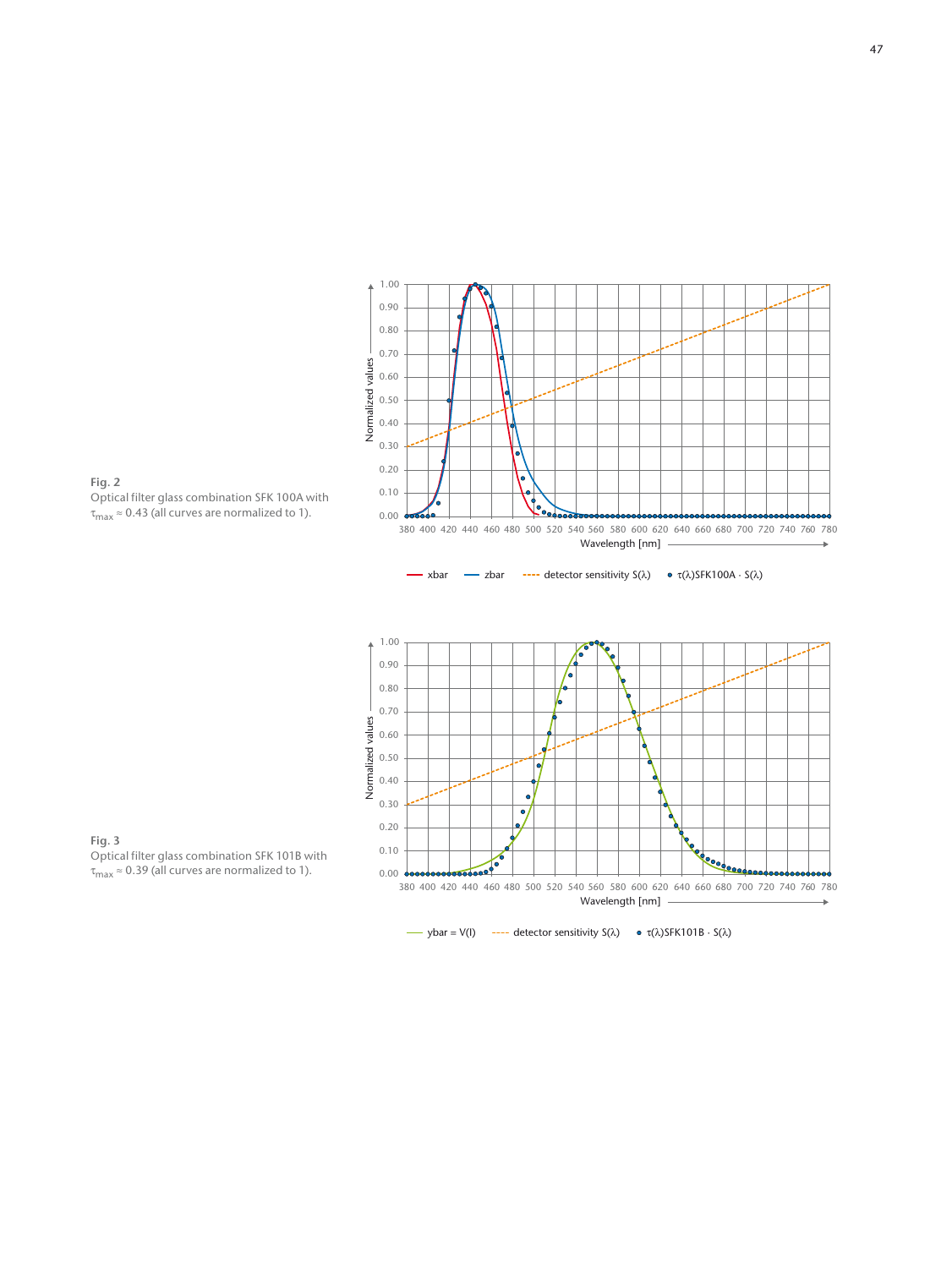**Fig. 2**
Optical filter glass combination SFK 100A with $\tau_{max} \approx 0.43$ (all curves are normalized to 1).

**Fig. 3**
Optical filter glass combination SFK 101B with $\tau_{max} \approx 0.39$ (all curves are normalized to 1).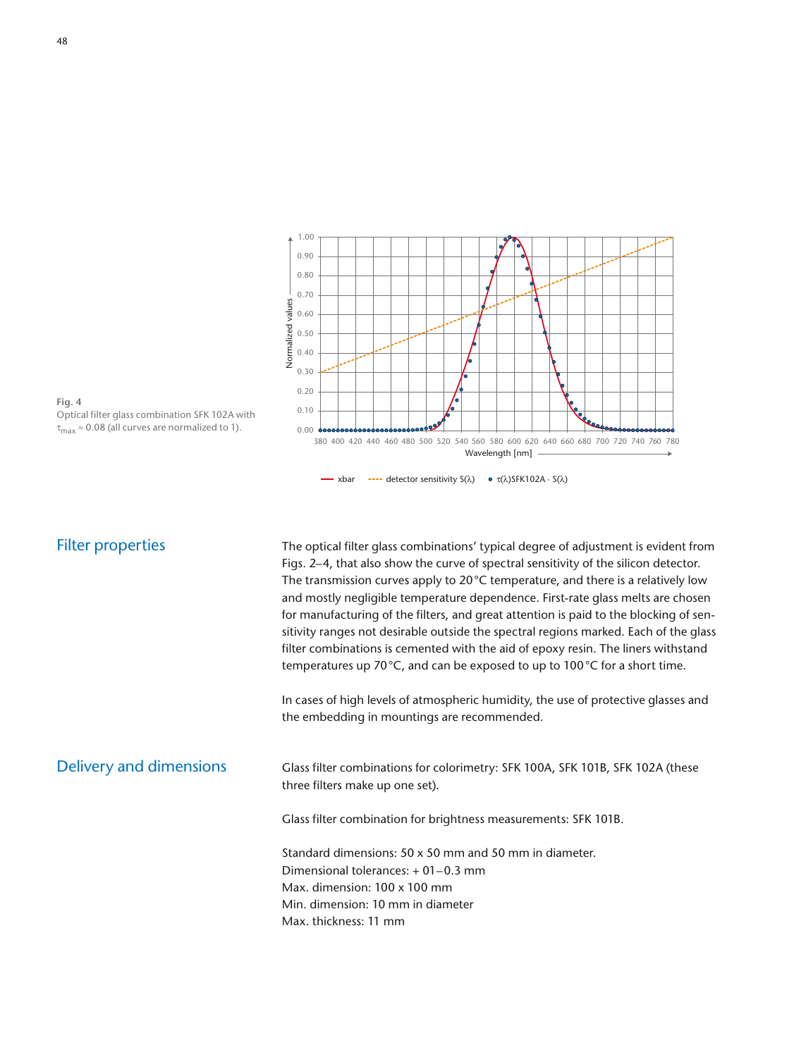Fig. 4
Optical filter glass combination SFK 102A with $\tau_{max} \approx 0.08$ (all curves are normalized to 1).

## Filter properties

The optical filter glass combinations' typical degree of adjustment is evident from Figs. 2–4, that also show the curve of spectral sensitivity of the silicon detector. The transmission curves apply to 20 °C temperature, and there is a relatively low and mostly negligible temperature dependence. First-rate glass melts are chosen for manufacturing of the filters, and great attention is paid to the blocking of sensitivity ranges not desirable outside the spectral regions marked. Each of the glass filter combinations is cemented with the aid of epoxy resin. The liners withstand temperatures up 70 °C, and can be exposed to up to 100 °C for a short time.

In cases of high levels of atmospheric humidity, the use of protective glasses and the embedding in mountings are recommended.

## Delivery and dimensions

Glass filter combinations for colorimetry: SFK 100A, SFK 101B, SFK 102A (these three filters make up one set).

Glass filter combination for brightness measurements: SFK 101B.

Standard dimensions: 50 x 50 mm and 50 mm in diameter.
Dimensional tolerances: + 01 – 0.3 mm
Max. dimension: 100 x 100 mm
Min. dimension: 10 mm in diameter
Max. thickness: 11 mm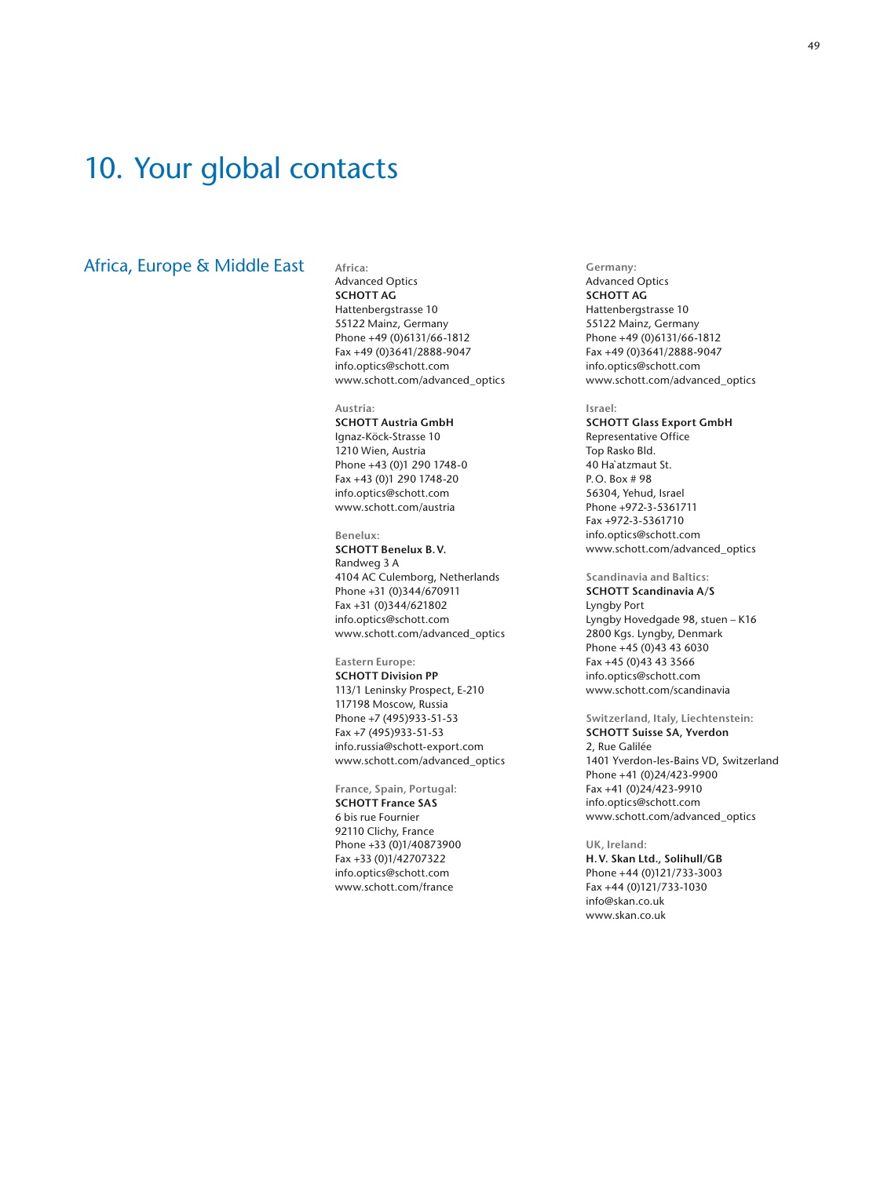# 10. Your global contacts

## Africa, Europe & Middle East

**Africa:**
Advanced Optics
**SCHOTT AG**
Hattenbergstrasse 10
55122 Mainz, Germany
Phone +49 (0)6131/66-1812
Fax +49 (0)3641/2888-9047
info.optics@schott.com
www.schott.com/advanced_optics

**Austria:**
**SCHOTT Austria GmbH**
Ignaz-Köck-Strasse 10
1210 Wien, Austria
Phone +43 (0)1 290 1748-0
Fax +43 (0)1 290 1748-20
info.optics@schott.com
www.schott.com/austria

**Benelux:**
**SCHOTT Benelux B. V.**
Randweg 3 A
4104 AC Culemborg, Netherlands
Phone +31 (0)344/670911
Fax +31 (0)344/621802
info.optics@schott.com
www.schott.com/advanced_optics

**Eastern Europe:**
**SCHOTT Division PP**
113/1 Leninsky Prospect, E-210
117198 Moscow, Russia
Phone +7 (495)933-51-53
Fax +7 (495)933-51-53
info.russia@schott-export.com
www.schott.com/advanced_optics

**France, Spain, Portugal:**
**SCHOTT France SAS**
6 bis rue Fournier
92110 Clichy, France
Phone +33 (0)1/40873900
Fax +33 (0)1/42707322
info.optics@schott.com
www.schott.com/france

**Germany:**
Advanced Optics
**SCHOTT AG**
Hattenbergstrasse 10
55122 Mainz, Germany
Phone +49 (0)6131/66-1812
Fax +49 (0)3641/2888-9047
info.optics@schott.com
www.schott.com/advanced_optics

**Israel:**
**SCHOTT Glass Export GmbH**
Representative Office
Top Rasko Bld.
40 Ha`atzmaut St.
P. O. Box # 98
56304, Yehud, Israel
Phone +972-3-5361711
Fax +972-3-5361710
info.optics@schott.com
www.schott.com/advanced_optics

**Scandinavia and Baltics:**
**SCHOTT Scandinavia A/S**
Lyngby Port
Lyngby Hovedgade 98, stuen – K16
2800 Kgs. Lyngby, Denmark
Phone +45 (0)43 43 6030
Fax +45 (0)43 43 3566
info.optics@schott.com
www.schott.com/scandinavia

**Switzerland, Italy, Liechtenstein:**
**SCHOTT Suisse SA, Yverdon**
2, Rue Galilée
1401 Yverdon-les-Bains VD, Switzerland
Phone +41 (0)24/423-9900
Fax +41 (0)24/423-9910
info.optics@schott.com
www.schott.com/advanced_optics

**UK, Ireland:**
**H. V. Skan Ltd., Solihull/GB**
Phone +44 (0)121/733-3003
Fax +44 (0)121/733-1030
info@skan.co.uk
www.skan.co.uk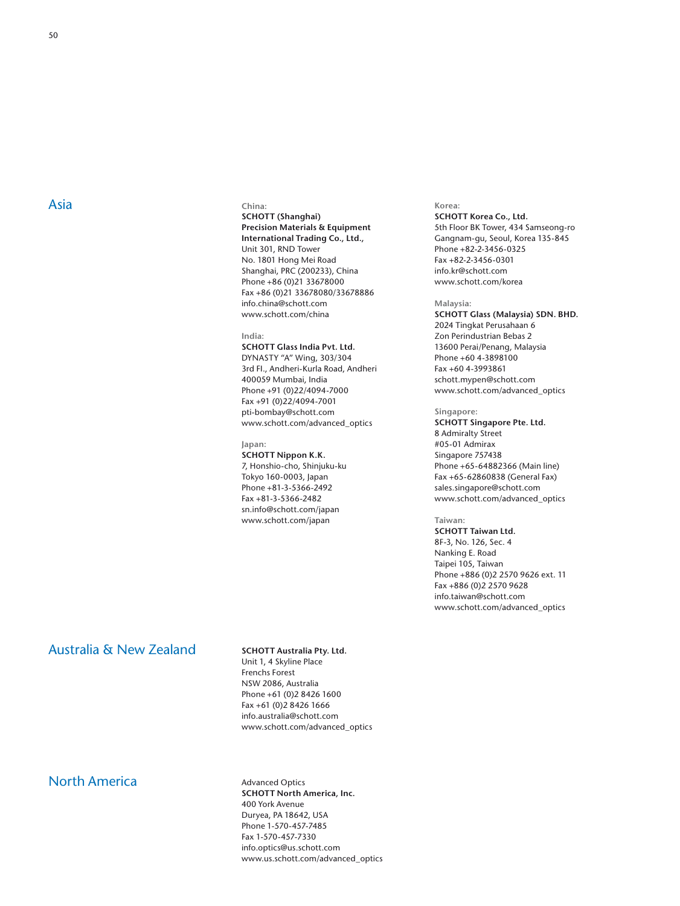## Asia

China:
**SCHOTT (Shanghai) Precision Materials & Equipment International Trading Co., Ltd.,**
Unit 301, RND Tower
No. 1801 Hong Mei Road
Shanghai, PRC (200233), China
Phone +86 (0)21 33678000
Fax +86 (0)21 33678080/33678886
info.china@schott.com
www.schott.com/china

India:
**SCHOTT Glass India Pvt. Ltd.**
DYNASTY "A" Wing, 303/304
3rd Fl., Andheri-Kurla Road, Andheri
400059 Mumbai, India
Phone +91 (0)22/4094-7000
Fax +91 (0)22/4094-7001
pti-bombay@schott.com
www.schott.com/advanced_optics

Japan:
**SCHOTT Nippon K.K.**
7, Honshio-cho, Shinjuku-ku
Tokyo 160-0003, Japan
Phone +81-3-5366-2492
Fax +81-3-5366-2482
sn.info@schott.com/japan
www.schott.com/japan

Korea:
**SCHOTT Korea Co., Ltd.**
5th Floor BK Tower, 434 Samseong-ro
Gangnam-gu, Seoul, Korea 135-845
Phone +82-2-3456-0325
Fax +82-2-3456-0301
info.kr@schott.com
www.schott.com/korea

Malaysia:
**SCHOTT Glass (Malaysia) SDN. BHD.**
2024 Tingkat Perusahaan 6
Zon Perindustrian Bebas 2
13600 Perai/Penang, Malaysia
Phone +60 4-3898100
Fax +60 4-3993861
schott.mypen@schott.com
www.schott.com/advanced_optics

Singapore:
**SCHOTT Singapore Pte. Ltd.**
8 Admiralty Street
#05-01 Admirax
Singapore 757438
Phone +65-64882366 (Main line)
Fax +65-62860838 (General Fax)
sales.singapore@schott.com
www.schott.com/advanced_optics

Taiwan:
**SCHOTT Taiwan Ltd.**
8F-3, No. 126, Sec. 4
Nanking E. Road
Taipei 105, Taiwan
Phone +886 (0)2 2570 9626 ext. 11
Fax +886 (0)2 2570 9628
info.taiwan@schott.com
www.schott.com/advanced_optics

## Australia & New Zealand

**SCHOTT Australia Pty. Ltd.**
Unit 1, 4 Skyline Place
Frenchs Forest
NSW 2086, Australia
Phone +61 (0)2 8426 1600
Fax +61 (0)2 8426 1666
info.australia@schott.com
www.schott.com/advanced_optics

## North America

Advanced Optics
**SCHOTT North America, Inc.**
400 York Avenue
Duryea, PA 18642, USA
Phone 1-570-457-7485
Fax 1-570-457-7330
info.optics@us.schott.com
www.us.schott.com/advanced_optics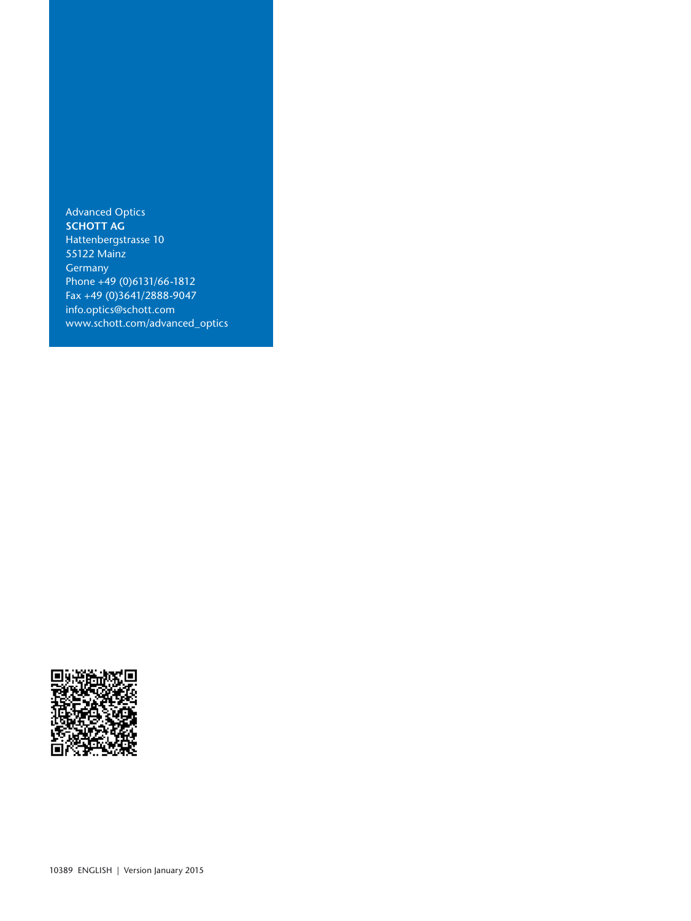Advanced Optics
**SCHOTT AG**
Hattenbergstrasse 10
55122 Mainz
Germany
Phone +49 (0)6131/66-1812
Fax +49 (0)3641/2888-9047
info.optics@schott.com
www.schott.com/advanced_optics

10389 ENGLISH | Version January 2015